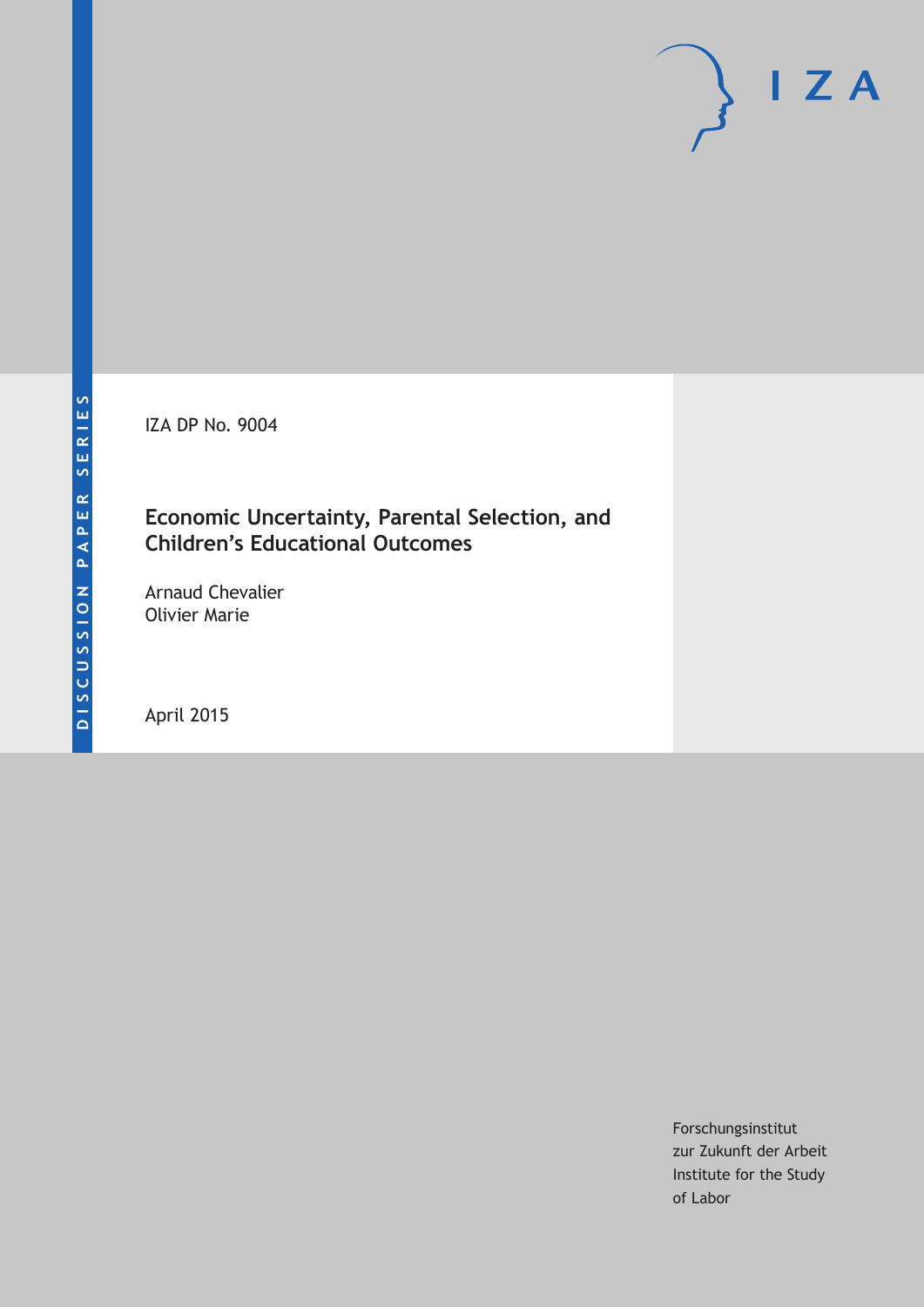DISCUSSION PAPER SERIES

IZA DP No. 9004

# Economic Uncertainty, Parental Selection, and Children's Educational Outcomes

Arnaud Chevalier
Olivier Marie

April 2015

Forschungsinstitut
zur Zukunft der Arbeit
Institute for the Study
of Labor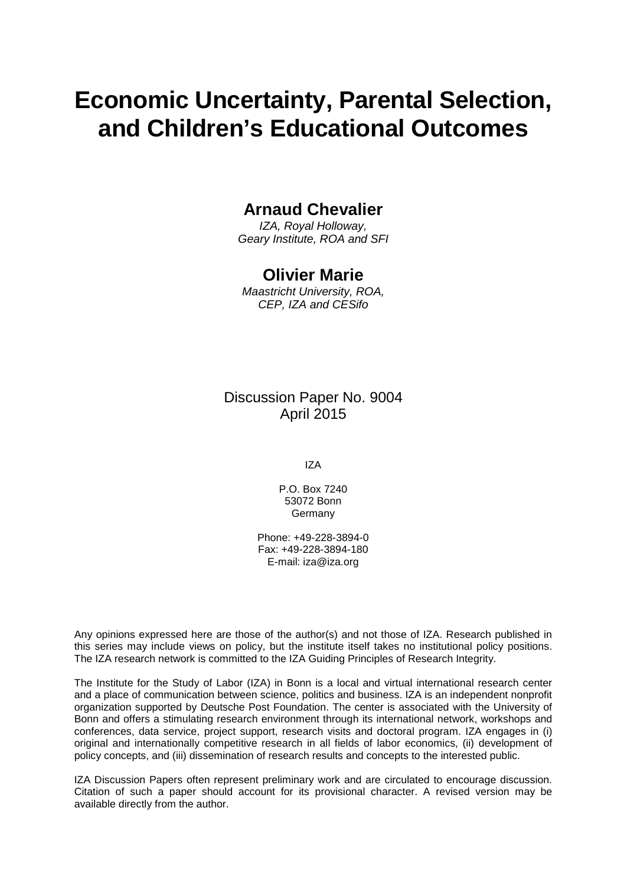# Economic Uncertainty, Parental Selection, and Children's Educational Outcomes

**Arnaud Chevalier**

*IZA, Royal Holloway,*
*Geary Institute, ROA and SFI*

**Olivier Marie**

*Maastricht University, ROA,*
*CEP, IZA and CESifo*

Discussion Paper No. 9004
April 2015

IZA

P.O. Box 7240
53072 Bonn
Germany

Phone: +49-228-3894-0
Fax: +49-228-3894-180
E-mail: iza@iza.org

Any opinions expressed here are those of the author(s) and not those of IZA. Research published in this series may include views on policy, but the institute itself takes no institutional policy positions. The IZA research network is committed to the IZA Guiding Principles of Research Integrity.

The Institute for the Study of Labor (IZA) in Bonn is a local and virtual international research center and a place of communication between science, politics and business. IZA is an independent nonprofit organization supported by Deutsche Post Foundation. The center is associated with the University of Bonn and offers a stimulating research environment through its international network, workshops and conferences, data service, project support, research visits and doctoral program. IZA engages in (i) original and internationally competitive research in all fields of labor economics, (ii) development of policy concepts, and (iii) dissemination of research results and concepts to the interested public.

IZA Discussion Papers often represent preliminary work and are circulated to encourage discussion. Citation of such a paper should account for its provisional character. A revised version may be available directly from the author.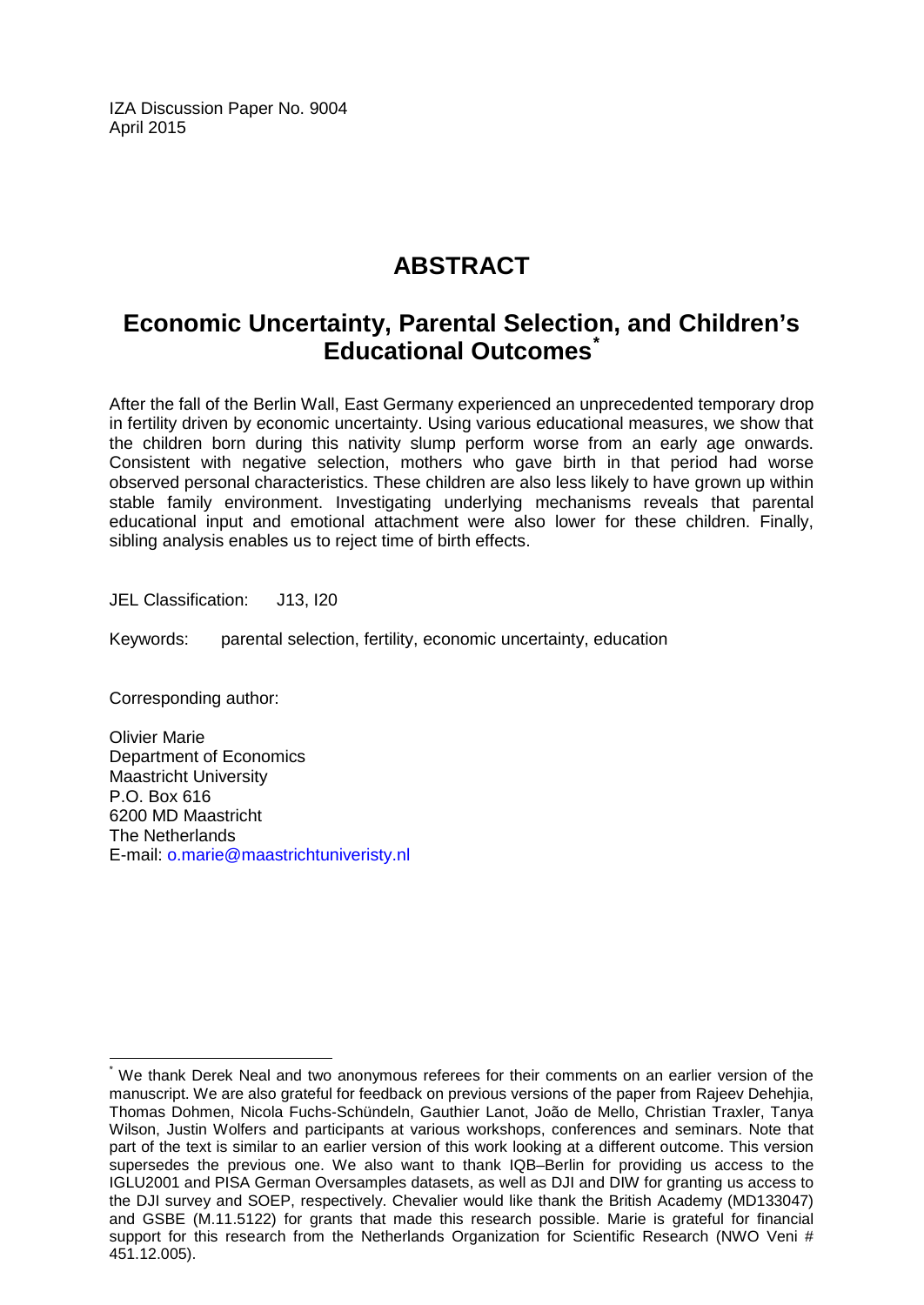IZA Discussion Paper No. 9004
April 2015

# ABSTRACT

## Economic Uncertainty, Parental Selection, and Children's Educational Outcomes*

After the fall of the Berlin Wall, East Germany experienced an unprecedented temporary drop in fertility driven by economic uncertainty. Using various educational measures, we show that the children born during this nativity slump perform worse from an early age onwards. Consistent with negative selection, mothers who gave birth in that period had worse observed personal characteristics. These children are also less likely to have grown up within stable family environment. Investigating underlying mechanisms reveals that parental educational input and emotional attachment were also lower for these children. Finally, sibling analysis enables us to reject time of birth effects.

JEL Classification: J13, I20

Keywords: parental selection, fertility, economic uncertainty, education

Corresponding author:

Olivier Marie
Department of Economics
Maastricht University
P.O. Box 616
6200 MD Maastricht
The Netherlands
E-mail: o.marie@maastrichtuniveristy.nl

---

* We thank Derek Neal and two anonymous referees for their comments on an earlier version of the manuscript. We are also grateful for feedback on previous versions of the paper from Rajeev Dehehjia, Thomas Dohmen, Nicola Fuchs-Schündeln, Gauthier Lanot, João de Mello, Christian Traxler, Tanya Wilson, Justin Wolfers and participants at various workshops, conferences and seminars. Note that part of the text is similar to an earlier version of this work looking at a different outcome. This version supersedes the previous one. We also want to thank IQB–Berlin for providing us access to the IGLU2001 and PISA German Oversamples datasets, as well as DJI and DIW for granting us access to the DJI survey and SOEP, respectively. Chevalier would like thank the British Academy (MD133047) and GSBE (M.11.5122) for grants that made this research possible. Marie is grateful for financial support for this research from the Netherlands Organization for Scientific Research (NWO Veni # 451.12.005).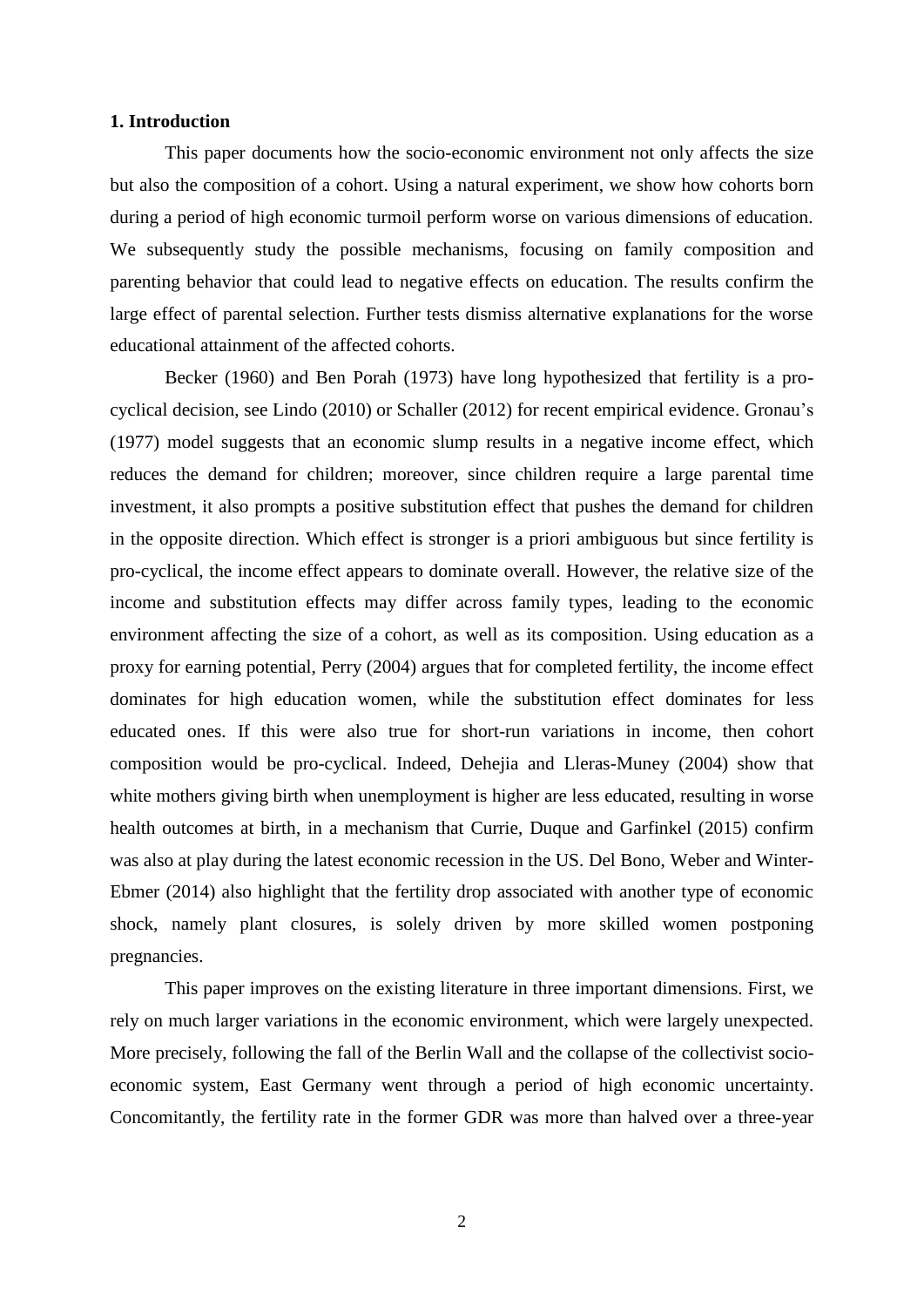## 1. Introduction

This paper documents how the socio-economic environment not only affects the size but also the composition of a cohort. Using a natural experiment, we show how cohorts born during a period of high economic turmoil perform worse on various dimensions of education. We subsequently study the possible mechanisms, focusing on family composition and parenting behavior that could lead to negative effects on education. The results confirm the large effect of parental selection. Further tests dismiss alternative explanations for the worse educational attainment of the affected cohorts.

Becker (1960) and Ben Porah (1973) have long hypothesized that fertility is a pro-cyclical decision, see Lindo (2010) or Schaller (2012) for recent empirical evidence. Gronau's (1977) model suggests that an economic slump results in a negative income effect, which reduces the demand for children; moreover, since children require a large parental time investment, it also prompts a positive substitution effect that pushes the demand for children in the opposite direction. Which effect is stronger is a priori ambiguous but since fertility is pro-cyclical, the income effect appears to dominate overall. However, the relative size of the income and substitution effects may differ across family types, leading to the economic environment affecting the size of a cohort, as well as its composition. Using education as a proxy for earning potential, Perry (2004) argues that for completed fertility, the income effect dominates for high education women, while the substitution effect dominates for less educated ones. If this were also true for short-run variations in income, then cohort composition would be pro-cyclical. Indeed, Dehejia and Lleras-Muney (2004) show that white mothers giving birth when unemployment is higher are less educated, resulting in worse health outcomes at birth, in a mechanism that Currie, Duque and Garfinkel (2015) confirm was also at play during the latest economic recession in the US. Del Bono, Weber and Winter-Ebmer (2014) also highlight that the fertility drop associated with another type of economic shock, namely plant closures, is solely driven by more skilled women postponing pregnancies.

This paper improves on the existing literature in three important dimensions. First, we rely on much larger variations in the economic environment, which were largely unexpected. More precisely, following the fall of the Berlin Wall and the collapse of the collectivist socio-economic system, East Germany went through a period of high economic uncertainty. Concomitantly, the fertility rate in the former GDR was more than halved over a three-year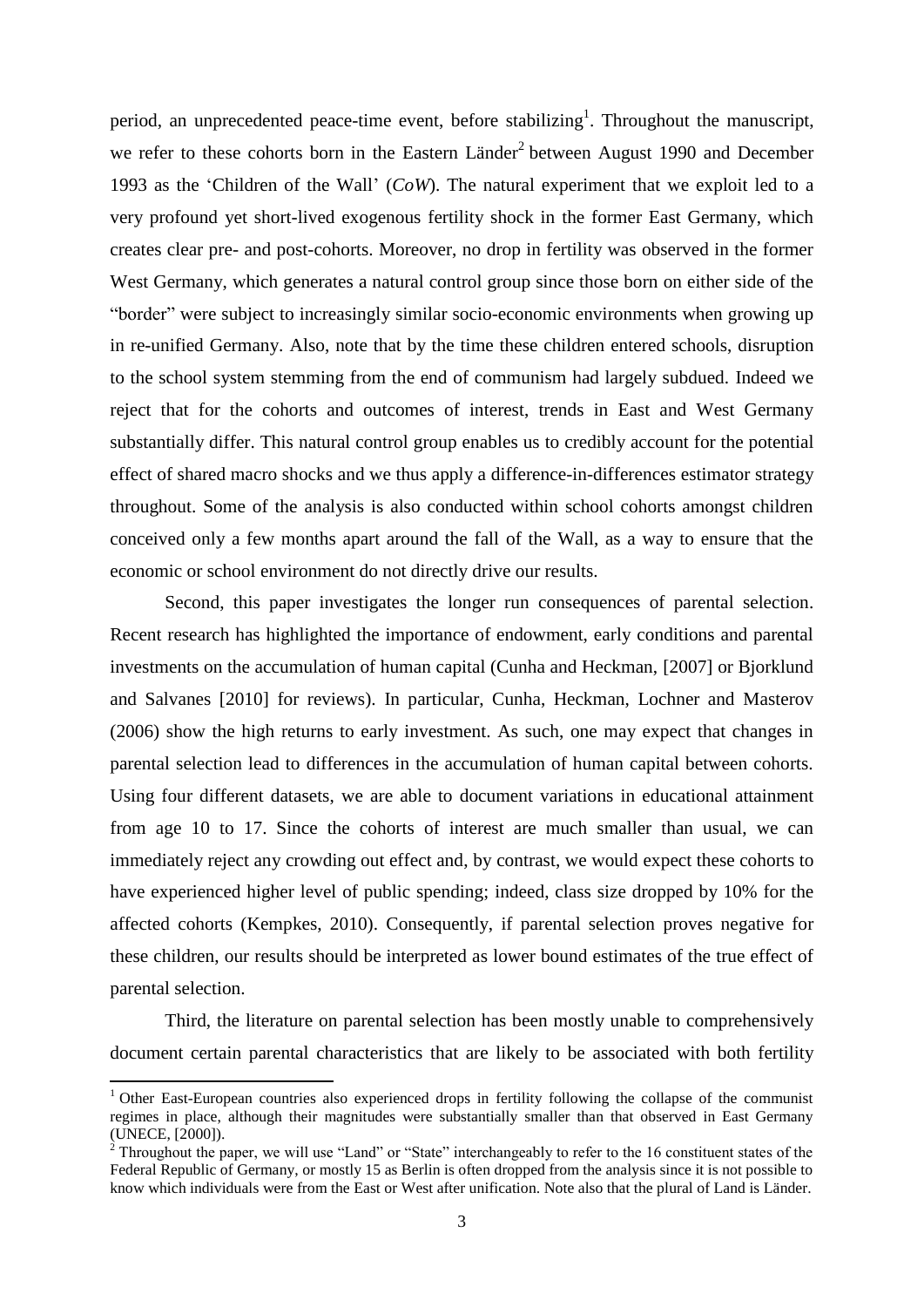period, an unprecedented peace-time event, before stabilizing[1]. Throughout the manuscript, we refer to these cohorts born in the Eastern Länder[2] between August 1990 and December 1993 as the 'Children of the Wall' (*CoW*). The natural experiment that we exploit led to a very profound yet short-lived exogenous fertility shock in the former East Germany, which creates clear pre- and post-cohorts. Moreover, no drop in fertility was observed in the former West Germany, which generates a natural control group since those born on either side of the "border" were subject to increasingly similar socio-economic environments when growing up in re-unified Germany. Also, note that by the time these children entered schools, disruption to the school system stemming from the end of communism had largely subdued. Indeed we reject that for the cohorts and outcomes of interest, trends in East and West Germany substantially differ. This natural control group enables us to credibly account for the potential effect of shared macro shocks and we thus apply a difference-in-differences estimator strategy throughout. Some of the analysis is also conducted within school cohorts amongst children conceived only a few months apart around the fall of the Wall, as a way to ensure that the economic or school environment do not directly drive our results.

Second, this paper investigates the longer run consequences of parental selection. Recent research has highlighted the importance of endowment, early conditions and parental investments on the accumulation of human capital (Cunha and Heckman, [2007] or Bjorklund and Salvanes [2010] for reviews). In particular, Cunha, Heckman, Lochner and Masterov (2006) show the high returns to early investment. As such, one may expect that changes in parental selection lead to differences in the accumulation of human capital between cohorts. Using four different datasets, we are able to document variations in educational attainment from age 10 to 17. Since the cohorts of interest are much smaller than usual, we can immediately reject any crowding out effect and, by contrast, we would expect these cohorts to have experienced higher level of public spending; indeed, class size dropped by 10% for the affected cohorts (Kempkes, 2010). Consequently, if parental selection proves negative for these children, our results should be interpreted as lower bound estimates of the true effect of parental selection.

Third, the literature on parental selection has been mostly unable to comprehensively document certain parental characteristics that are likely to be associated with both fertility

---

[1] Other East-European countries also experienced drops in fertility following the collapse of the communist regimes in place, although their magnitudes were substantially smaller than that observed in East Germany (UNECE, [2000]).

[2] Throughout the paper, we will use "Land" or "State" interchangeably to refer to the 16 constituent states of the Federal Republic of Germany, or mostly 15 as Berlin is often dropped from the analysis since it is not possible to know which individuals were from the East or West after unification. Note also that the plural of Land is Länder.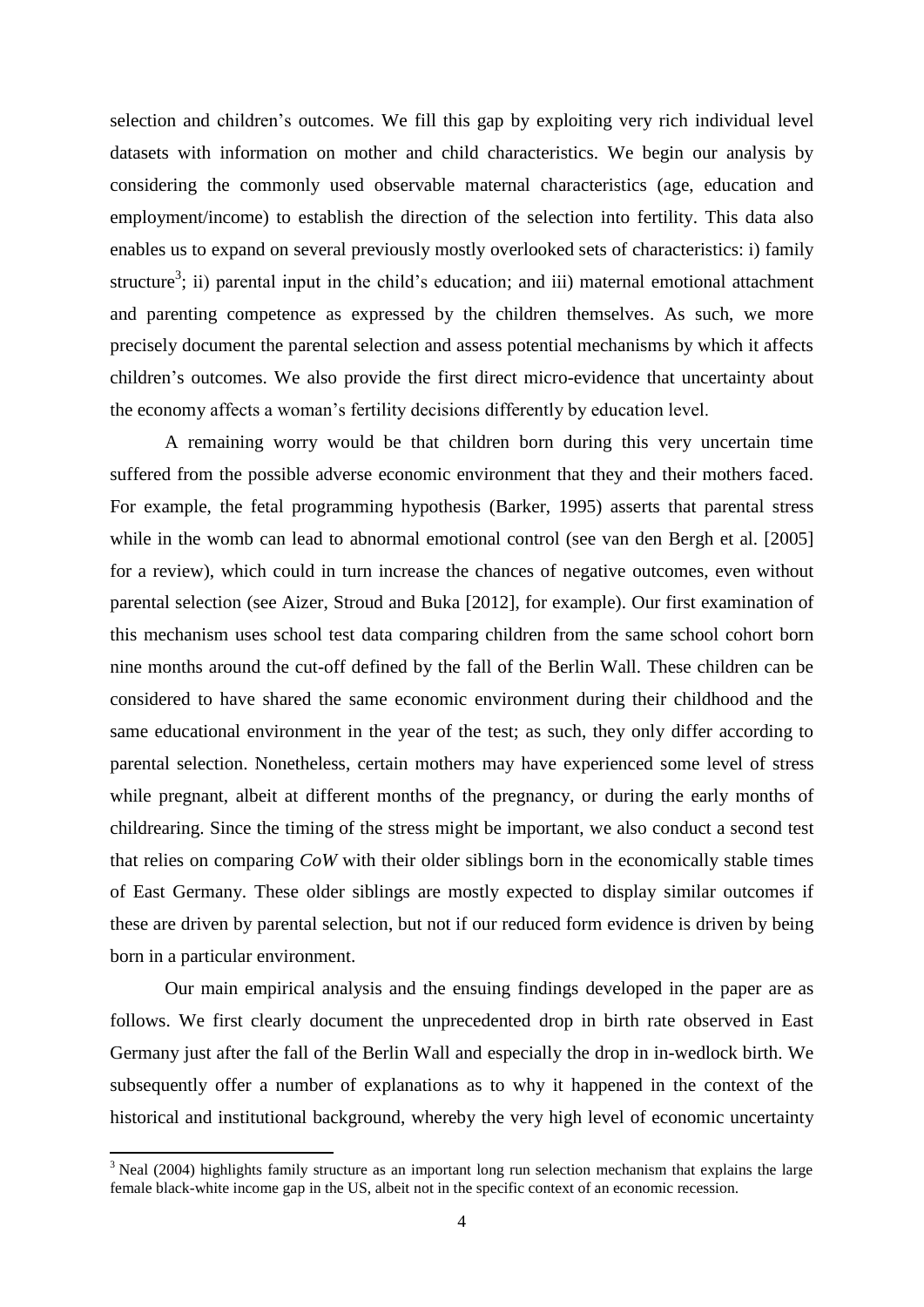selection and children's outcomes. We fill this gap by exploiting very rich individual level datasets with information on mother and child characteristics. We begin our analysis by considering the commonly used observable maternal characteristics (age, education and employment/income) to establish the direction of the selection into fertility. This data also enables us to expand on several previously mostly overlooked sets of characteristics: i) family structure[3]; ii) parental input in the child's education; and iii) maternal emotional attachment and parenting competence as expressed by the children themselves. As such, we more precisely document the parental selection and assess potential mechanisms by which it affects children's outcomes. We also provide the first direct micro-evidence that uncertainty about the economy affects a woman's fertility decisions differently by education level.

A remaining worry would be that children born during this very uncertain time suffered from the possible adverse economic environment that they and their mothers faced. For example, the fetal programming hypothesis (Barker, 1995) asserts that parental stress while in the womb can lead to abnormal emotional control (see van den Bergh et al. [2005] for a review), which could in turn increase the chances of negative outcomes, even without parental selection (see Aizer, Stroud and Buka [2012], for example). Our first examination of this mechanism uses school test data comparing children from the same school cohort born nine months around the cut-off defined by the fall of the Berlin Wall. These children can be considered to have shared the same economic environment during their childhood and the same educational environment in the year of the test; as such, they only differ according to parental selection. Nonetheless, certain mothers may have experienced some level of stress while pregnant, albeit at different months of the pregnancy, or during the early months of childrearing. Since the timing of the stress might be important, we also conduct a second test that relies on comparing *CoW* with their older siblings born in the economically stable times of East Germany. These older siblings are mostly expected to display similar outcomes if these are driven by parental selection, but not if our reduced form evidence is driven by being born in a particular environment.

Our main empirical analysis and the ensuing findings developed in the paper are as follows. We first clearly document the unprecedented drop in birth rate observed in East Germany just after the fall of the Berlin Wall and especially the drop in in-wedlock birth. We subsequently offer a number of explanations as to why it happened in the context of the historical and institutional background, whereby the very high level of economic uncertainty

[3] Neal (2004) highlights family structure as an important long run selection mechanism that explains the large female black-white income gap in the US, albeit not in the specific context of an economic recession.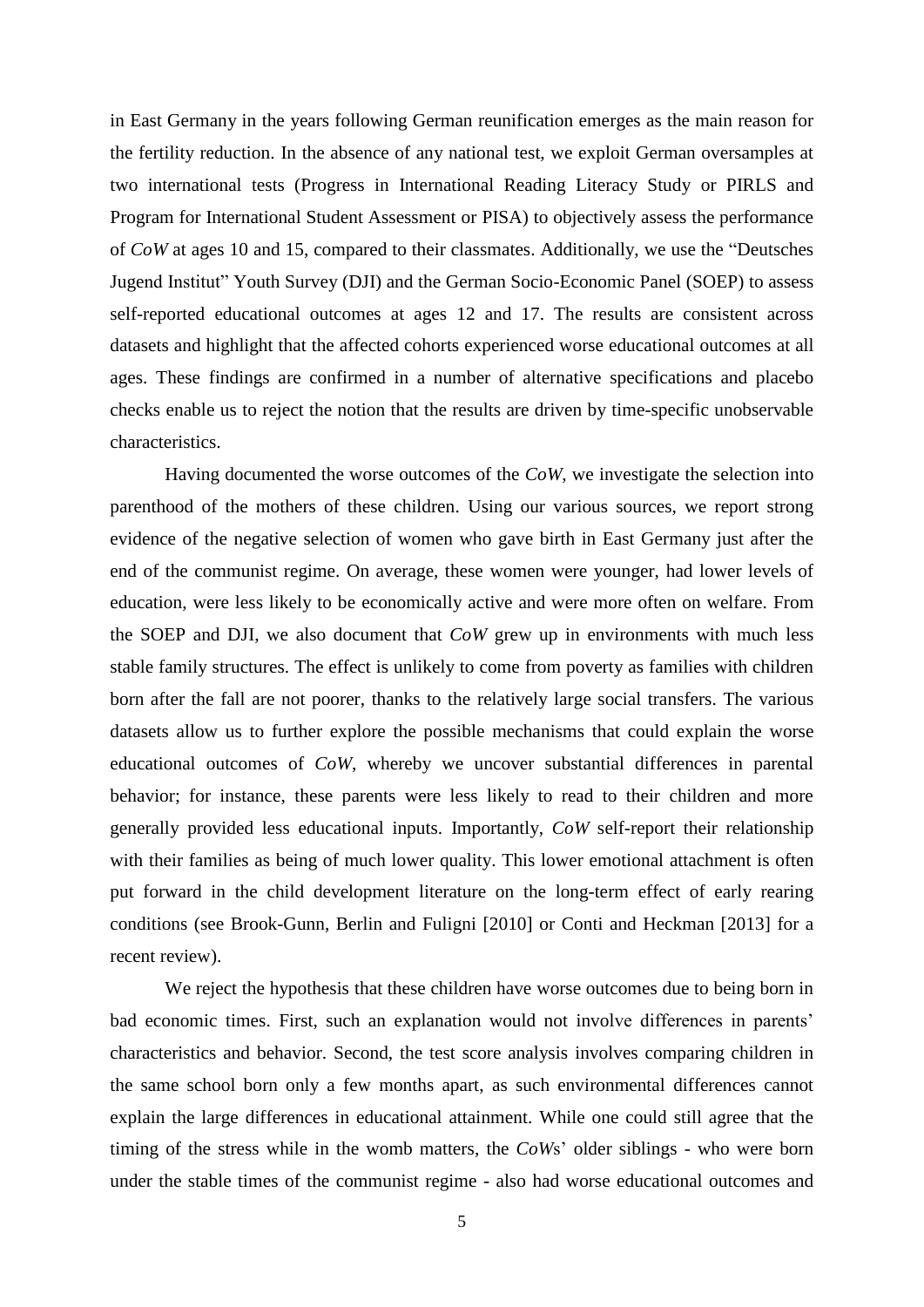in East Germany in the years following German reunification emerges as the main reason for the fertility reduction. In the absence of any national test, we exploit German oversamples at two international tests (Progress in International Reading Literacy Study or PIRLS and Program for International Student Assessment or PISA) to objectively assess the performance of *CoW* at ages 10 and 15, compared to their classmates. Additionally, we use the "Deutsches Jugend Institut" Youth Survey (DJI) and the German Socio-Economic Panel (SOEP) to assess self-reported educational outcomes at ages 12 and 17. The results are consistent across datasets and highlight that the affected cohorts experienced worse educational outcomes at all ages. These findings are confirmed in a number of alternative specifications and placebo checks enable us to reject the notion that the results are driven by time-specific unobservable characteristics.

Having documented the worse outcomes of the *CoW*, we investigate the selection into parenthood of the mothers of these children. Using our various sources, we report strong evidence of the negative selection of women who gave birth in East Germany just after the end of the communist regime. On average, these women were younger, had lower levels of education, were less likely to be economically active and were more often on welfare. From the SOEP and DJI, we also document that *CoW* grew up in environments with much less stable family structures. The effect is unlikely to come from poverty as families with children born after the fall are not poorer, thanks to the relatively large social transfers. The various datasets allow us to further explore the possible mechanisms that could explain the worse educational outcomes of *CoW*, whereby we uncover substantial differences in parental behavior; for instance, these parents were less likely to read to their children and more generally provided less educational inputs. Importantly, *CoW* self-report their relationship with their families as being of much lower quality. This lower emotional attachment is often put forward in the child development literature on the long-term effect of early rearing conditions (see Brook-Gunn, Berlin and Fuligni [2010] or Conti and Heckman [2013] for a recent review).

We reject the hypothesis that these children have worse outcomes due to being born in bad economic times. First, such an explanation would not involve differences in parents' characteristics and behavior. Second, the test score analysis involves comparing children in the same school born only a few months apart, as such environmental differences cannot explain the large differences in educational attainment. While one could still agree that the timing of the stress while in the womb matters, the *CoW*s' older siblings - who were born under the stable times of the communist regime - also had worse educational outcomes and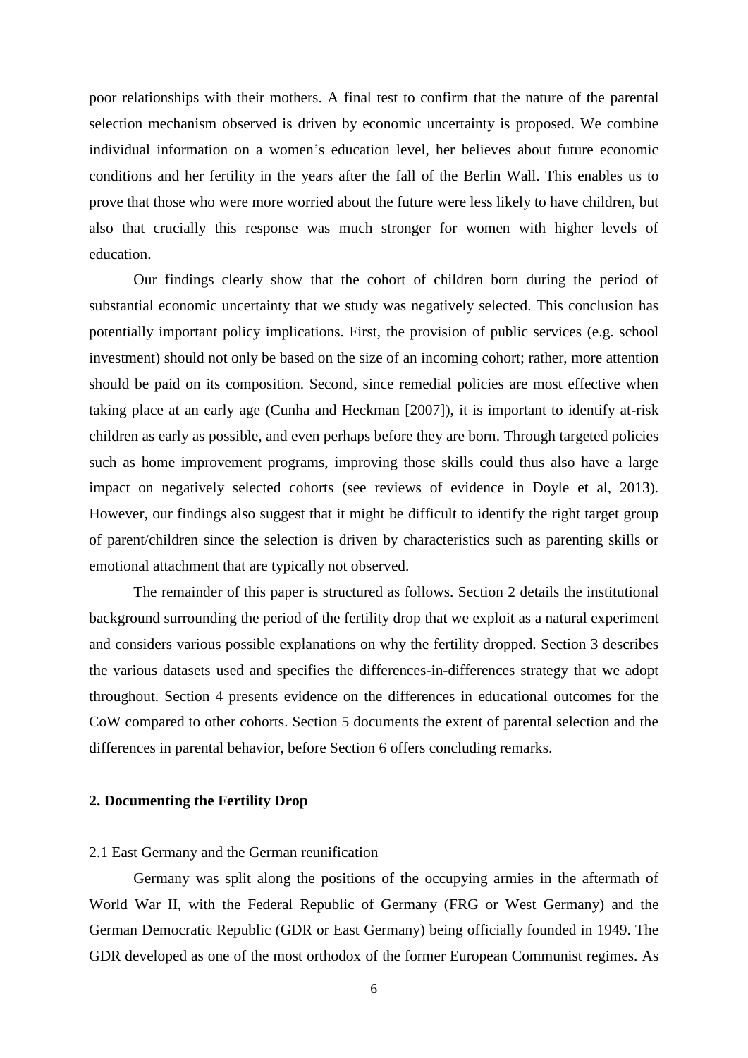poor relationships with their mothers. A final test to confirm that the nature of the parental selection mechanism observed is driven by economic uncertainty is proposed. We combine individual information on a women's education level, her believes about future economic conditions and her fertility in the years after the fall of the Berlin Wall. This enables us to prove that those who were more worried about the future were less likely to have children, but also that crucially this response was much stronger for women with higher levels of education.

Our findings clearly show that the cohort of children born during the period of substantial economic uncertainty that we study was negatively selected. This conclusion has potentially important policy implications. First, the provision of public services (e.g. school investment) should not only be based on the size of an incoming cohort; rather, more attention should be paid on its composition. Second, since remedial policies are most effective when taking place at an early age (Cunha and Heckman [2007]), it is important to identify at-risk children as early as possible, and even perhaps before they are born. Through targeted policies such as home improvement programs, improving those skills could thus also have a large impact on negatively selected cohorts (see reviews of evidence in Doyle et al, 2013). However, our findings also suggest that it might be difficult to identify the right target group of parent/children since the selection is driven by characteristics such as parenting skills or emotional attachment that are typically not observed.

The remainder of this paper is structured as follows. Section 2 details the institutional background surrounding the period of the fertility drop that we exploit as a natural experiment and considers various possible explanations on why the fertility dropped. Section 3 describes the various datasets used and specifies the differences-in-differences strategy that we adopt throughout. Section 4 presents evidence on the differences in educational outcomes for the CoW compared to other cohorts. Section 5 documents the extent of parental selection and the differences in parental behavior, before Section 6 offers concluding remarks.

## 2. Documenting the Fertility Drop

### 2.1 East Germany and the German reunification

Germany was split along the positions of the occupying armies in the aftermath of World War II, with the Federal Republic of Germany (FRG or West Germany) and the German Democratic Republic (GDR or East Germany) being officially founded in 1949. The GDR developed as one of the most orthodox of the former European Communist regimes. As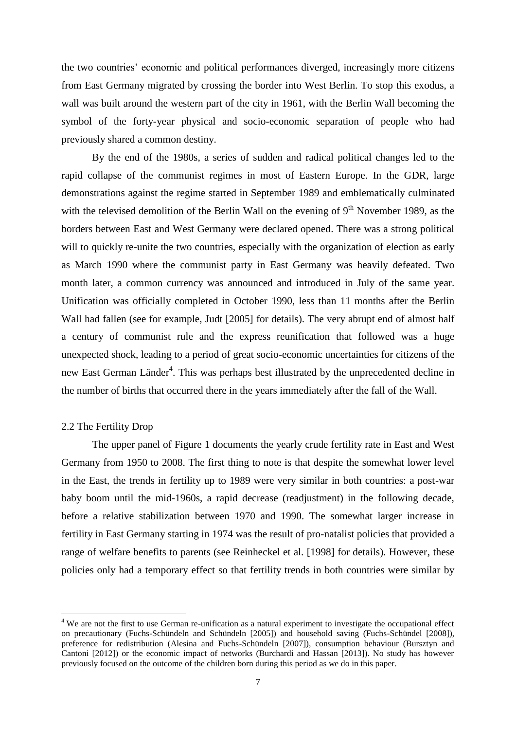the two countries' economic and political performances diverged, increasingly more citizens from East Germany migrated by crossing the border into West Berlin. To stop this exodus, a wall was built around the western part of the city in 1961, with the Berlin Wall becoming the symbol of the forty-year physical and socio-economic separation of people who had previously shared a common destiny.

By the end of the 1980s, a series of sudden and radical political changes led to the rapid collapse of the communist regimes in most of Eastern Europe. In the GDR, large demonstrations against the regime started in September 1989 and emblematically culminated with the televised demolition of the Berlin Wall on the evening of 9th November 1989, as the borders between East and West Germany were declared opened. There was a strong political will to quickly re-unite the two countries, especially with the organization of election as early as March 1990 where the communist party in East Germany was heavily defeated. Two month later, a common currency was announced and introduced in July of the same year. Unification was officially completed in October 1990, less than 11 months after the Berlin Wall had fallen (see for example, Judt [2005] for details). The very abrupt end of almost half a century of communist rule and the express reunification that followed was a huge unexpected shock, leading to a period of great socio-economic uncertainties for citizens of the new East German Länder[4]. This was perhaps best illustrated by the unprecedented decline in the number of births that occurred there in the years immediately after the fall of the Wall.

## 2.2 The Fertility Drop

The upper panel of Figure 1 documents the yearly crude fertility rate in East and West Germany from 1950 to 2008. The first thing to note is that despite the somewhat lower level in the East, the trends in fertility up to 1989 were very similar in both countries: a post-war baby boom until the mid-1960s, a rapid decrease (readjustment) in the following decade, before a relative stabilization between 1970 and 1990. The somewhat larger increase in fertility in East Germany starting in 1974 was the result of pro-natalist policies that provided a range of welfare benefits to parents (see Reinheckel et al. [1998] for details). However, these policies only had a temporary effect so that fertility trends in both countries were similar by

---

[4] We are not the first to use German re-unification as a natural experiment to investigate the occupational effect on precautionary (Fuchs-Schündeln and Schündeln [2005]) and household saving (Fuchs-Schündel [2008]), preference for redistribution (Alesina and Fuchs-Schündeln [2007]), consumption behaviour (Bursztyn and Cantoni [2012]) or the economic impact of networks (Burchardi and Hassan [2013]). No study has however previously focused on the outcome of the children born during this period as we do in this paper.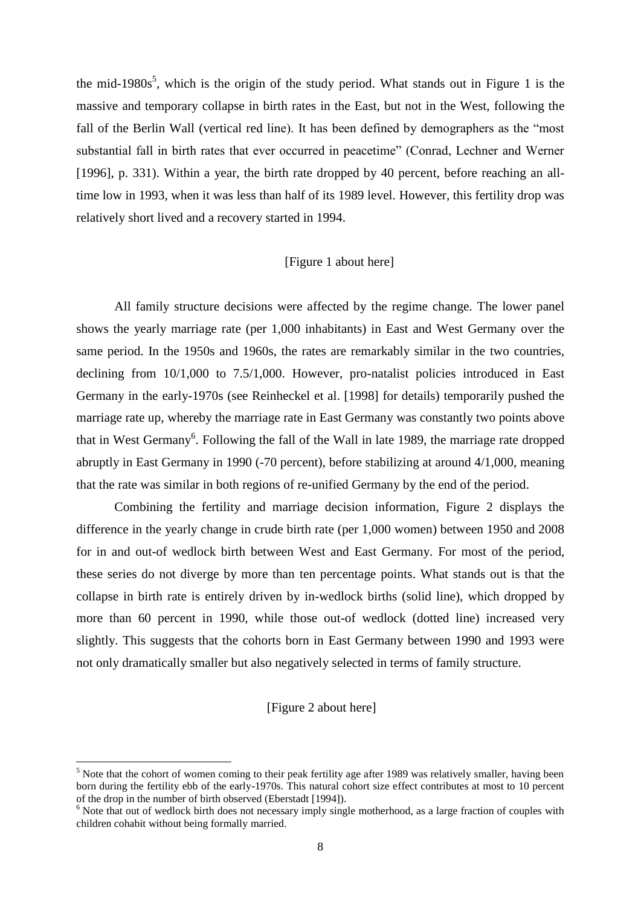the mid-1980s[5], which is the origin of the study period. What stands out in Figure 1 is the massive and temporary collapse in birth rates in the East, but not in the West, following the fall of the Berlin Wall (vertical red line). It has been defined by demographers as the "most substantial fall in birth rates that ever occurred in peacetime" (Conrad, Lechner and Werner [1996], p. 331). Within a year, the birth rate dropped by 40 percent, before reaching an all-time low in 1993, when it was less than half of its 1989 level. However, this fertility drop was relatively short lived and a recovery started in 1994.

[Figure 1 about here]

All family structure decisions were affected by the regime change. The lower panel shows the yearly marriage rate (per 1,000 inhabitants) in East and West Germany over the same period. In the 1950s and 1960s, the rates are remarkably similar in the two countries, declining from 10/1,000 to 7.5/1,000. However, pro-natalist policies introduced in East Germany in the early-1970s (see Reinheckel et al. [1998] for details) temporarily pushed the marriage rate up, whereby the marriage rate in East Germany was constantly two points above that in West Germany[6]. Following the fall of the Wall in late 1989, the marriage rate dropped abruptly in East Germany in 1990 (-70 percent), before stabilizing at around 4/1,000, meaning that the rate was similar in both regions of re-unified Germany by the end of the period.

Combining the fertility and marriage decision information, Figure 2 displays the difference in the yearly change in crude birth rate (per 1,000 women) between 1950 and 2008 for in and out-of wedlock birth between West and East Germany. For most of the period, these series do not diverge by more than ten percentage points. What stands out is that the collapse in birth rate is entirely driven by in-wedlock births (solid line), which dropped by more than 60 percent in 1990, while those out-of wedlock (dotted line) increased very slightly. This suggests that the cohorts born in East Germany between 1990 and 1993 were not only dramatically smaller but also negatively selected in terms of family structure.

[Figure 2 about here]

[5] Note that the cohort of women coming to their peak fertility age after 1989 was relatively smaller, having been born during the fertility ebb of the early-1970s. This natural cohort size effect contributes at most to 10 percent of the drop in the number of birth observed (Eberstadt [1994]).

[6] Note that out of wedlock birth does not necessary imply single motherhood, as a large fraction of couples with children cohabit without being formally married.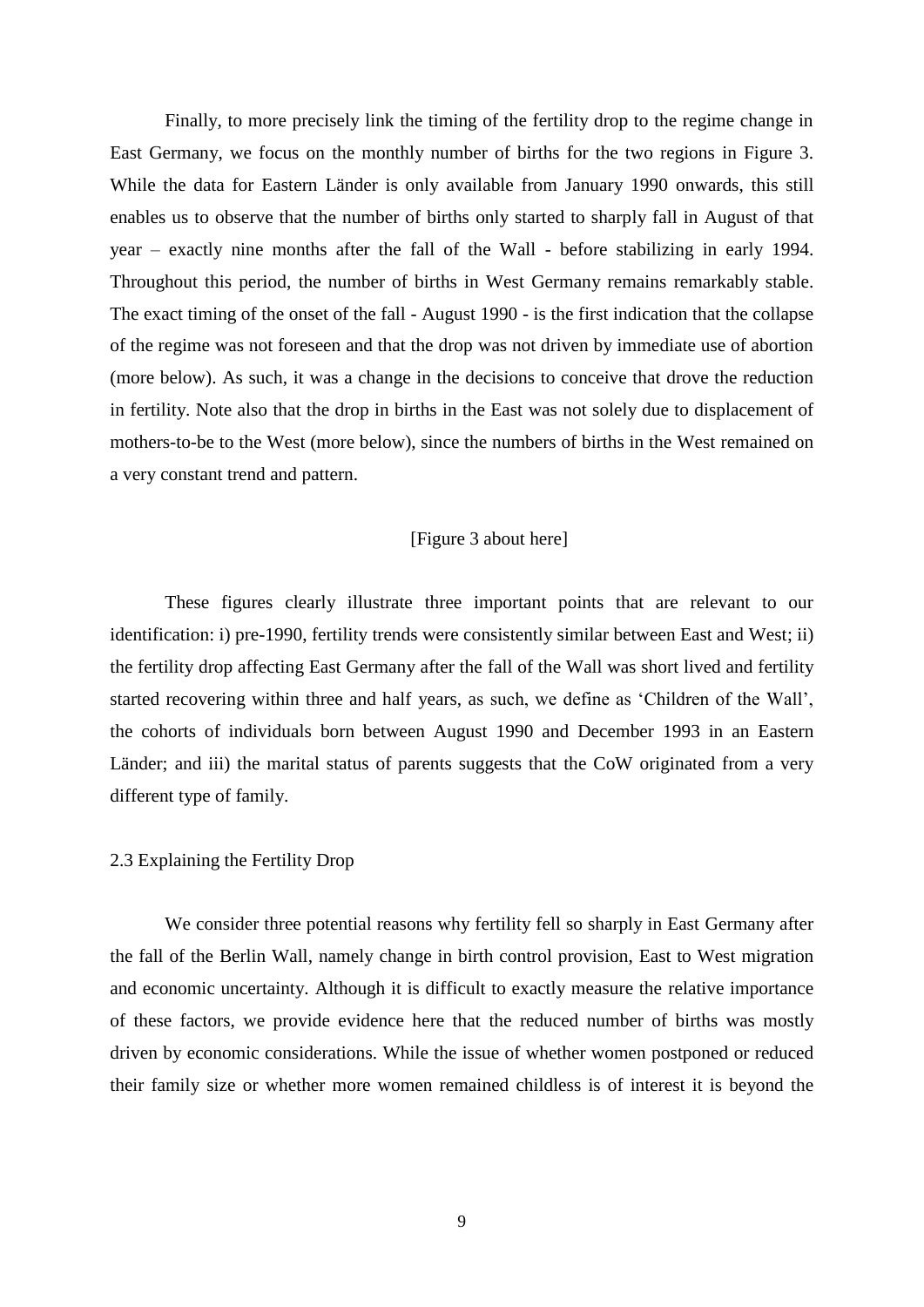Finally, to more precisely link the timing of the fertility drop to the regime change in East Germany, we focus on the monthly number of births for the two regions in Figure 3. While the data for Eastern Länder is only available from January 1990 onwards, this still enables us to observe that the number of births only started to sharply fall in August of that year – exactly nine months after the fall of the Wall - before stabilizing in early 1994. Throughout this period, the number of births in West Germany remains remarkably stable. The exact timing of the onset of the fall - August 1990 - is the first indication that the collapse of the regime was not foreseen and that the drop was not driven by immediate use of abortion (more below). As such, it was a change in the decisions to conceive that drove the reduction in fertility. Note also that the drop in births in the East was not solely due to displacement of mothers-to-be to the West (more below), since the numbers of births in the West remained on a very constant trend and pattern.

[Figure 3 about here]

These figures clearly illustrate three important points that are relevant to our identification: i) pre-1990, fertility trends were consistently similar between East and West; ii) the fertility drop affecting East Germany after the fall of the Wall was short lived and fertility started recovering within three and half years, as such, we define as 'Children of the Wall', the cohorts of individuals born between August 1990 and December 1993 in an Eastern Länder; and iii) the marital status of parents suggests that the CoW originated from a very different type of family.

### 2.3 Explaining the Fertility Drop

We consider three potential reasons why fertility fell so sharply in East Germany after the fall of the Berlin Wall, namely change in birth control provision, East to West migration and economic uncertainty. Although it is difficult to exactly measure the relative importance of these factors, we provide evidence here that the reduced number of births was mostly driven by economic considerations. While the issue of whether women postponed or reduced their family size or whether more women remained childless is of interest it is beyond the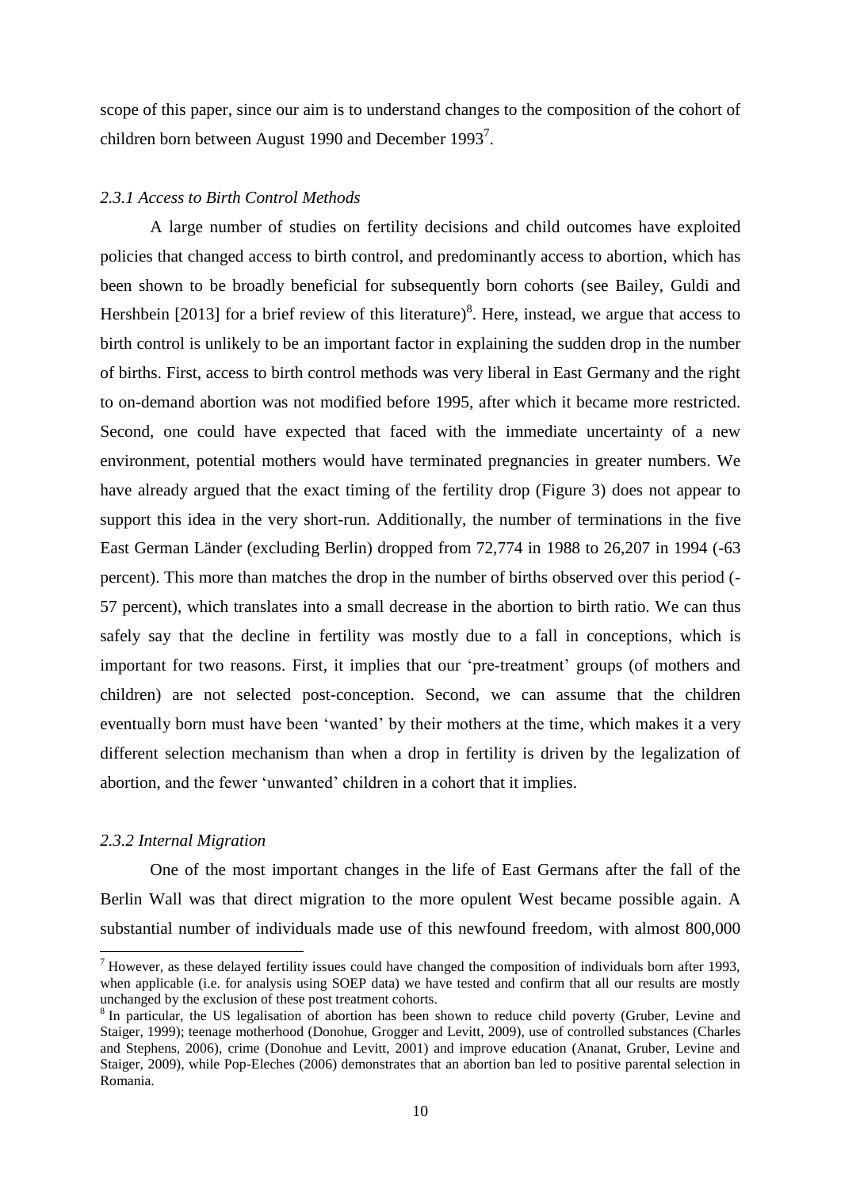scope of this paper, since our aim is to understand changes to the composition of the cohort of children born between August 1990 and December 1993[7].

### *2.3.1 Access to Birth Control Methods*

A large number of studies on fertility decisions and child outcomes have exploited policies that changed access to birth control, and predominantly access to abortion, which has been shown to be broadly beneficial for subsequently born cohorts (see Bailey, Guldi and Hershbein [2013] for a brief review of this literature)[8]. Here, instead, we argue that access to birth control is unlikely to be an important factor in explaining the sudden drop in the number of births. First, access to birth control methods was very liberal in East Germany and the right to on-demand abortion was not modified before 1995, after which it became more restricted. Second, one could have expected that faced with the immediate uncertainty of a new environment, potential mothers would have terminated pregnancies in greater numbers. We have already argued that the exact timing of the fertility drop (Figure 3) does not appear to support this idea in the very short-run. Additionally, the number of terminations in the five East German Länder (excluding Berlin) dropped from 72,774 in 1988 to 26,207 in 1994 (-63 percent). This more than matches the drop in the number of births observed over this period (-57 percent), which translates into a small decrease in the abortion to birth ratio. We can thus safely say that the decline in fertility was mostly due to a fall in conceptions, which is important for two reasons. First, it implies that our 'pre-treatment' groups (of mothers and children) are not selected post-conception. Second, we can assume that the children eventually born must have been 'wanted' by their mothers at the time, which makes it a very different selection mechanism than when a drop in fertility is driven by the legalization of abortion, and the fewer 'unwanted' children in a cohort that it implies.

### *2.3.2 Internal Migration*

One of the most important changes in the life of East Germans after the fall of the Berlin Wall was that direct migration to the more opulent West became possible again. A substantial number of individuals made use of this newfound freedom, with almost 800,000

---

[7] However, as these delayed fertility issues could have changed the composition of individuals born after 1993, when applicable (i.e. for analysis using SOEP data) we have tested and confirm that all our results are mostly unchanged by the exclusion of these post treatment cohorts.

[8] In particular, the US legalisation of abortion has been shown to reduce child poverty (Gruber, Levine and Staiger, 1999); teenage motherhood (Donohue, Grogger and Levitt, 2009), use of controlled substances (Charles and Stephens, 2006), crime (Donohue and Levitt, 2001) and improve education (Ananat, Gruber, Levine and Staiger, 2009), while Pop-Eleches (2006) demonstrates that an abortion ban led to positive parental selection in Romania.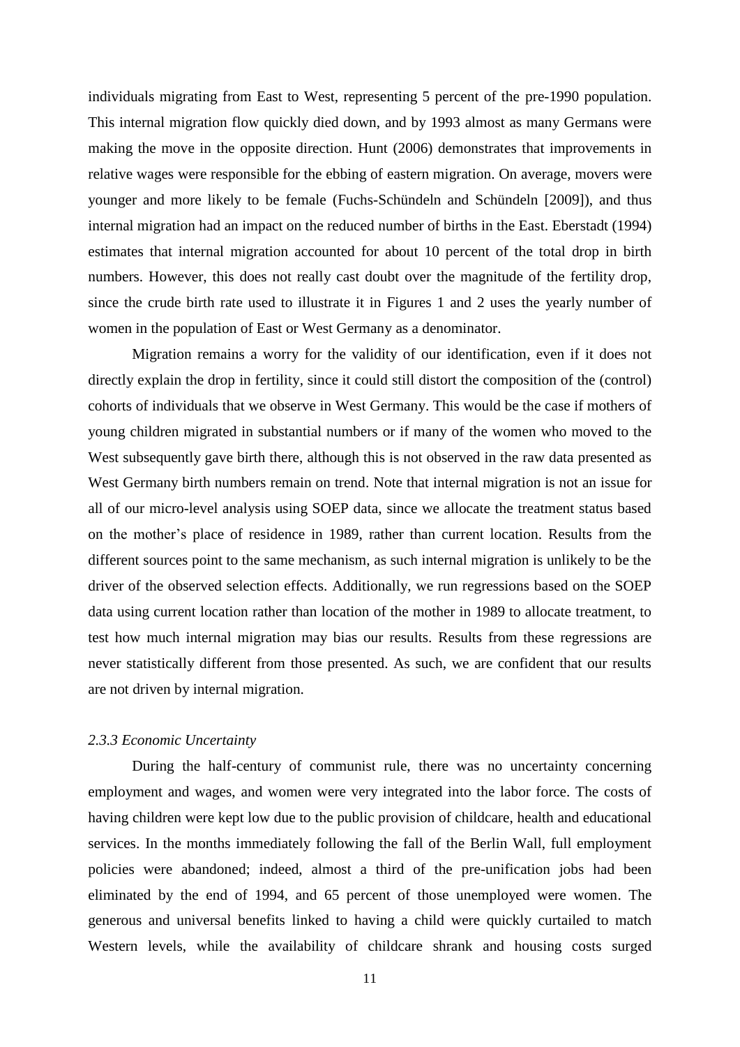individuals migrating from East to West, representing 5 percent of the pre-1990 population. This internal migration flow quickly died down, and by 1993 almost as many Germans were making the move in the opposite direction. Hunt (2006) demonstrates that improvements in relative wages were responsible for the ebbing of eastern migration. On average, movers were younger and more likely to be female (Fuchs-Schündeln and Schündeln [2009]), and thus internal migration had an impact on the reduced number of births in the East. Eberstadt (1994) estimates that internal migration accounted for about 10 percent of the total drop in birth numbers. However, this does not really cast doubt over the magnitude of the fertility drop, since the crude birth rate used to illustrate it in Figures 1 and 2 uses the yearly number of women in the population of East or West Germany as a denominator.

Migration remains a worry for the validity of our identification, even if it does not directly explain the drop in fertility, since it could still distort the composition of the (control) cohorts of individuals that we observe in West Germany. This would be the case if mothers of young children migrated in substantial numbers or if many of the women who moved to the West subsequently gave birth there, although this is not observed in the raw data presented as West Germany birth numbers remain on trend. Note that internal migration is not an issue for all of our micro-level analysis using SOEP data, since we allocate the treatment status based on the mother's place of residence in 1989, rather than current location. Results from the different sources point to the same mechanism, as such internal migration is unlikely to be the driver of the observed selection effects. Additionally, we run regressions based on the SOEP data using current location rather than location of the mother in 1989 to allocate treatment, to test how much internal migration may bias our results. Results from these regressions are never statistically different from those presented. As such, we are confident that our results are not driven by internal migration.

### *2.3.3 Economic Uncertainty*

During the half-century of communist rule, there was no uncertainty concerning employment and wages, and women were very integrated into the labor force. The costs of having children were kept low due to the public provision of childcare, health and educational services. In the months immediately following the fall of the Berlin Wall, full employment policies were abandoned; indeed, almost a third of the pre-unification jobs had been eliminated by the end of 1994, and 65 percent of those unemployed were women. The generous and universal benefits linked to having a child were quickly curtailed to match Western levels, while the availability of childcare shrank and housing costs surged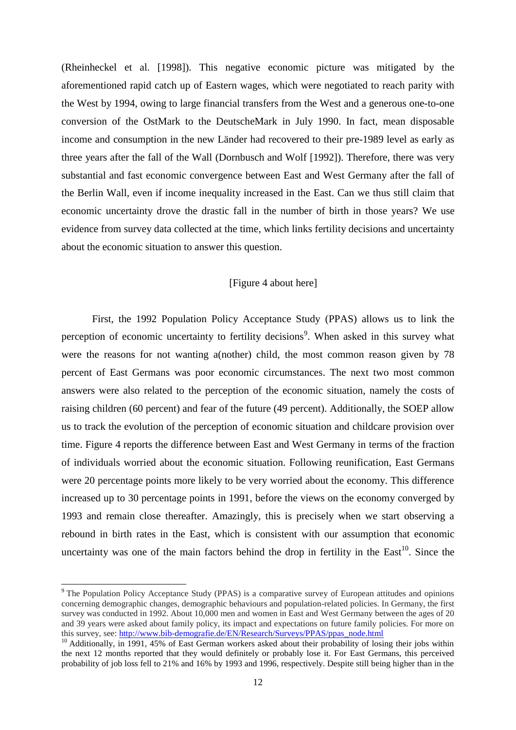(Rheinheckel et al. [1998]). This negative economic picture was mitigated by the aforementioned rapid catch up of Eastern wages, which were negotiated to reach parity with the West by 1994, owing to large financial transfers from the West and a generous one-to-one conversion of the OstMark to the DeutscheMark in July 1990. In fact, mean disposable income and consumption in the new Länder had recovered to their pre-1989 level as early as three years after the fall of the Wall (Dornbusch and Wolf [1992]). Therefore, there was very substantial and fast economic convergence between East and West Germany after the fall of the Berlin Wall, even if income inequality increased in the East. Can we thus still claim that economic uncertainty drove the drastic fall in the number of birth in those years? We use evidence from survey data collected at the time, which links fertility decisions and uncertainty about the economic situation to answer this question.

[Figure 4 about here]

First, the 1992 Population Policy Acceptance Study (PPAS) allows us to link the perception of economic uncertainty to fertility decisions[9]. When asked in this survey what were the reasons for not wanting a(nother) child, the most common reason given by 78 percent of East Germans was poor economic circumstances. The next two most common answers were also related to the perception of the economic situation, namely the costs of raising children (60 percent) and fear of the future (49 percent). Additionally, the SOEP allow us to track the evolution of the perception of economic situation and childcare provision over time. Figure 4 reports the difference between East and West Germany in terms of the fraction of individuals worried about the economic situation. Following reunification, East Germans were 20 percentage points more likely to be very worried about the economy. This difference increased up to 30 percentage points in 1991, before the views on the economy converged by 1993 and remain close thereafter. Amazingly, this is precisely when we start observing a rebound in birth rates in the East, which is consistent with our assumption that economic uncertainty was one of the main factors behind the drop in fertility in the East[10]. Since the

[9] The Population Policy Acceptance Study (PPAS) is a comparative survey of European attitudes and opinions concerning demographic changes, demographic behaviours and population-related policies. In Germany, the first survey was conducted in 1992. About 10,000 men and women in East and West Germany between the ages of 20 and 39 years were asked about family policy, its impact and expectations on future family policies. For more on this survey, see: http://www.bib-demografie.de/EN/Research/Surveys/PPAS/ppas_node.html

[10] Additionally, in 1991, 45% of East German workers asked about their probability of losing their jobs within the next 12 months reported that they would definitely or probably lose it. For East Germans, this perceived probability of job loss fell to 21% and 16% by 1993 and 1996, respectively. Despite still being higher than in the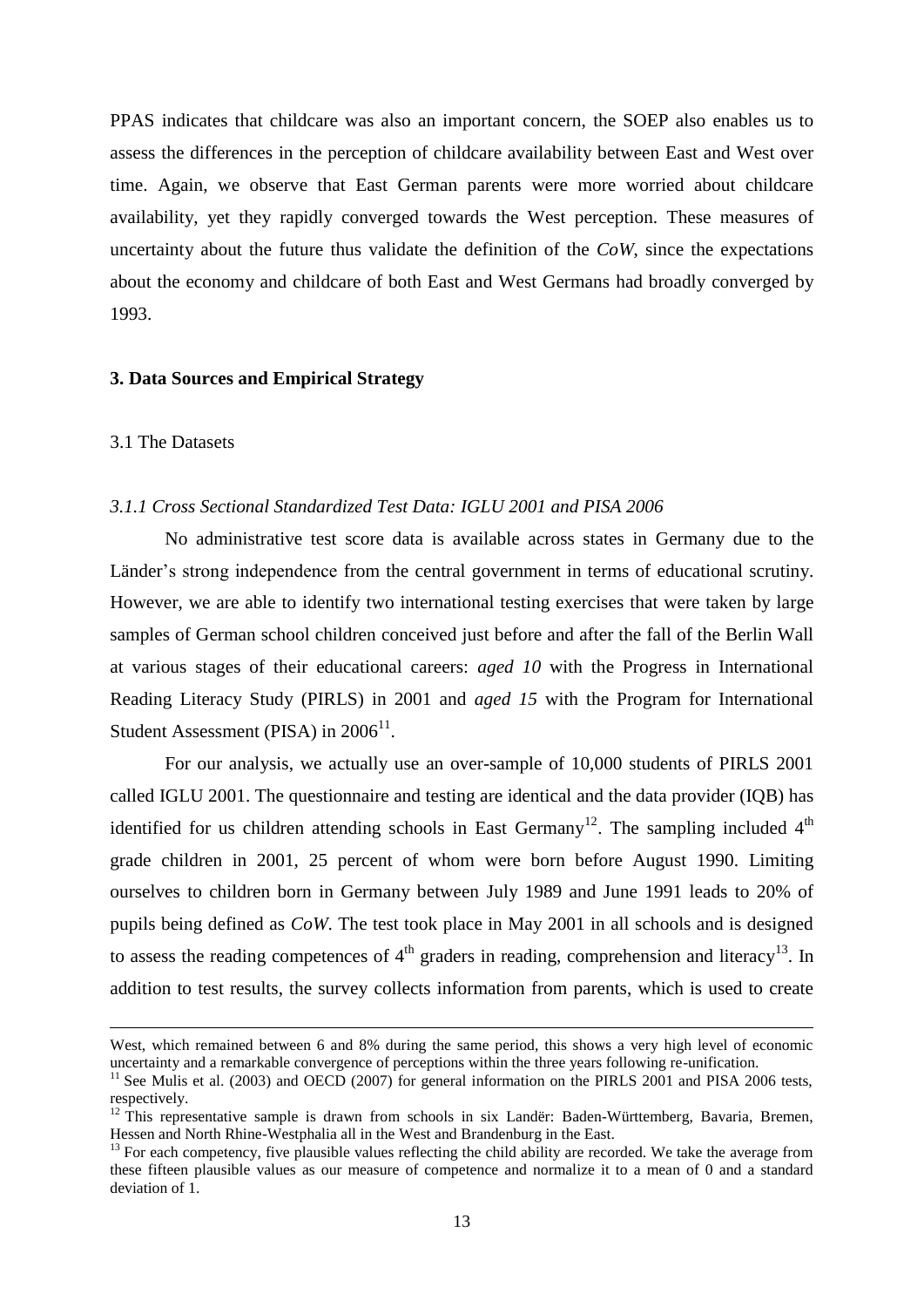PPAS indicates that childcare was also an important concern, the SOEP also enables us to assess the differences in the perception of childcare availability between East and West over time. Again, we observe that East German parents were more worried about childcare availability, yet they rapidly converged towards the West perception. These measures of uncertainty about the future thus validate the definition of the *CoW*, since the expectations about the economy and childcare of both East and West Germans had broadly converged by 1993.

## 3. Data Sources and Empirical Strategy

### 3.1 The Datasets

#### *3.1.1 Cross Sectional Standardized Test Data: IGLU 2001 and PISA 2006*

No administrative test score data is available across states in Germany due to the Länder's strong independence from the central government in terms of educational scrutiny. However, we are able to identify two international testing exercises that were taken by large samples of German school children conceived just before and after the fall of the Berlin Wall at various stages of their educational careers: *aged 10* with the Progress in International Reading Literacy Study (PIRLS) in 2001 and *aged 15* with the Program for International Student Assessment (PISA) in 2006[11].

For our analysis, we actually use an over-sample of 10,000 students of PIRLS 2001 called IGLU 2001. The questionnaire and testing are identical and the data provider (IQB) has identified for us children attending schools in East Germany[12]. The sampling included 4th grade children in 2001, 25 percent of whom were born before August 1990. Limiting ourselves to children born in Germany between July 1989 and June 1991 leads to 20% of pupils being defined as *CoW*. The test took place in May 2001 in all schools and is designed to assess the reading competences of 4th graders in reading, comprehension and literacy[13]. In addition to test results, the survey collects information from parents, which is used to create

---

West, which remained between 6 and 8% during the same period, this shows a very high level of economic uncertainty and a remarkable convergence of perceptions within the three years following re-unification.

[11] See Mulis et al. (2003) and OECD (2007) for general information on the PIRLS 2001 and PISA 2006 tests, respectively.

[12] This representative sample is drawn from schools in six Landër: Baden-Württemberg, Bavaria, Bremen, Hessen and North Rhine-Westphalia all in the West and Brandenburg in the East.

[13] For each competency, five plausible values reflecting the child ability are recorded. We take the average from these fifteen plausible values as our measure of competence and normalize it to a mean of 0 and a standard deviation of 1.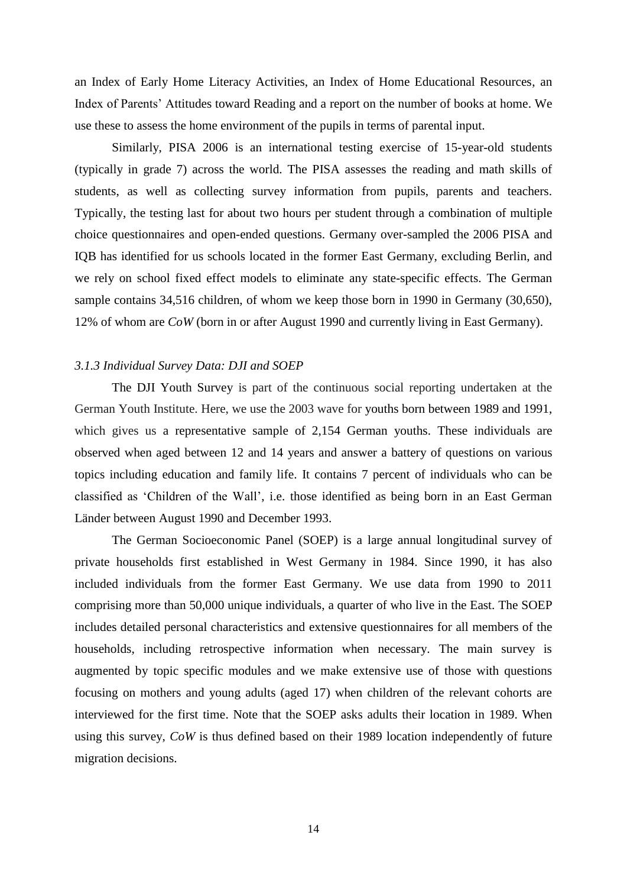an Index of Early Home Literacy Activities, an Index of Home Educational Resources, an Index of Parents' Attitudes toward Reading and a report on the number of books at home. We use these to assess the home environment of the pupils in terms of parental input.

Similarly, PISA 2006 is an international testing exercise of 15-year-old students (typically in grade 7) across the world. The PISA assesses the reading and math skills of students, as well as collecting survey information from pupils, parents and teachers. Typically, the testing last for about two hours per student through a combination of multiple choice questionnaires and open-ended questions. Germany over-sampled the 2006 PISA and IQB has identified for us schools located in the former East Germany, excluding Berlin, and we rely on school fixed effect models to eliminate any state-specific effects. The German sample contains 34,516 children, of whom we keep those born in 1990 in Germany (30,650), 12% of whom are *CoW* (born in or after August 1990 and currently living in East Germany).

### *3.1.3 Individual Survey Data: DJI and SOEP*

The DJI Youth Survey is part of the continuous social reporting undertaken at the German Youth Institute. Here, we use the 2003 wave for youths born between 1989 and 1991, which gives us a representative sample of 2,154 German youths. These individuals are observed when aged between 12 and 14 years and answer a battery of questions on various topics including education and family life. It contains 7 percent of individuals who can be classified as 'Children of the Wall', i.e. those identified as being born in an East German Länder between August 1990 and December 1993.

The German Socioeconomic Panel (SOEP) is a large annual longitudinal survey of private households first established in West Germany in 1984. Since 1990, it has also included individuals from the former East Germany. We use data from 1990 to 2011 comprising more than 50,000 unique individuals, a quarter of who live in the East. The SOEP includes detailed personal characteristics and extensive questionnaires for all members of the households, including retrospective information when necessary. The main survey is augmented by topic specific modules and we make extensive use of those with questions focusing on mothers and young adults (aged 17) when children of the relevant cohorts are interviewed for the first time. Note that the SOEP asks adults their location in 1989. When using this survey, *CoW* is thus defined based on their 1989 location independently of future migration decisions.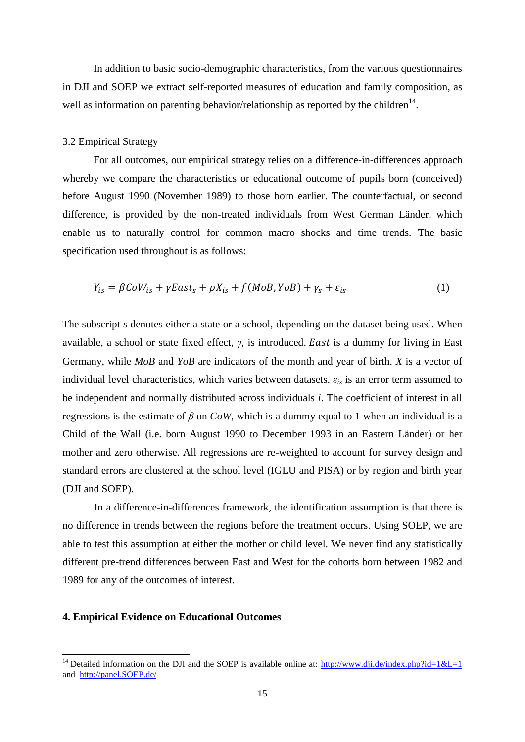In addition to basic socio-demographic characteristics, from the various questionnaires in DJI and SOEP we extract self-reported measures of education and family composition, as well as information on parenting behavior/relationship as reported by the children[14].

3.2 Empirical Strategy

For all outcomes, our empirical strategy relies on a difference-in-differences approach whereby we compare the characteristics or educational outcome of pupils born (conceived) before August 1990 (November 1989) to those born earlier. The counterfactual, or second difference, is provided by the non-treated individuals from West German Länder, which enable us to naturally control for common macro shocks and time trends. The basic specification used throughout is as follows:

$$Y_{is} = \beta CoW_{is} + \gamma East_s + \rho X_{is} + f(MoB, YoB) + \gamma_s + \varepsilon_{is} \tag{1}$$

The subscript $s$ denotes either a state or a school, depending on the dataset being used. When available, a school or state fixed effect, $\gamma$, is introduced. $East$ is a dummy for living in East Germany, while $MoB$ and $YoB$ are indicators of the month and year of birth. $X$ is a vector of individual level characteristics, which varies between datasets. $\varepsilon_{is}$ is an error term assumed to be independent and normally distributed across individuals $i$. The coefficient of interest in all regressions is the estimate of $\beta$ on $CoW$, which is a dummy equal to 1 when an individual is a Child of the Wall (i.e. born August 1990 to December 1993 in an Eastern Länder) or her mother and zero otherwise. All regressions are re-weighted to account for survey design and standard errors are clustered at the school level (IGLU and PISA) or by region and birth year (DJI and SOEP).

In a difference-in-differences framework, the identification assumption is that there is no difference in trends between the regions before the treatment occurs. Using SOEP, we are able to test this assumption at either the mother or child level. We never find any statistically different pre-trend differences between East and West for the cohorts born between 1982 and 1989 for any of the outcomes of interest.

**4. Empirical Evidence on Educational Outcomes**

[14] Detailed information on the DJI and the SOEP is available online at: http://www.dji.de/index.php?id=1&L=1 and http://panel.SOEP.de/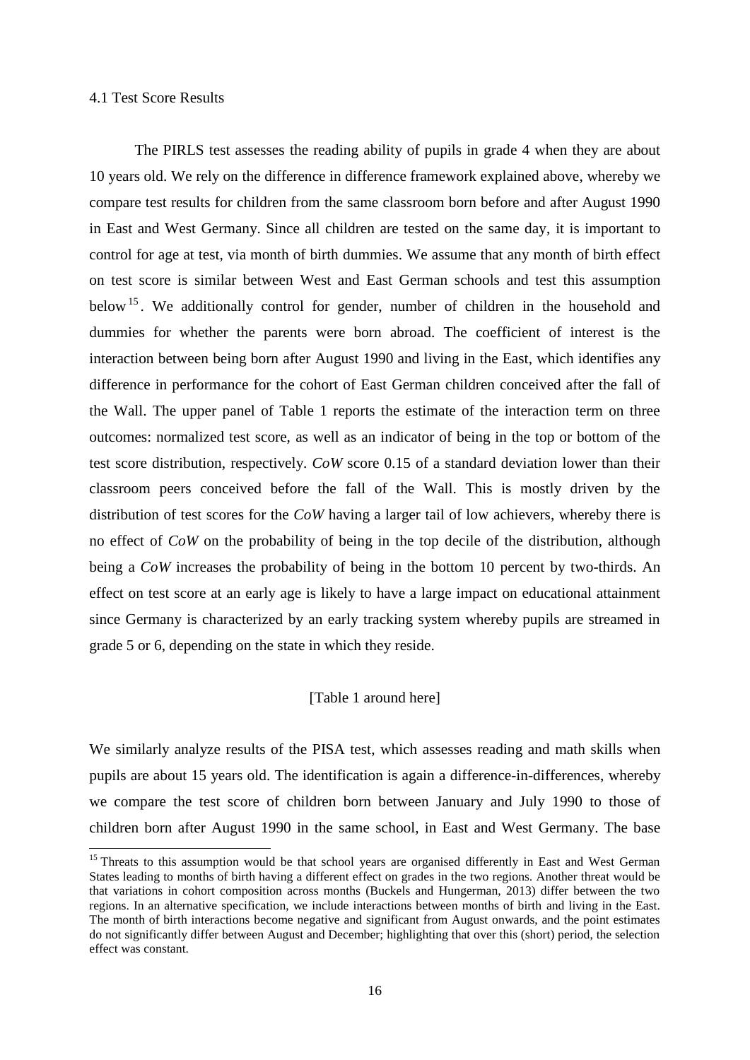### 4.1 Test Score Results

The PIRLS test assesses the reading ability of pupils in grade 4 when they are about 10 years old. We rely on the difference in difference framework explained above, whereby we compare test results for children from the same classroom born before and after August 1990 in East and West Germany. Since all children are tested on the same day, it is important to control for age at test, via month of birth dummies. We assume that any month of birth effect on test score is similar between West and East German schools and test this assumption below[15]. We additionally control for gender, number of children in the household and dummies for whether the parents were born abroad. The coefficient of interest is the interaction between being born after August 1990 and living in the East, which identifies any difference in performance for the cohort of East German children conceived after the fall of the Wall. The upper panel of Table 1 reports the estimate of the interaction term on three outcomes: normalized test score, as well as an indicator of being in the top or bottom of the test score distribution, respectively. *CoW* score 0.15 of a standard deviation lower than their classroom peers conceived before the fall of the Wall. This is mostly driven by the distribution of test scores for the *CoW* having a larger tail of low achievers, whereby there is no effect of *CoW* on the probability of being in the top decile of the distribution, although being a *CoW* increases the probability of being in the bottom 10 percent by two-thirds. An effect on test score at an early age is likely to have a large impact on educational attainment since Germany is characterized by an early tracking system whereby pupils are streamed in grade 5 or 6, depending on the state in which they reside.

[Table 1 around here]

We similarly analyze results of the PISA test, which assesses reading and math skills when pupils are about 15 years old. The identification is again a difference-in-differences, whereby we compare the test score of children born between January and July 1990 to those of children born after August 1990 in the same school, in East and West Germany. The base

[15] Threats to this assumption would be that school years are organised differently in East and West German States leading to months of birth having a different effect on grades in the two regions. Another threat would be that variations in cohort composition across months (Buckels and Hungerman, 2013) differ between the two regions. In an alternative specification, we include interactions between months of birth and living in the East. The month of birth interactions become negative and significant from August onwards, and the point estimates do not significantly differ between August and December; highlighting that over this (short) period, the selection effect was constant.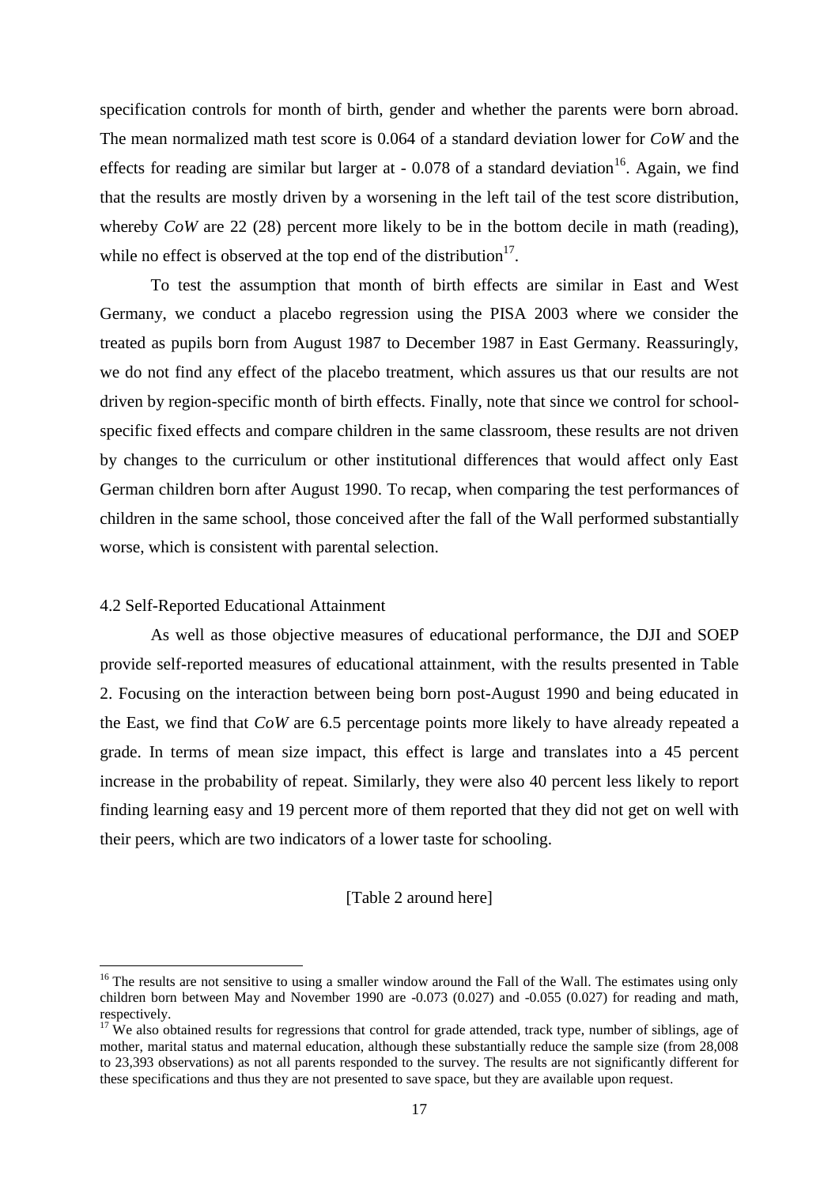specification controls for month of birth, gender and whether the parents were born abroad. The mean normalized math test score is 0.064 of a standard deviation lower for *CoW* and the effects for reading are similar but larger at - 0.078 of a standard deviation[16]. Again, we find that the results are mostly driven by a worsening in the left tail of the test score distribution, whereby *CoW* are 22 (28) percent more likely to be in the bottom decile in math (reading), while no effect is observed at the top end of the distribution[17].

To test the assumption that month of birth effects are similar in East and West Germany, we conduct a placebo regression using the PISA 2003 where we consider the treated as pupils born from August 1987 to December 1987 in East Germany. Reassuringly, we do not find any effect of the placebo treatment, which assures us that our results are not driven by region-specific month of birth effects. Finally, note that since we control for school-specific fixed effects and compare children in the same classroom, these results are not driven by changes to the curriculum or other institutional differences that would affect only East German children born after August 1990. To recap, when comparing the test performances of children in the same school, those conceived after the fall of the Wall performed substantially worse, which is consistent with parental selection.

### 4.2 Self-Reported Educational Attainment

As well as those objective measures of educational performance, the DJI and SOEP provide self-reported measures of educational attainment, with the results presented in Table 2. Focusing on the interaction between being born post-August 1990 and being educated in the East, we find that *CoW* are 6.5 percentage points more likely to have already repeated a grade. In terms of mean size impact, this effect is large and translates into a 45 percent increase in the probability of repeat. Similarly, they were also 40 percent less likely to report finding learning easy and 19 percent more of them reported that they did not get on well with their peers, which are two indicators of a lower taste for schooling.

[Table 2 around here]

---

[16] The results are not sensitive to using a smaller window around the Fall of the Wall. The estimates using only children born between May and November 1990 are -0.073 (0.027) and -0.055 (0.027) for reading and math, respectively.

[17] We also obtained results for regressions that control for grade attended, track type, number of siblings, age of mother, marital status and maternal education, although these substantially reduce the sample size (from 28,008 to 23,393 observations) as not all parents responded to the survey. The results are not significantly different for these specifications and thus they are not presented to save space, but they are available upon request.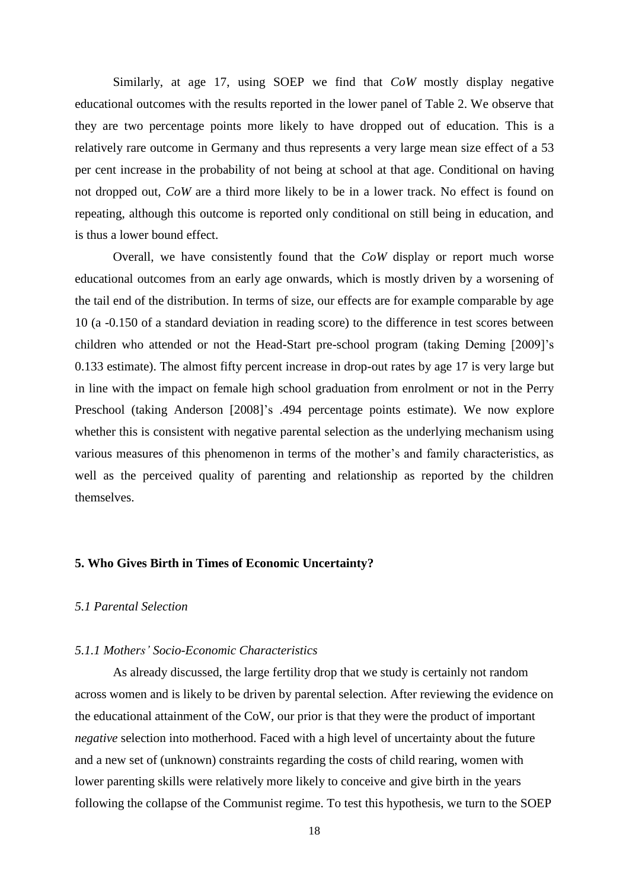Similarly, at age 17, using SOEP we find that *CoW* mostly display negative educational outcomes with the results reported in the lower panel of Table 2. We observe that they are two percentage points more likely to have dropped out of education. This is a relatively rare outcome in Germany and thus represents a very large mean size effect of a 53 per cent increase in the probability of not being at school at that age. Conditional on having not dropped out, *CoW* are a third more likely to be in a lower track. No effect is found on repeating, although this outcome is reported only conditional on still being in education, and is thus a lower bound effect.

Overall, we have consistently found that the *CoW* display or report much worse educational outcomes from an early age onwards, which is mostly driven by a worsening of the tail end of the distribution. In terms of size, our effects are for example comparable by age 10 (a -0.150 of a standard deviation in reading score) to the difference in test scores between children who attended or not the Head-Start pre-school program (taking Deming [2009]'s 0.133 estimate). The almost fifty percent increase in drop-out rates by age 17 is very large but in line with the impact on female high school graduation from enrolment or not in the Perry Preschool (taking Anderson [2008]'s .494 percentage points estimate). We now explore whether this is consistent with negative parental selection as the underlying mechanism using various measures of this phenomenon in terms of the mother's and family characteristics, as well as the perceived quality of parenting and relationship as reported by the children themselves.

## 5. Who Gives Birth in Times of Economic Uncertainty?

### *5.1 Parental Selection*

#### *5.1.1 Mothers' Socio-Economic Characteristics*

As already discussed, the large fertility drop that we study is certainly not random across women and is likely to be driven by parental selection. After reviewing the evidence on the educational attainment of the CoW, our prior is that they were the product of important *negative* selection into motherhood. Faced with a high level of uncertainty about the future and a new set of (unknown) constraints regarding the costs of child rearing, women with lower parenting skills were relatively more likely to conceive and give birth in the years following the collapse of the Communist regime. To test this hypothesis, we turn to the SOEP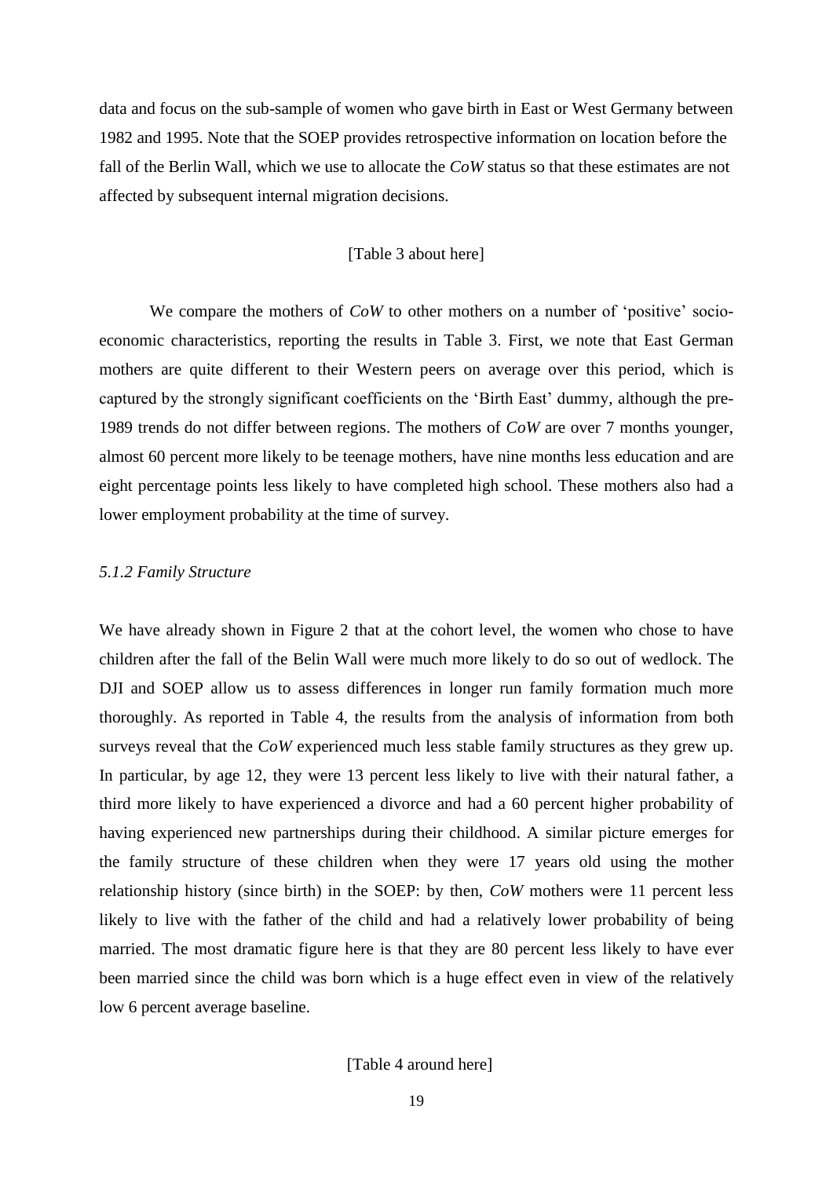data and focus on the sub-sample of women who gave birth in East or West Germany between 1982 and 1995. Note that the SOEP provides retrospective information on location before the fall of the Berlin Wall, which we use to allocate the *CoW* status so that these estimates are not affected by subsequent internal migration decisions.

[Table 3 about here]

We compare the mothers of *CoW* to other mothers on a number of 'positive' socio-economic characteristics, reporting the results in Table 3. First, we note that East German mothers are quite different to their Western peers on average over this period, which is captured by the strongly significant coefficients on the 'Birth East' dummy, although the pre-1989 trends do not differ between regions. The mothers of *CoW* are over 7 months younger, almost 60 percent more likely to be teenage mothers, have nine months less education and are eight percentage points less likely to have completed high school. These mothers also had a lower employment probability at the time of survey.

### *5.1.2 Family Structure*

We have already shown in Figure 2 that at the cohort level, the women who chose to have children after the fall of the Belin Wall were much more likely to do so out of wedlock. The DJI and SOEP allow us to assess differences in longer run family formation much more thoroughly. As reported in Table 4, the results from the analysis of information from both surveys reveal that the *CoW* experienced much less stable family structures as they grew up. In particular, by age 12, they were 13 percent less likely to live with their natural father, a third more likely to have experienced a divorce and had a 60 percent higher probability of having experienced new partnerships during their childhood. A similar picture emerges for the family structure of these children when they were 17 years old using the mother relationship history (since birth) in the SOEP: by then, *CoW* mothers were 11 percent less likely to live with the father of the child and had a relatively lower probability of being married. The most dramatic figure here is that they are 80 percent less likely to have ever been married since the child was born which is a huge effect even in view of the relatively low 6 percent average baseline.

[Table 4 around here]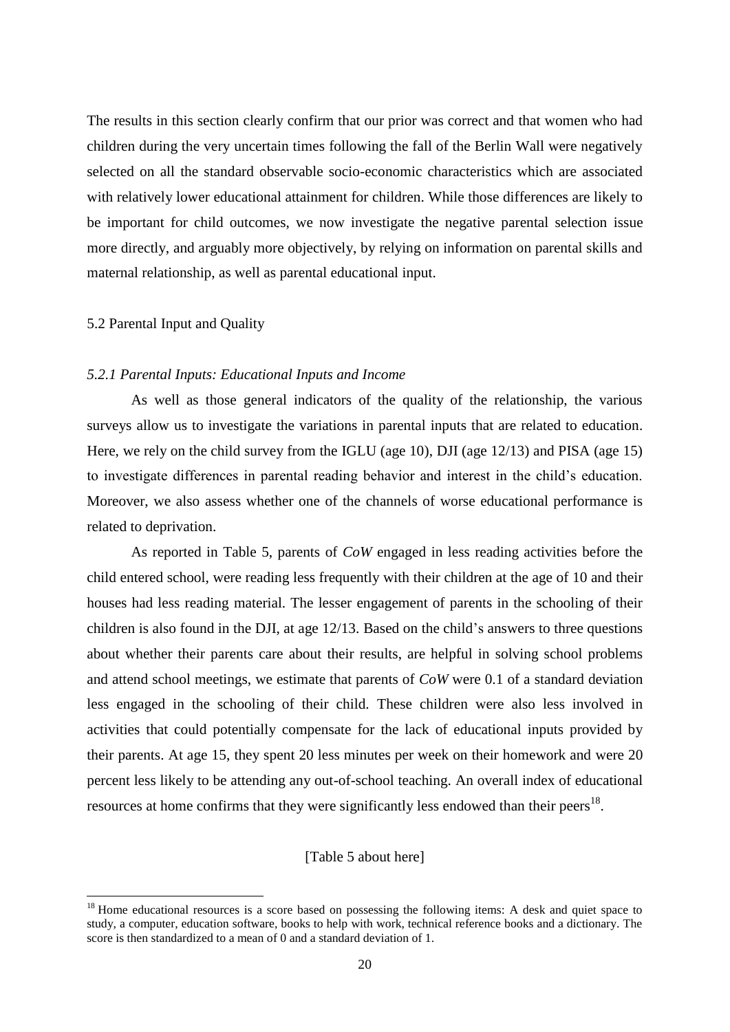The results in this section clearly confirm that our prior was correct and that women who had children during the very uncertain times following the fall of the Berlin Wall were negatively selected on all the standard observable socio-economic characteristics which are associated with relatively lower educational attainment for children. While those differences are likely to be important for child outcomes, we now investigate the negative parental selection issue more directly, and arguably more objectively, by relying on information on parental skills and maternal relationship, as well as parental educational input.

## 5.2 Parental Input and Quality

### *5.2.1 Parental Inputs: Educational Inputs and Income*

As well as those general indicators of the quality of the relationship, the various surveys allow us to investigate the variations in parental inputs that are related to education. Here, we rely on the child survey from the IGLU (age 10), DJI (age 12/13) and PISA (age 15) to investigate differences in parental reading behavior and interest in the child's education. Moreover, we also assess whether one of the channels of worse educational performance is related to deprivation.

As reported in Table 5, parents of *CoW* engaged in less reading activities before the child entered school, were reading less frequently with their children at the age of 10 and their houses had less reading material. The lesser engagement of parents in the schooling of their children is also found in the DJI, at age 12/13. Based on the child's answers to three questions about whether their parents care about their results, are helpful in solving school problems and attend school meetings, we estimate that parents of *CoW* were 0.1 of a standard deviation less engaged in the schooling of their child. These children were also less involved in activities that could potentially compensate for the lack of educational inputs provided by their parents. At age 15, they spent 20 less minutes per week on their homework and were 20 percent less likely to be attending any out-of-school teaching. An overall index of educational resources at home confirms that they were significantly less endowed than their peers[18].

[Table 5 about here]

[18] Home educational resources is a score based on possessing the following items: A desk and quiet space to study, a computer, education software, books to help with work, technical reference books and a dictionary. The score is then standardized to a mean of 0 and a standard deviation of 1.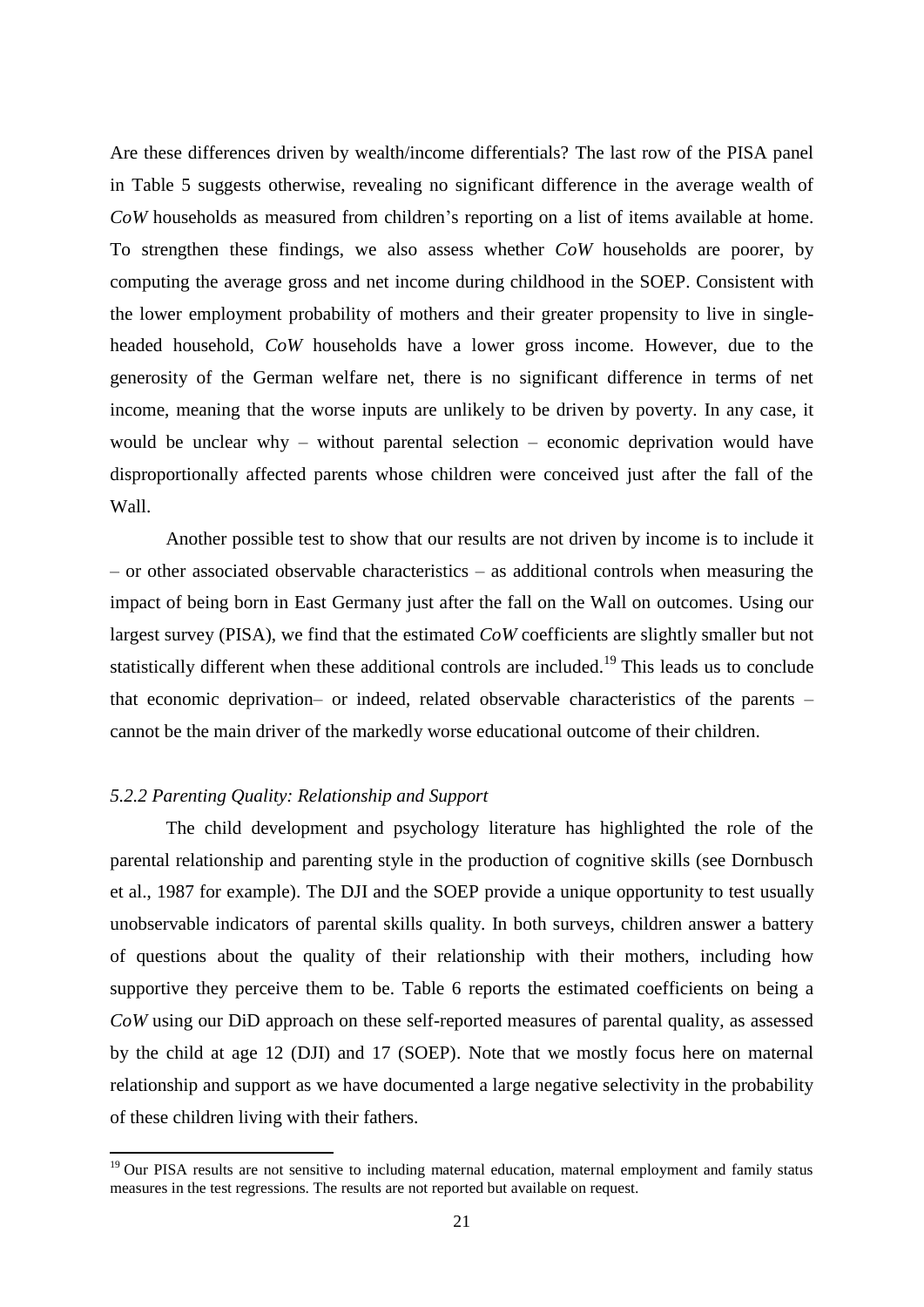Are these differences driven by wealth/income differentials? The last row of the PISA panel in Table 5 suggests otherwise, revealing no significant difference in the average wealth of *CoW* households as measured from children's reporting on a list of items available at home. To strengthen these findings, we also assess whether *CoW* households are poorer, by computing the average gross and net income during childhood in the SOEP. Consistent with the lower employment probability of mothers and their greater propensity to live in single-headed household, *CoW* households have a lower gross income. However, due to the generosity of the German welfare net, there is no significant difference in terms of net income, meaning that the worse inputs are unlikely to be driven by poverty. In any case, it would be unclear why – without parental selection – economic deprivation would have disproportionally affected parents whose children were conceived just after the fall of the Wall.

Another possible test to show that our results are not driven by income is to include it – or other associated observable characteristics – as additional controls when measuring the impact of being born in East Germany just after the fall on the Wall on outcomes. Using our largest survey (PISA), we find that the estimated *CoW* coefficients are slightly smaller but not statistically different when these additional controls are included.[19] This leads us to conclude that economic deprivation– or indeed, related observable characteristics of the parents – cannot be the main driver of the markedly worse educational outcome of their children.

### *5.2.2 Parenting Quality: Relationship and Support*

The child development and psychology literature has highlighted the role of the parental relationship and parenting style in the production of cognitive skills (see Dornbusch et al., 1987 for example). The DJI and the SOEP provide a unique opportunity to test usually unobservable indicators of parental skills quality. In both surveys, children answer a battery of questions about the quality of their relationship with their mothers, including how supportive they perceive them to be. Table 6 reports the estimated coefficients on being a *CoW* using our DiD approach on these self-reported measures of parental quality, as assessed by the child at age 12 (DJI) and 17 (SOEP). Note that we mostly focus here on maternal relationship and support as we have documented a large negative selectivity in the probability of these children living with their fathers.

[19] Our PISA results are not sensitive to including maternal education, maternal employment and family status measures in the test regressions. The results are not reported but available on request.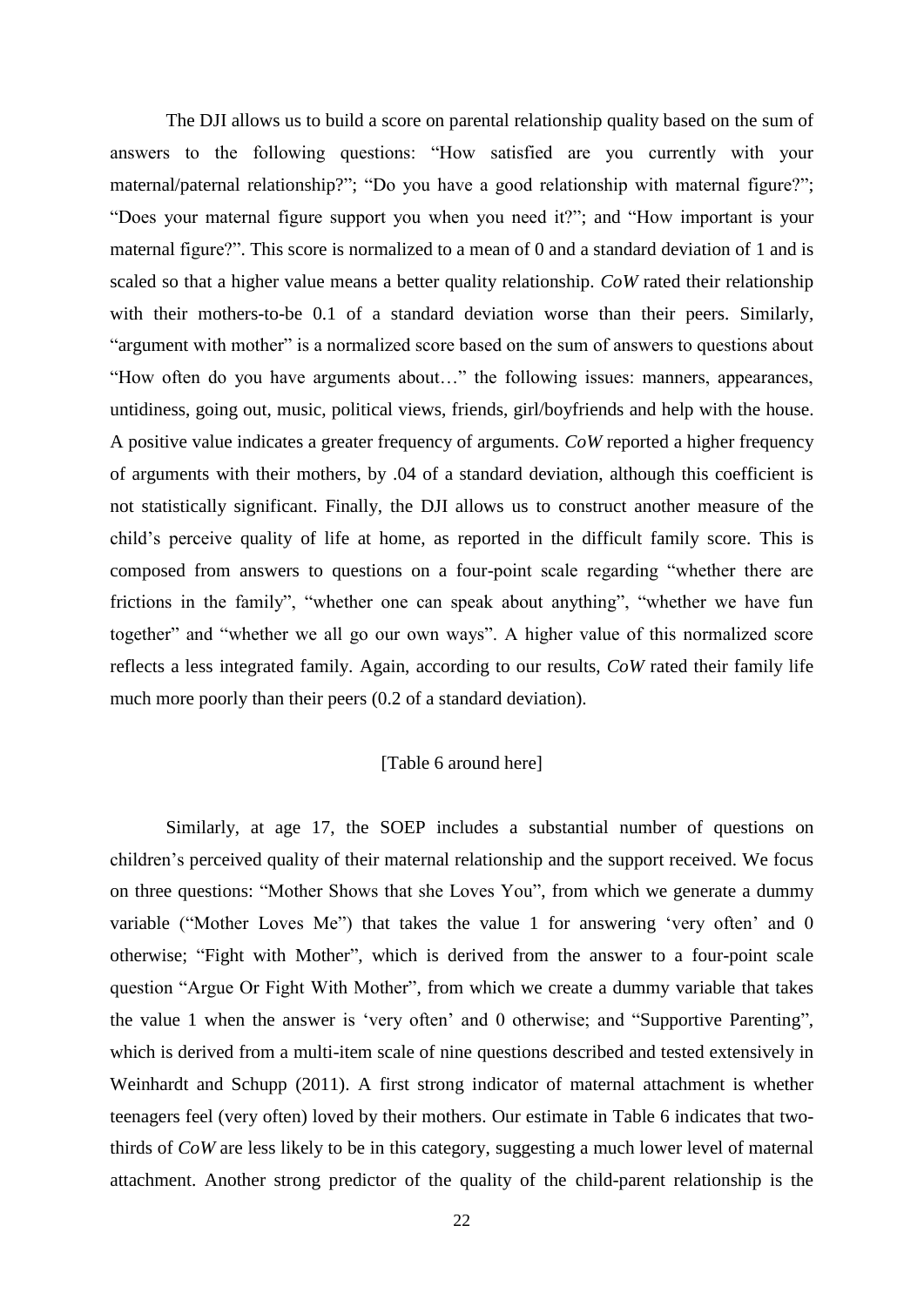The DJI allows us to build a score on parental relationship quality based on the sum of answers to the following questions: "How satisfied are you currently with your maternal/paternal relationship?"; "Do you have a good relationship with maternal figure?"; "Does your maternal figure support you when you need it?"; and "How important is your maternal figure?". This score is normalized to a mean of 0 and a standard deviation of 1 and is scaled so that a higher value means a better quality relationship. *CoW* rated their relationship with their mothers-to-be 0.1 of a standard deviation worse than their peers. Similarly, "argument with mother" is a normalized score based on the sum of answers to questions about "How often do you have arguments about…" the following issues: manners, appearances, untidiness, going out, music, political views, friends, girl/boyfriends and help with the house. A positive value indicates a greater frequency of arguments. *CoW* reported a higher frequency of arguments with their mothers, by .04 of a standard deviation, although this coefficient is not statistically significant. Finally, the DJI allows us to construct another measure of the child's perceive quality of life at home, as reported in the difficult family score. This is composed from answers to questions on a four-point scale regarding "whether there are frictions in the family", "whether one can speak about anything", "whether we have fun together" and "whether we all go our own ways". A higher value of this normalized score reflects a less integrated family. Again, according to our results, *CoW* rated their family life much more poorly than their peers (0.2 of a standard deviation).

[Table 6 around here]

Similarly, at age 17, the SOEP includes a substantial number of questions on children's perceived quality of their maternal relationship and the support received. We focus on three questions: "Mother Shows that she Loves You", from which we generate a dummy variable ("Mother Loves Me") that takes the value 1 for answering 'very often' and 0 otherwise; "Fight with Mother", which is derived from the answer to a four-point scale question "Argue Or Fight With Mother", from which we create a dummy variable that takes the value 1 when the answer is 'very often' and 0 otherwise; and "Supportive Parenting", which is derived from a multi-item scale of nine questions described and tested extensively in Weinhardt and Schupp (2011). A first strong indicator of maternal attachment is whether teenagers feel (very often) loved by their mothers. Our estimate in Table 6 indicates that two-thirds of *CoW* are less likely to be in this category, suggesting a much lower level of maternal attachment. Another strong predictor of the quality of the child-parent relationship is the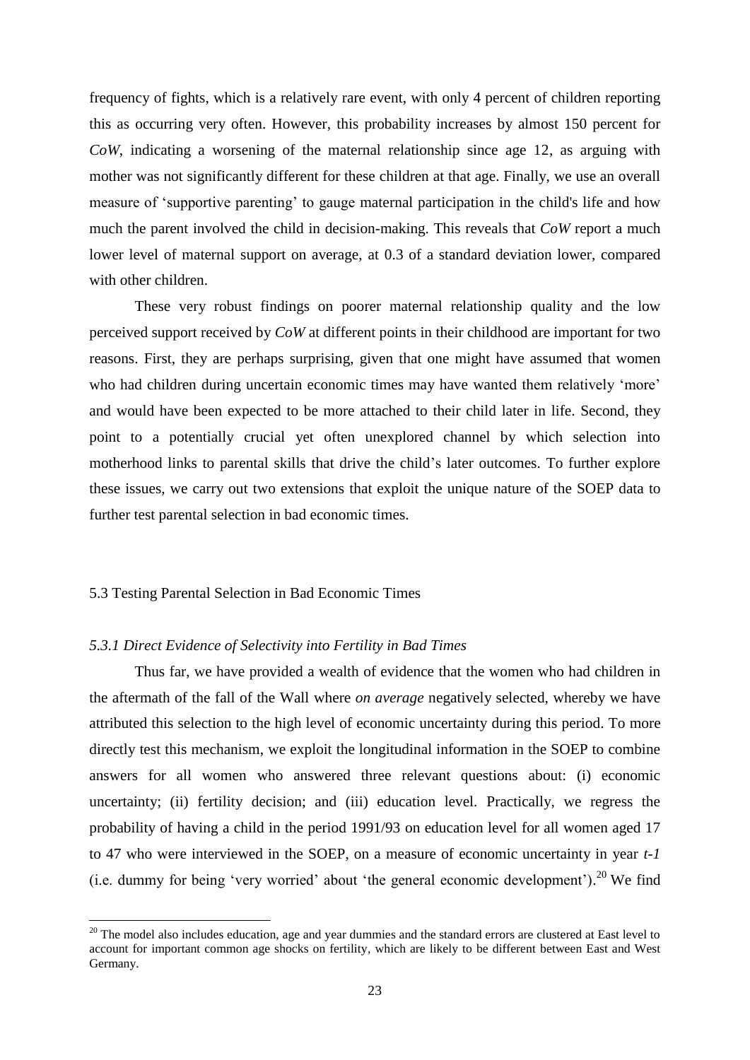frequency of fights, which is a relatively rare event, with only 4 percent of children reporting this as occurring very often. However, this probability increases by almost 150 percent for *CoW*, indicating a worsening of the maternal relationship since age 12, as arguing with mother was not significantly different for these children at that age. Finally, we use an overall measure of 'supportive parenting' to gauge maternal participation in the child's life and how much the parent involved the child in decision-making. This reveals that *CoW* report a much lower level of maternal support on average, at 0.3 of a standard deviation lower, compared with other children.

These very robust findings on poorer maternal relationship quality and the low perceived support received by *CoW* at different points in their childhood are important for two reasons. First, they are perhaps surprising, given that one might have assumed that women who had children during uncertain economic times may have wanted them relatively 'more' and would have been expected to be more attached to their child later in life. Second, they point to a potentially crucial yet often unexplored channel by which selection into motherhood links to parental skills that drive the child's later outcomes. To further explore these issues, we carry out two extensions that exploit the unique nature of the SOEP data to further test parental selection in bad economic times.

## 5.3 Testing Parental Selection in Bad Economic Times

### *5.3.1 Direct Evidence of Selectivity into Fertility in Bad Times*

Thus far, we have provided a wealth of evidence that the women who had children in the aftermath of the fall of the Wall where *on average* negatively selected, whereby we have attributed this selection to the high level of economic uncertainty during this period. To more directly test this mechanism, we exploit the longitudinal information in the SOEP to combine answers for all women who answered three relevant questions about: (i) economic uncertainty; (ii) fertility decision; and (iii) education level. Practically, we regress the probability of having a child in the period 1991/93 on education level for all women aged 17 to 47 who were interviewed in the SOEP, on a measure of economic uncertainty in year *t-1* (i.e. dummy for being 'very worried' about 'the general economic development').[20] We find

[20] The model also includes education, age and year dummies and the standard errors are clustered at East level to account for important common age shocks on fertility, which are likely to be different between East and West Germany.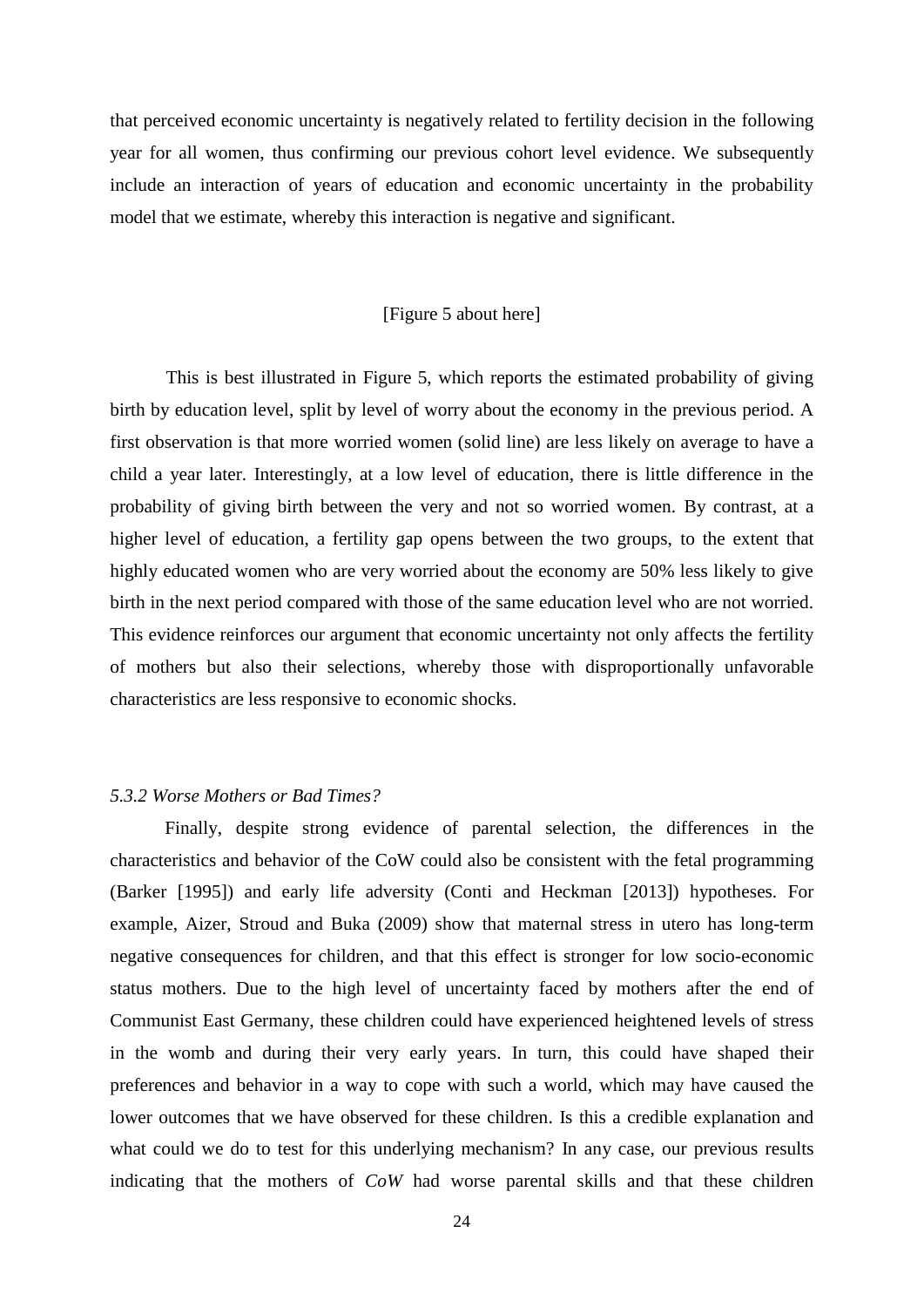that perceived economic uncertainty is negatively related to fertility decision in the following year for all women, thus confirming our previous cohort level evidence. We subsequently include an interaction of years of education and economic uncertainty in the probability model that we estimate, whereby this interaction is negative and significant.

[Figure 5 about here]

This is best illustrated in Figure 5, which reports the estimated probability of giving birth by education level, split by level of worry about the economy in the previous period. A first observation is that more worried women (solid line) are less likely on average to have a child a year later. Interestingly, at a low level of education, there is little difference in the probability of giving birth between the very and not so worried women. By contrast, at a higher level of education, a fertility gap opens between the two groups, to the extent that highly educated women who are very worried about the economy are 50% less likely to give birth in the next period compared with those of the same education level who are not worried. This evidence reinforces our argument that economic uncertainty not only affects the fertility of mothers but also their selections, whereby those with disproportionally unfavorable characteristics are less responsive to economic shocks.

### *5.3.2 Worse Mothers or Bad Times?*

Finally, despite strong evidence of parental selection, the differences in the characteristics and behavior of the CoW could also be consistent with the fetal programming (Barker [1995]) and early life adversity (Conti and Heckman [2013]) hypotheses. For example, Aizer, Stroud and Buka (2009) show that maternal stress in utero has long-term negative consequences for children, and that this effect is stronger for low socio-economic status mothers. Due to the high level of uncertainty faced by mothers after the end of Communist East Germany, these children could have experienced heightened levels of stress in the womb and during their very early years. In turn, this could have shaped their preferences and behavior in a way to cope with such a world, which may have caused the lower outcomes that we have observed for these children. Is this a credible explanation and what could we do to test for this underlying mechanism? In any case, our previous results indicating that the mothers of *CoW* had worse parental skills and that these children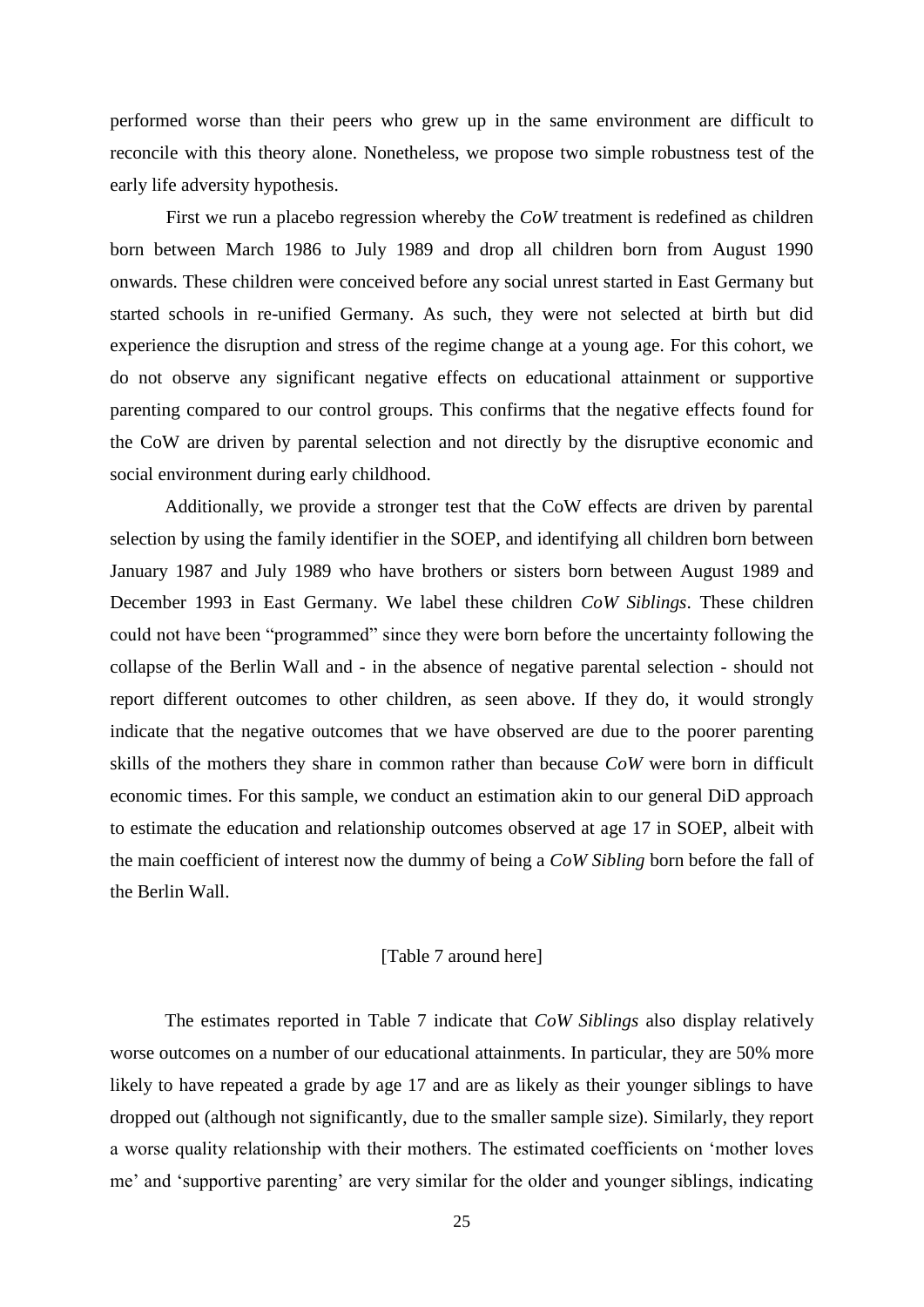performed worse than their peers who grew up in the same environment are difficult to reconcile with this theory alone. Nonetheless, we propose two simple robustness test of the early life adversity hypothesis.

First we run a placebo regression whereby the *CoW* treatment is redefined as children born between March 1986 to July 1989 and drop all children born from August 1990 onwards. These children were conceived before any social unrest started in East Germany but started schools in re-unified Germany. As such, they were not selected at birth but did experience the disruption and stress of the regime change at a young age. For this cohort, we do not observe any significant negative effects on educational attainment or supportive parenting compared to our control groups. This confirms that the negative effects found for the CoW are driven by parental selection and not directly by the disruptive economic and social environment during early childhood.

Additionally, we provide a stronger test that the CoW effects are driven by parental selection by using the family identifier in the SOEP, and identifying all children born between January 1987 and July 1989 who have brothers or sisters born between August 1989 and December 1993 in East Germany. We label these children *CoW Siblings*. These children could not have been "programmed" since they were born before the uncertainty following the collapse of the Berlin Wall and - in the absence of negative parental selection - should not report different outcomes to other children, as seen above. If they do, it would strongly indicate that the negative outcomes that we have observed are due to the poorer parenting skills of the mothers they share in common rather than because *CoW* were born in difficult economic times. For this sample, we conduct an estimation akin to our general DiD approach to estimate the education and relationship outcomes observed at age 17 in SOEP, albeit with the main coefficient of interest now the dummy of being a *CoW Sibling* born before the fall of the Berlin Wall.

[Table 7 around here]

The estimates reported in Table 7 indicate that *CoW Siblings* also display relatively worse outcomes on a number of our educational attainments. In particular, they are 50% more likely to have repeated a grade by age 17 and are as likely as their younger siblings to have dropped out (although not significantly, due to the smaller sample size). Similarly, they report a worse quality relationship with their mothers. The estimated coefficients on 'mother loves me' and 'supportive parenting' are very similar for the older and younger siblings, indicating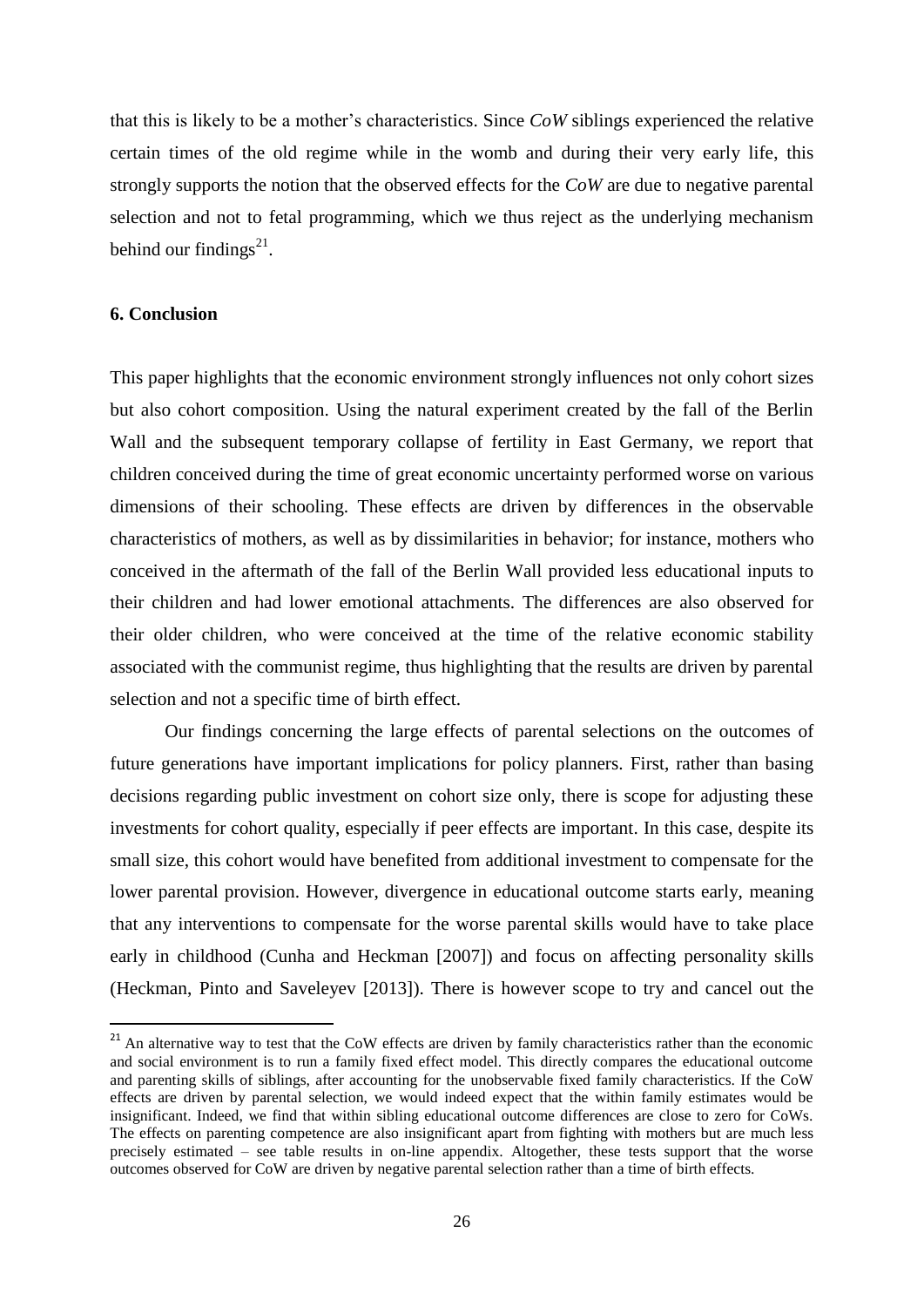that this is likely to be a mother's characteristics. Since *CoW* siblings experienced the relative certain times of the old regime while in the womb and during their very early life, this strongly supports the notion that the observed effects for the *CoW* are due to negative parental selection and not to fetal programming, which we thus reject as the underlying mechanism behind our findings[21].

## 6. Conclusion

This paper highlights that the economic environment strongly influences not only cohort sizes but also cohort composition. Using the natural experiment created by the fall of the Berlin Wall and the subsequent temporary collapse of fertility in East Germany, we report that children conceived during the time of great economic uncertainty performed worse on various dimensions of their schooling. These effects are driven by differences in the observable characteristics of mothers, as well as by dissimilarities in behavior; for instance, mothers who conceived in the aftermath of the fall of the Berlin Wall provided less educational inputs to their children and had lower emotional attachments. The differences are also observed for their older children, who were conceived at the time of the relative economic stability associated with the communist regime, thus highlighting that the results are driven by parental selection and not a specific time of birth effect.

Our findings concerning the large effects of parental selections on the outcomes of future generations have important implications for policy planners. First, rather than basing decisions regarding public investment on cohort size only, there is scope for adjusting these investments for cohort quality, especially if peer effects are important. In this case, despite its small size, this cohort would have benefited from additional investment to compensate for the lower parental provision. However, divergence in educational outcome starts early, meaning that any interventions to compensate for the worse parental skills would have to take place early in childhood (Cunha and Heckman [2007]) and focus on affecting personality skills (Heckman, Pinto and Saveleyev [2013]). There is however scope to try and cancel out the

[21] An alternative way to test that the CoW effects are driven by family characteristics rather than the economic and social environment is to run a family fixed effect model. This directly compares the educational outcome and parenting skills of siblings, after accounting for the unobservable fixed family characteristics. If the CoW effects are driven by parental selection, we would indeed expect that the within family estimates would be insignificant. Indeed, we find that within sibling educational outcome differences are close to zero for CoWs. The effects on parenting competence are also insignificant apart from fighting with mothers but are much less precisely estimated – see table results in on-line appendix. Altogether, these tests support that the worse outcomes observed for CoW are driven by negative parental selection rather than a time of birth effects.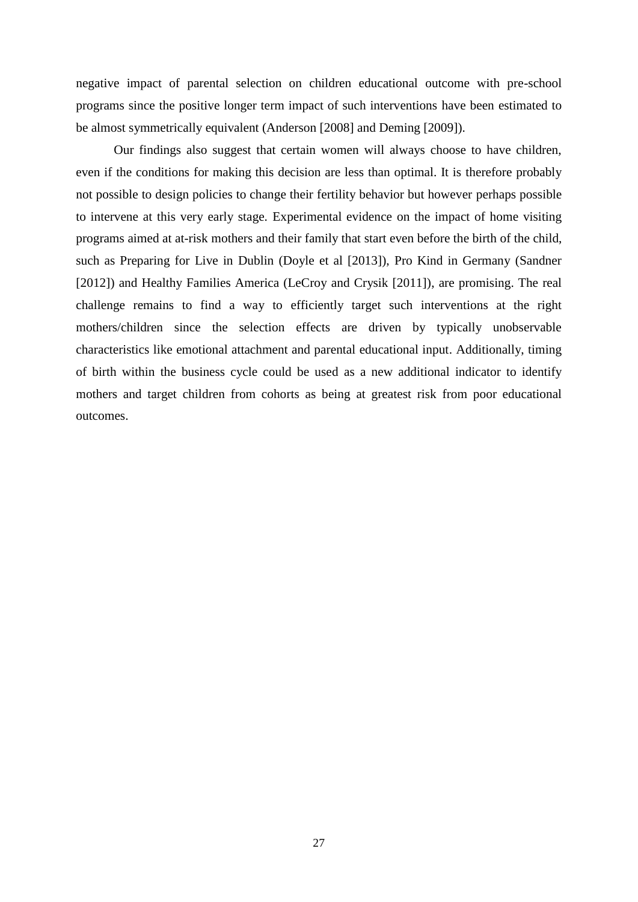negative impact of parental selection on children educational outcome with pre-school programs since the positive longer term impact of such interventions have been estimated to be almost symmetrically equivalent (Anderson [2008] and Deming [2009]).

Our findings also suggest that certain women will always choose to have children, even if the conditions for making this decision are less than optimal. It is therefore probably not possible to design policies to change their fertility behavior but however perhaps possible to intervene at this very early stage. Experimental evidence on the impact of home visiting programs aimed at at-risk mothers and their family that start even before the birth of the child, such as Preparing for Live in Dublin (Doyle et al [2013]), Pro Kind in Germany (Sandner [2012]) and Healthy Families America (LeCroy and Crysik [2011]), are promising. The real challenge remains to find a way to efficiently target such interventions at the right mothers/children since the selection effects are driven by typically unobservable characteristics like emotional attachment and parental educational input. Additionally, timing of birth within the business cycle could be used as a new additional indicator to identify mothers and target children from cohorts as being at greatest risk from poor educational outcomes.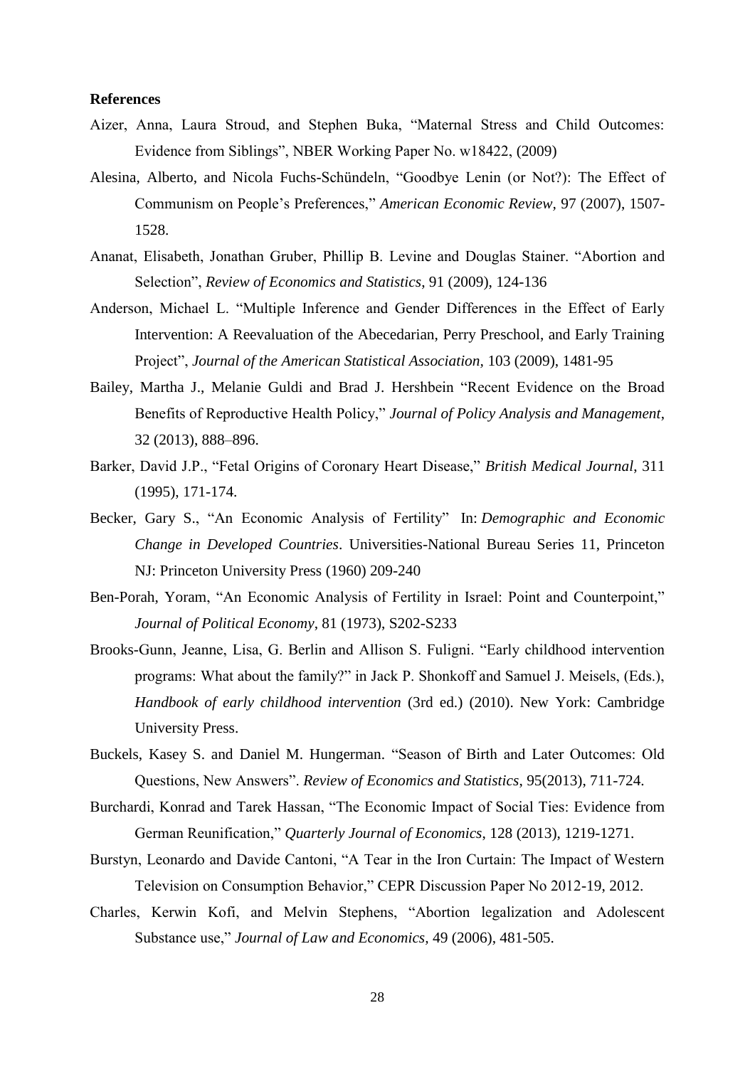**References**

Aizer, Anna, Laura Stroud, and Stephen Buka, "Maternal Stress and Child Outcomes: Evidence from Siblings", NBER Working Paper No. w18422, (2009)

Alesina, Alberto, and Nicola Fuchs-Schündeln, "Goodbye Lenin (or Not?): The Effect of Communism on People's Preferences," *American Economic Review,* 97 (2007), 1507-1528.

Ananat, Elisabeth, Jonathan Gruber, Phillip B. Levine and Douglas Stainer. "Abortion and Selection", *Review of Economics and Statistics*, 91 (2009), 124-136

Anderson, Michael L. "Multiple Inference and Gender Differences in the Effect of Early Intervention: A Reevaluation of the Abecedarian, Perry Preschool, and Early Training Project", *Journal of the American Statistical Association,* 103 (2009), 1481-95

Bailey, Martha J., Melanie Guldi and Brad J. Hershbein "Recent Evidence on the Broad Benefits of Reproductive Health Policy," *Journal of Policy Analysis and Management*, 32 (2013), 888–896.

Barker, David J.P., "Fetal Origins of Coronary Heart Disease," *British Medical Journal*, 311 (1995), 171-174.

Becker, Gary S., "An Economic Analysis of Fertility" In: *Demographic and Economic Change in Developed Countries*. Universities-National Bureau Series 11, Princeton NJ: Princeton University Press (1960) 209-240

Ben-Porah, Yoram, "An Economic Analysis of Fertility in Israel: Point and Counterpoint," *Journal of Political Economy*, 81 (1973), S202-S233

Brooks-Gunn, Jeanne, Lisa, G. Berlin and Allison S. Fuligni. "Early childhood intervention programs: What about the family?" in Jack P. Shonkoff and Samuel J. Meisels, (Eds.), *Handbook of early childhood intervention* (3rd ed.) (2010). New York: Cambridge University Press.

Buckels, Kasey S. and Daniel M. Hungerman. "Season of Birth and Later Outcomes: Old Questions, New Answers". *Review of Economics and Statistics*, 95(2013), 711-724.

Burchardi, Konrad and Tarek Hassan, "The Economic Impact of Social Ties: Evidence from German Reunification," *Quarterly Journal of Economics*, 128 (2013), 1219-1271.

Burstyn, Leonardo and Davide Cantoni, "A Tear in the Iron Curtain: The Impact of Western Television on Consumption Behavior," CEPR Discussion Paper No 2012-19, 2012.

Charles, Kerwin Kofi, and Melvin Stephens, "Abortion legalization and Adolescent Substance use," *Journal of Law and Economics,* 49 (2006), 481-505.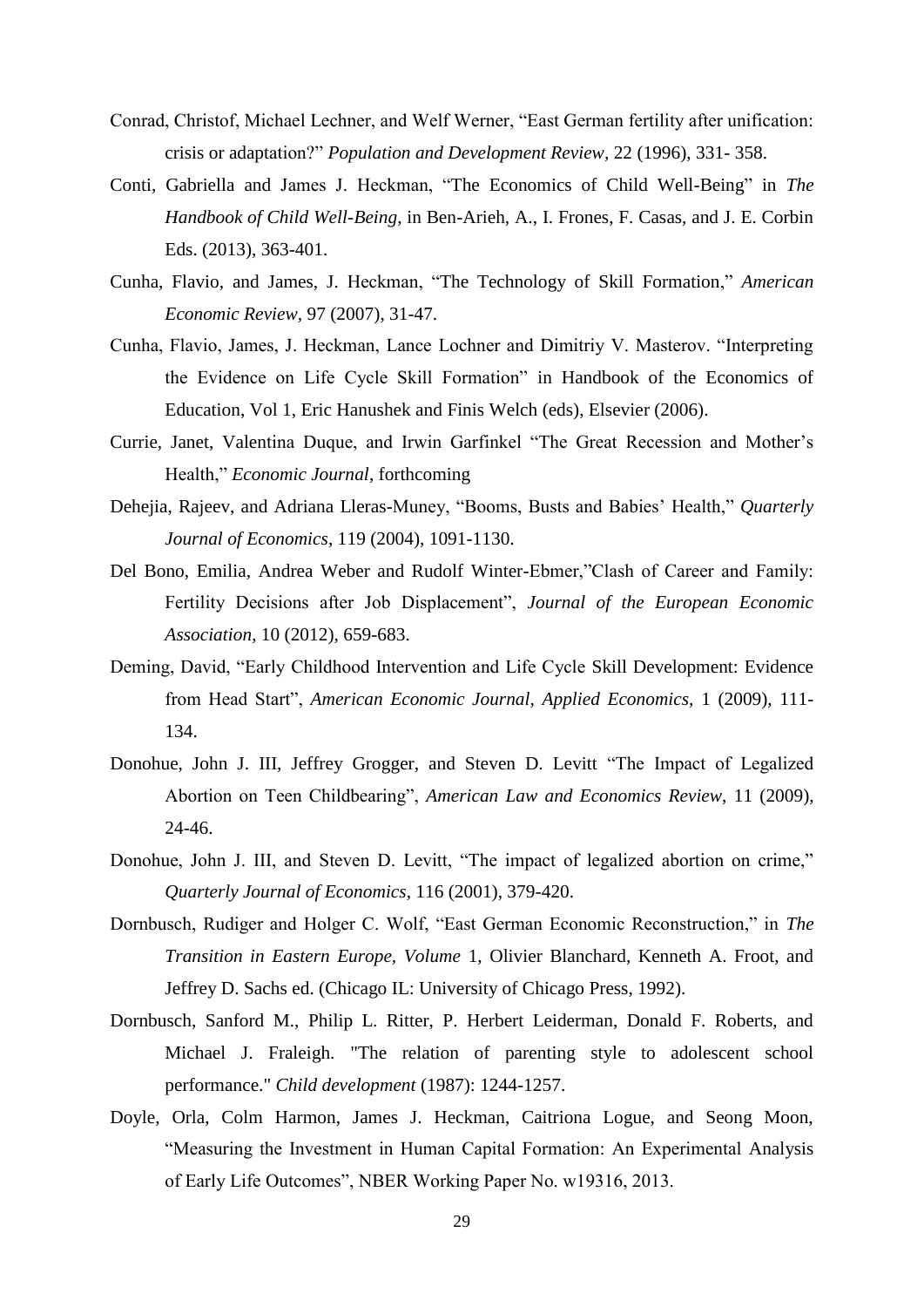Conrad, Christof, Michael Lechner, and Welf Werner, "East German fertility after unification: crisis or adaptation?" *Population and Development Review*, 22 (1996), 331- 358.

Conti, Gabriella and James J. Heckman, "The Economics of Child Well-Being" in *The Handbook of Child Well-Being*, in Ben-Arieh, A., I. Frones, F. Casas, and J. E. Corbin Eds. (2013), 363-401.

Cunha, Flavio, and James, J. Heckman, "The Technology of Skill Formation," *American Economic Review*, 97 (2007), 31-47.

Cunha, Flavio, James, J. Heckman, Lance Lochner and Dimitriy V. Masterov. "Interpreting the Evidence on Life Cycle Skill Formation" in Handbook of the Economics of Education, Vol 1, Eric Hanushek and Finis Welch (eds), Elsevier (2006).

Currie, Janet, Valentina Duque, and Irwin Garfinkel "The Great Recession and Mother's Health," *Economic Journal*, forthcoming

Dehejia, Rajeev, and Adriana Lleras-Muney, "Booms, Busts and Babies' Health," *Quarterly Journal of Economics*, 119 (2004), 1091-1130.

Del Bono, Emilia, Andrea Weber and Rudolf Winter-Ebmer,"Clash of Career and Family: Fertility Decisions after Job Displacement", *Journal of the European Economic Association*, 10 (2012), 659-683.

Deming, David, "Early Childhood Intervention and Life Cycle Skill Development: Evidence from Head Start", *American Economic Journal, Applied Economics*, 1 (2009), 111-134.

Donohue, John J. III, Jeffrey Grogger, and Steven D. Levitt "The Impact of Legalized Abortion on Teen Childbearing", *American Law and Economics Review*, 11 (2009), 24-46.

Donohue, John J. III, and Steven D. Levitt, "The impact of legalized abortion on crime," *Quarterly Journal of Economics*, 116 (2001), 379-420.

Dornbusch, Rudiger and Holger C. Wolf, "East German Economic Reconstruction," in *The Transition in Eastern Europe, Volume* 1, Olivier Blanchard, Kenneth A. Froot, and Jeffrey D. Sachs ed. (Chicago IL: University of Chicago Press, 1992).

Dornbusch, Sanford M., Philip L. Ritter, P. Herbert Leiderman, Donald F. Roberts, and Michael J. Fraleigh. "The relation of parenting style to adolescent school performance." *Child development* (1987): 1244-1257.

Doyle, Orla, Colm Harmon, James J. Heckman, Caitriona Logue, and Seong Moon, "Measuring the Investment in Human Capital Formation: An Experimental Analysis of Early Life Outcomes", NBER Working Paper No. w19316, 2013.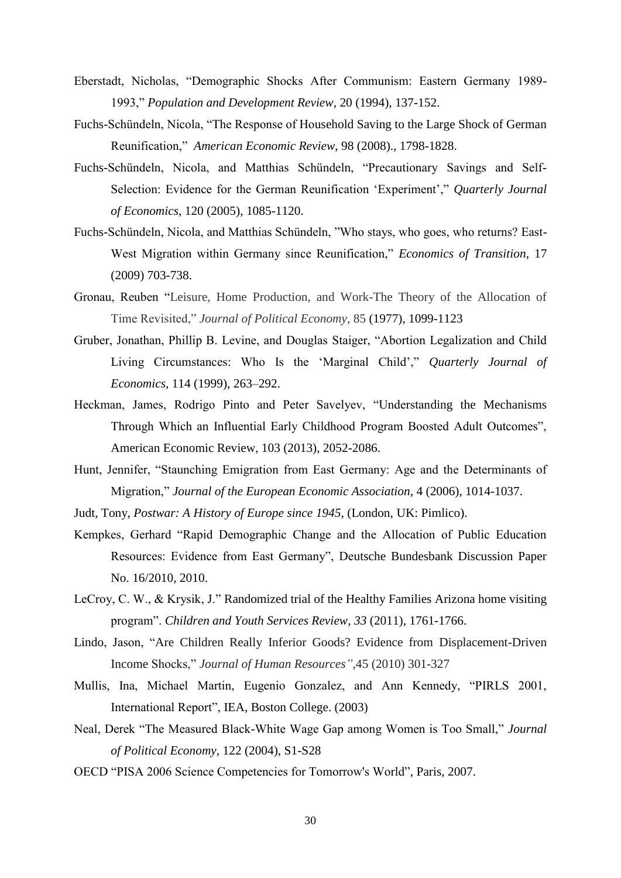Eberstadt, Nicholas, "Demographic Shocks After Communism: Eastern Germany 1989-1993," *Population and Development Review*, 20 (1994), 137-152.

Fuchs-Schündeln, Nicola, "The Response of Household Saving to the Large Shock of German Reunification," *American Economic Review*, 98 (2008)., 1798-1828.

Fuchs-Schündeln, Nicola, and Matthias Schündeln, "Precautionary Savings and Self-Selection: Evidence for the German Reunification 'Experiment'," *Quarterly Journal of Economics*, 120 (2005), 1085-1120.

Fuchs-Schündeln, Nicola, and Matthias Schündeln, "Who stays, who goes, who returns? East-West Migration within Germany since Reunification," *Economics of Transition*, 17 (2009) 703-738.

Gronau, Reuben "Leisure, Home Production, and Work-The Theory of the Allocation of Time Revisited," *Journal of Political Economy*, 85 (1977), 1099-1123

Gruber, Jonathan, Phillip B. Levine, and Douglas Staiger, "Abortion Legalization and Child Living Circumstances: Who Is the 'Marginal Child'," *Quarterly Journal of Economics*, 114 (1999), 263–292.

Heckman, James, Rodrigo Pinto and Peter Savelyev, "Understanding the Mechanisms Through Which an Influential Early Childhood Program Boosted Adult Outcomes", American Economic Review, 103 (2013), 2052-2086.

Hunt, Jennifer, "Staunching Emigration from East Germany: Age and the Determinants of Migration," *Journal of the European Economic Association*, 4 (2006), 1014-1037.

Judt, Tony, *Postwar: A History of Europe since 1945*, (London, UK: Pimlico).

Kempkes, Gerhard "Rapid Demographic Change and the Allocation of Public Education Resources: Evidence from East Germany", Deutsche Bundesbank Discussion Paper No. 16/2010, 2010.

LeCroy, C. W., & Krysik, J." Randomized trial of the Healthy Families Arizona home visiting program". *Children and Youth Services Review*, *33* (2011), 1761-1766.

Lindo, Jason, "Are Children Really Inferior Goods? Evidence from Displacement-Driven Income Shocks," *Journal of Human Resources"*,45 (2010) 301-327

Mullis, Ina, Michael Martin, Eugenio Gonzalez, and Ann Kennedy, "PIRLS 2001, International Report", IEA, Boston College. (2003)

Neal, Derek "The Measured Black-White Wage Gap among Women is Too Small," *Journal of Political Economy*, 122 (2004), S1-S28

OECD "PISA 2006 Science Competencies for Tomorrow's World", Paris, 2007.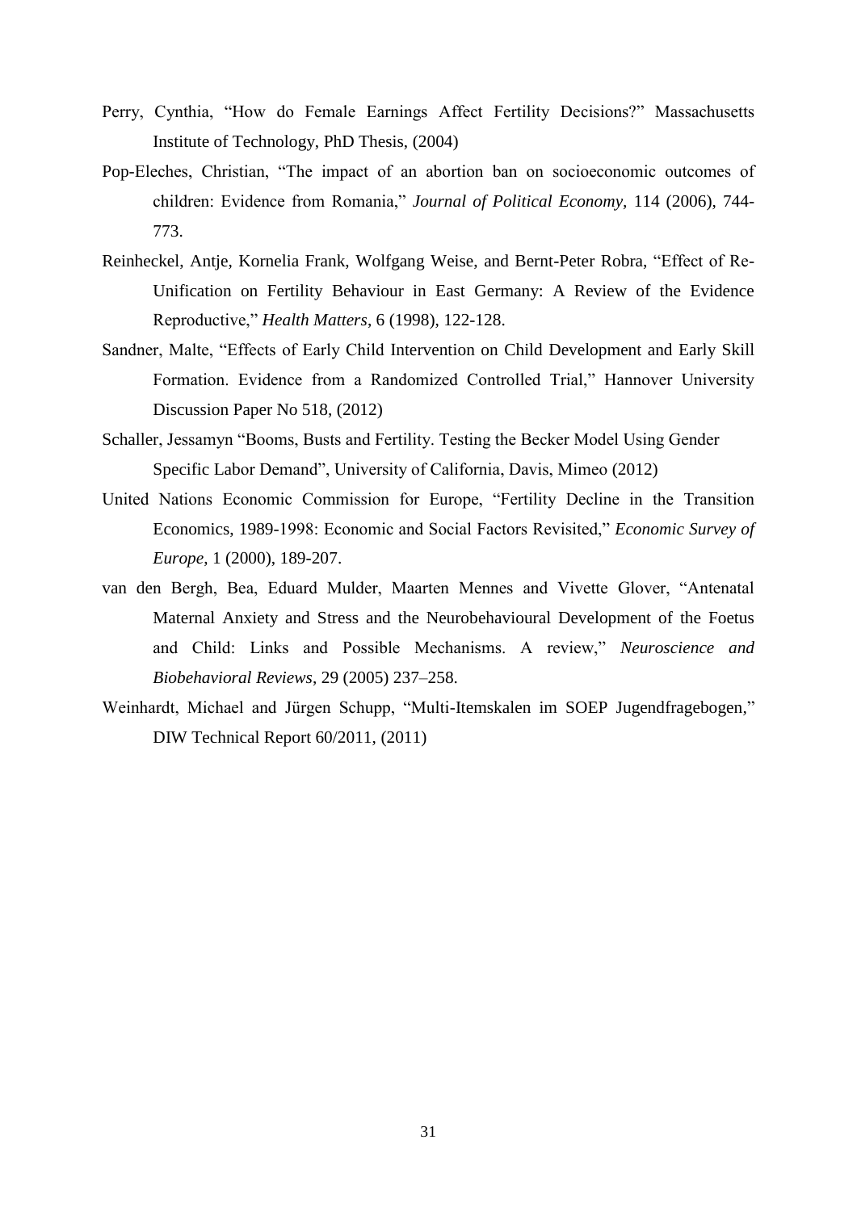Perry, Cynthia, "How do Female Earnings Affect Fertility Decisions?" Massachusetts Institute of Technology, PhD Thesis, (2004)

Pop-Eleches, Christian, "The impact of an abortion ban on socioeconomic outcomes of children: Evidence from Romania," *Journal of Political Economy,* 114 (2006), 744-773.

Reinheckel, Antje, Kornelia Frank, Wolfgang Weise, and Bernt-Peter Robra, "Effect of Re-Unification on Fertility Behaviour in East Germany: A Review of the Evidence Reproductive," *Health Matters*, 6 (1998), 122-128.

Sandner, Malte, "Effects of Early Child Intervention on Child Development and Early Skill Formation. Evidence from a Randomized Controlled Trial," Hannover University Discussion Paper No 518, (2012)

Schaller, Jessamyn "Booms, Busts and Fertility. Testing the Becker Model Using Gender Specific Labor Demand", University of California, Davis, Mimeo (2012)

United Nations Economic Commission for Europe, "Fertility Decline in the Transition Economics, 1989-1998: Economic and Social Factors Revisited," *Economic Survey of Europe*, 1 (2000), 189-207.

van den Bergh, Bea, Eduard Mulder, Maarten Mennes and Vivette Glover, "Antenatal Maternal Anxiety and Stress and the Neurobehavioural Development of the Foetus and Child: Links and Possible Mechanisms. A review," *Neuroscience and Biobehavioral Reviews*, 29 (2005) 237–258.

Weinhardt, Michael and Jürgen Schupp, "Multi-Itemskalen im SOEP Jugendfragebogen," DIW Technical Report 60/2011, (2011)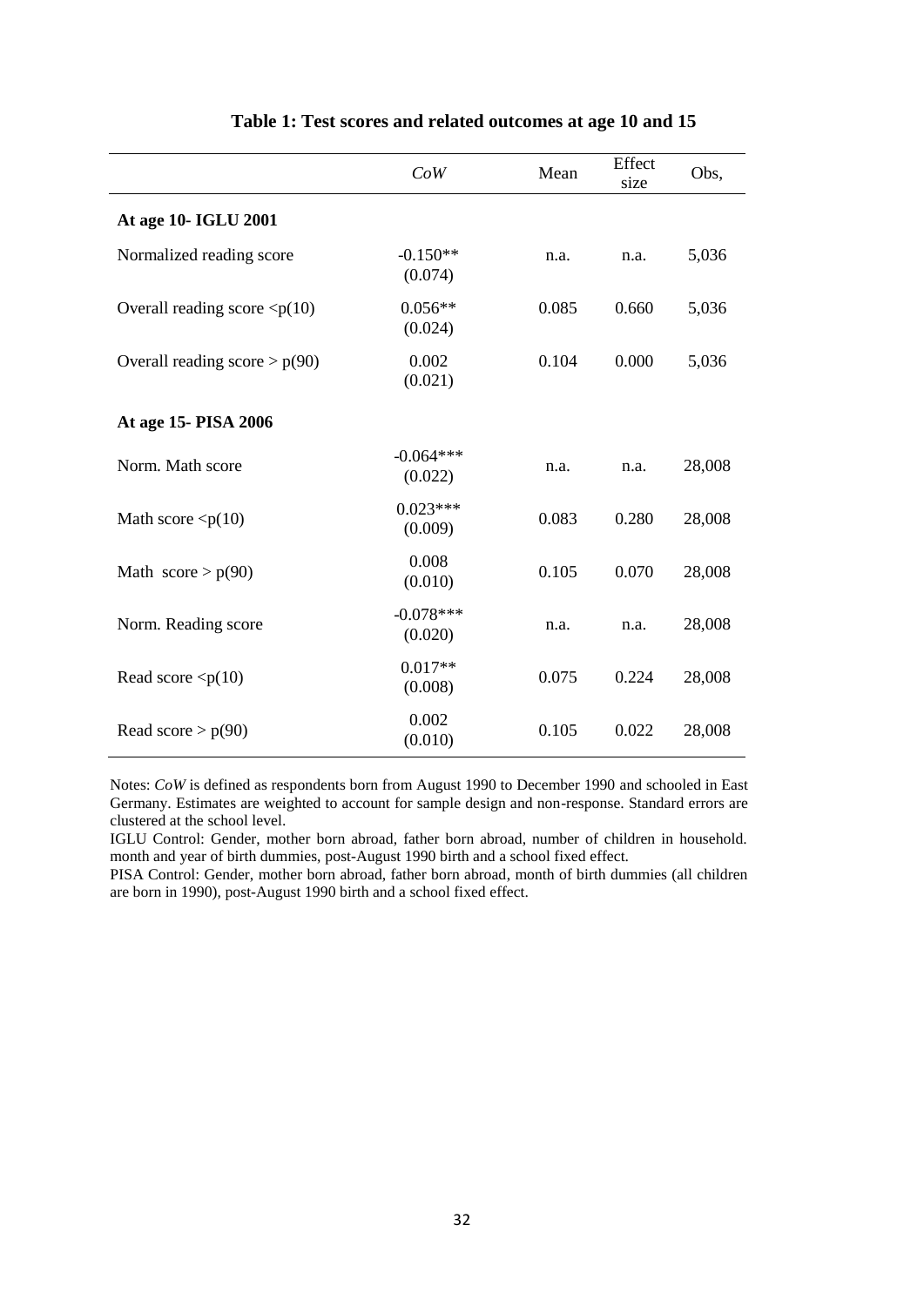**Table 1: Test scores and related outcomes at age 10 and 15**

| | *CoW* | Mean | Effect size | Obs, |
|---|---|---|---|---|
| **At age 10- IGLU 2001** | | | | |
| Normalized reading score | -0.150** (0.074) | n.a. | n.a. | 5,036 |
| Overall reading score <p(10) | 0.056** (0.024) | 0.085 | 0.660 | 5,036 |
| Overall reading score > p(90) | 0.002 (0.021) | 0.104 | 0.000 | 5,036 |
| **At age 15- PISA 2006** | | | | |
| Norm. Math score | -0.064*** (0.022) | n.a. | n.a. | 28,008 |
| Math score <p(10) | 0.023*** (0.009) | 0.083 | 0.280 | 28,008 |
| Math score > p(90) | 0.008 (0.010) | 0.105 | 0.070 | 28,008 |
| Norm. Reading score | -0.078*** (0.020) | n.a. | n.a. | 28,008 |
| Read score <p(10) | 0.017** (0.008) | 0.075 | 0.224 | 28,008 |
| Read score > p(90) | 0.002 (0.010) | 0.105 | 0.022 | 28,008 |

Notes: *CoW* is defined as respondents born from August 1990 to December 1990 and schooled in East Germany. Estimates are weighted to account for sample design and non-response. Standard errors are clustered at the school level.

IGLU Control: Gender, mother born abroad, father born abroad, number of children in household. month and year of birth dummies, post-August 1990 birth and a school fixed effect.

PISA Control: Gender, mother born abroad, father born abroad, month of birth dummies (all children are born in 1990), post-August 1990 birth and a school fixed effect.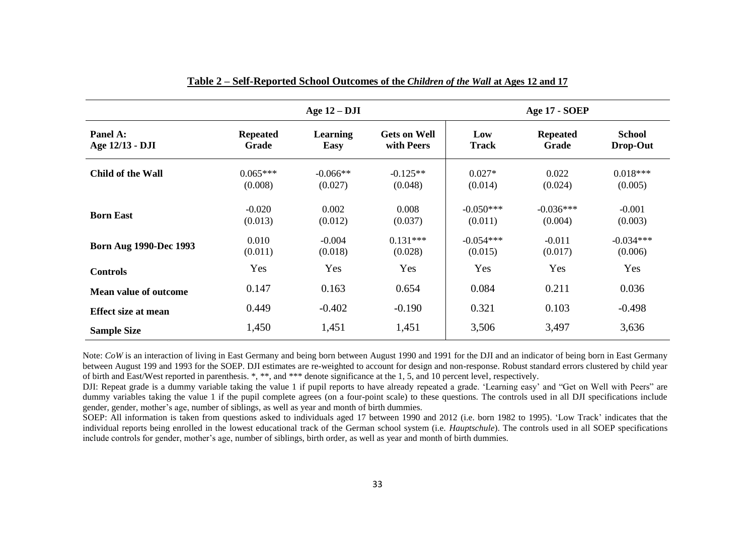**Table 2 – Self-Reported School Outcomes of the *Children of the Wall* at Ages 12 and 17**

| | Age 12 – DJI | | | Age 17 - SOEP | | |
|---|---|---|---|---|---|---|
| **Panel A: Age 12/13 - DJI** | **Repeated Grade** | **Learning Easy** | **Gets on Well with Peers** | **Low Track** | **Repeated Grade** | **School Drop-Out** |
| **Child of the Wall** | 0.065*** | -0.066** | -0.125** | 0.027* | 0.022 | 0.018*** |
| | (0.008) | (0.027) | (0.048) | (0.014) | (0.024) | (0.005) |
| **Born East** | -0.020 | 0.002 | 0.008 | -0.050*** | -0.036*** | -0.001 |
| | (0.013) | (0.012) | (0.037) | (0.011) | (0.004) | (0.003) |
| **Born Aug 1990-Dec 1993** | 0.010 | -0.004 | 0.131*** | -0.054*** | -0.011 | -0.034*** |
| | (0.011) | (0.018) | (0.028) | (0.015) | (0.017) | (0.006) |
| **Controls** | Yes | Yes | Yes | Yes | Yes | Yes |
| **Mean value of outcome** | 0.147 | 0.163 | 0.654 | 0.084 | 0.211 | 0.036 |
| **Effect size at mean** | 0.449 | -0.402 | -0.190 | 0.321 | 0.103 | -0.498 |
| **Sample Size** | 1,450 | 1,451 | 1,451 | 3,506 | 3,497 | 3,636 |

Note: *CoW* is an interaction of living in East Germany and being born between August 1990 and 1991 for the DJI and an indicator of being born in East Germany between August 199 and 1993 for the SOEP. DJI estimates are re-weighted to account for design and non-response. Robust standard errors clustered by child year of birth and East/West reported in parenthesis. *, **, and *** denote significance at the 1, 5, and 10 percent level, respectively.

DJI: Repeat grade is a dummy variable taking the value 1 if pupil reports to have already repeated a grade. 'Learning easy' and "Get on Well with Peers" are dummy variables taking the value 1 if the pupil complete agrees (on a four-point scale) to these questions. The controls used in all DJI specifications include gender, gender, mother's age, number of siblings, as well as year and month of birth dummies.

SOEP: All information is taken from questions asked to individuals aged 17 between 1990 and 2012 (i.e. born 1982 to 1995). 'Low Track' indicates that the individual reports being enrolled in the lowest educational track of the German school system (i.e. *Hauptschule*). The controls used in all SOEP specifications include controls for gender, mother's age, number of siblings, birth order, as well as year and month of birth dummies.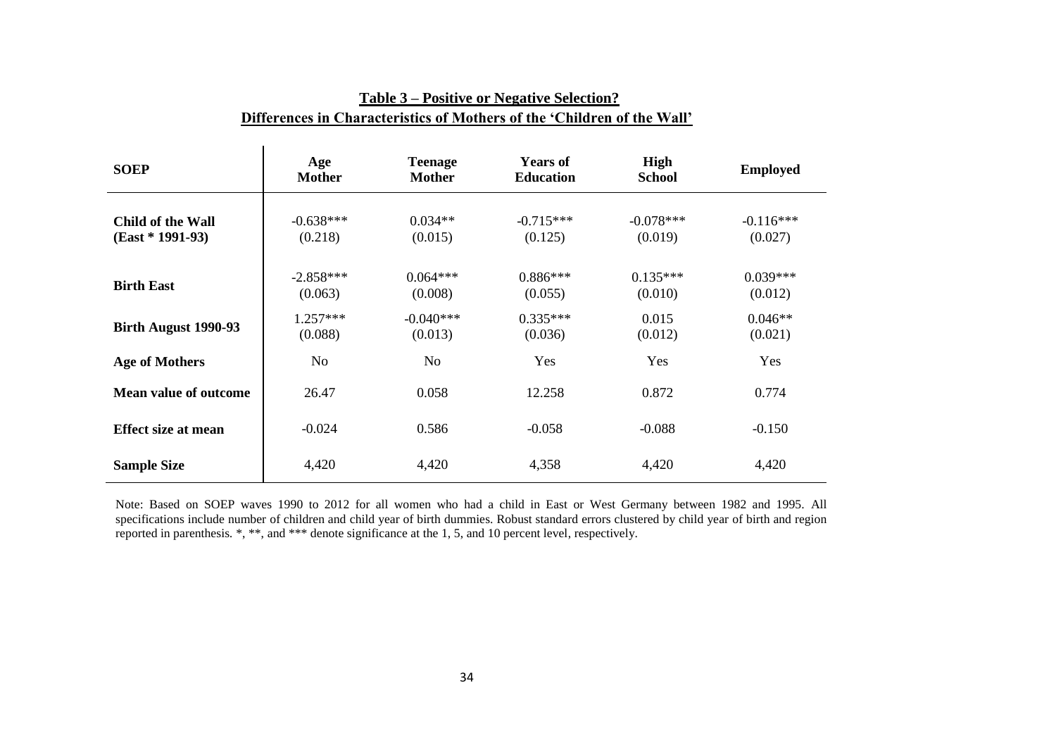**Table 3 – Positive or Negative Selection?**
**Differences in Characteristics of Mothers of the 'Children of the Wall'**

| SOEP | Age Mother | Teenage Mother | Years of Education | High School | Employed |
|---|---|---|---|---|---|
| **Child of the Wall (East * 1991-93)** | -0.638*** (0.218) | 0.034** (0.015) | -0.715*** (0.125) | -0.078*** (0.019) | -0.116*** (0.027) |
| **Birth East** | -2.858*** (0.063) | 0.064*** (0.008) | 0.886*** (0.055) | 0.135*** (0.010) | 0.039*** (0.012) |
| **Birth August 1990-93** | 1.257*** (0.088) | -0.040*** (0.013) | 0.335*** (0.036) | 0.015 (0.012) | 0.046** (0.021) |
| **Age of Mothers** | No | No | Yes | Yes | Yes |
| **Mean value of outcome** | 26.47 | 0.058 | 12.258 | 0.872 | 0.774 |
| **Effect size at mean** | -0.024 | 0.586 | -0.058 | -0.088 | -0.150 |
| **Sample Size** | 4,420 | 4,420 | 4,358 | 4,420 | 4,420 |

Note: Based on SOEP waves 1990 to 2012 for all women who had a child in East or West Germany between 1982 and 1995. All specifications include number of children and child year of birth dummies. Robust standard errors clustered by child year of birth and region reported in parenthesis. *, **, and *** denote significance at the 1, 5, and 10 percent level, respectively.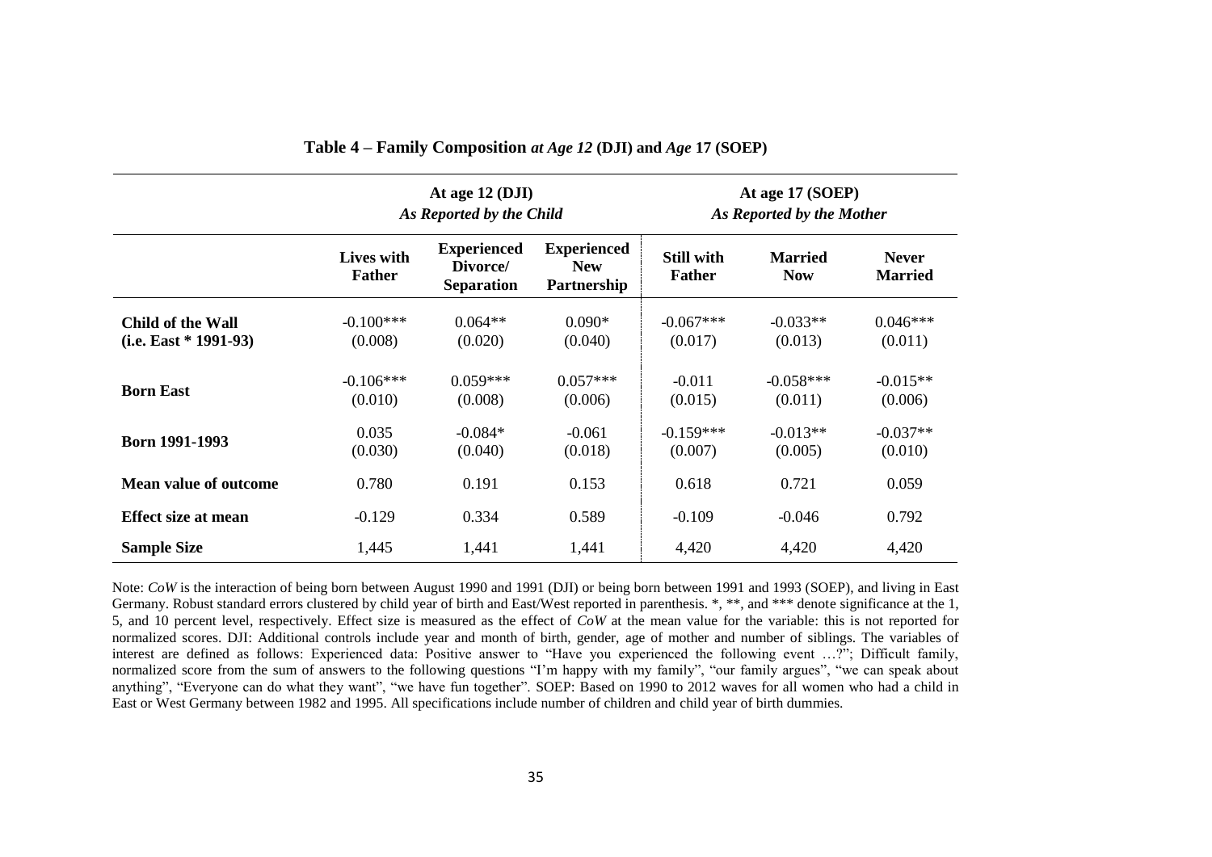**Table 4 – Family Composition** ***at Age 12*** **(DJI) and** ***Age*** **17 (SOEP)**

| | At age 12 (DJI) *As Reported by the Child* | | | At age 17 (SOEP) *As Reported by the Mother* | | |
|---|---|---|---|---|---|---|
| | **Lives with Father** | **Experienced Divorce/ Separation** | **Experienced New Partnership** | **Still with Father** | **Married Now** | **Never Married** |
| **Child of the Wall (i.e. East * 1991-93)** | -0.100*** (0.008) | 0.064** (0.020) | 0.090* (0.040) | -0.067*** (0.017) | -0.033** (0.013) | 0.046*** (0.011) |
| **Born East** | -0.106*** (0.010) | 0.059*** (0.008) | 0.057*** (0.006) | -0.011 (0.015) | -0.058*** (0.011) | -0.015** (0.006) |
| **Born 1991-1993** | 0.035 (0.030) | -0.084* (0.040) | -0.061 (0.018) | -0.159*** (0.007) | -0.013** (0.005) | -0.037** (0.010) |
| **Mean value of outcome** | 0.780 | 0.191 | 0.153 | 0.618 | 0.721 | 0.059 |
| **Effect size at mean** | -0.129 | 0.334 | 0.589 | -0.109 | -0.046 | 0.792 |
| **Sample Size** | 1,445 | 1,441 | 1,441 | 4,420 | 4,420 | 4,420 |

Note: *CoW* is the interaction of being born between August 1990 and 1991 (DJI) or being born between 1991 and 1993 (SOEP), and living in East Germany. Robust standard errors clustered by child year of birth and East/West reported in parenthesis. *, **, and *** denote significance at the 1, 5, and 10 percent level, respectively. Effect size is measured as the effect of *CoW* at the mean value for the variable: this is not reported for normalized scores. DJI: Additional controls include year and month of birth, gender, age of mother and number of siblings. The variables of interest are defined as follows: Experienced data: Positive answer to "Have you experienced the following event …?"; Difficult family, normalized score from the sum of answers to the following questions "I'm happy with my family", "our family argues", "we can speak about anything", "Everyone can do what they want", "we have fun together". SOEP: Based on 1990 to 2012 waves for all women who had a child in East or West Germany between 1982 and 1995. All specifications include number of children and child year of birth dummies.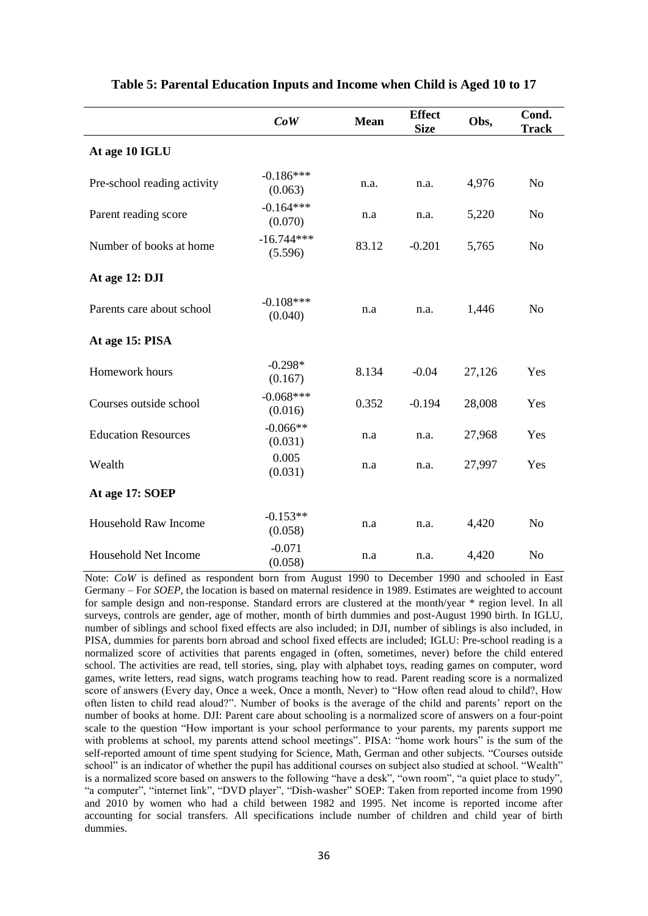**Table 5: Parental Education Inputs and Income when Child is Aged 10 to 17**

| | *CoW* | Mean | Effect Size | Obs, | Cond. Track |
|---|---|---|---|---|---|
| **At age 10 IGLU** | | | | | |
| Pre-school reading activity | -0.186*** (0.063) | n.a. | n.a. | 4,976 | No |
| Parent reading score | -0.164*** (0.070) | n.a | n.a. | 5,220 | No |
| Number of books at home | -16.744*** (5.596) | 83.12 | -0.201 | 5,765 | No |
| **At age 12: DJI** | | | | | |
| Parents care about school | -0.108*** (0.040) | n.a | n.a. | 1,446 | No |
| **At age 15: PISA** | | | | | |
| Homework hours | -0.298* (0.167) | 8.134 | -0.04 | 27,126 | Yes |
| Courses outside school | -0.068*** (0.016) | 0.352 | -0.194 | 28,008 | Yes |
| Education Resources | -0.066** (0.031) | n.a | n.a. | 27,968 | Yes |
| Wealth | 0.005 (0.031) | n.a | n.a. | 27,997 | Yes |
| **At age 17: SOEP** | | | | | |
| Household Raw Income | -0.153** (0.058) | n.a | n.a. | 4,420 | No |
| Household Net Income | -0.071 (0.058) | n.a | n.a. | 4,420 | No |

Note: *CoW* is defined as respondent born from August 1990 to December 1990 and schooled in East Germany – For *SOEP*, the location is based on maternal residence in 1989. Estimates are weighted to account for sample design and non-response. Standard errors are clustered at the month/year * region level. In all surveys, controls are gender, age of mother, month of birth dummies and post-August 1990 birth. In IGLU, number of siblings and school fixed effects are also included; in DJI, number of siblings is also included, in PISA, dummies for parents born abroad and school fixed effects are included; IGLU: Pre-school reading is a normalized score of activities that parents engaged in (often, sometimes, never) before the child entered school. The activities are read, tell stories, sing, play with alphabet toys, reading games on computer, word games, write letters, read signs, watch programs teaching how to read. Parent reading score is a normalized score of answers (Every day, Once a week, Once a month, Never) to "How often read aloud to child?, How often listen to child read aloud?". Number of books is the average of the child and parents' report on the number of books at home. DJI: Parent care about schooling is a normalized score of answers on a four-point scale to the question "How important is your school performance to your parents, my parents support me with problems at school, my parents attend school meetings". PISA: "home work hours" is the sum of the self-reported amount of time spent studying for Science, Math, German and other subjects. "Courses outside school" is an indicator of whether the pupil has additional courses on subject also studied at school. "Wealth" is a normalized score based on answers to the following "have a desk", "own room", "a quiet place to study", "a computer", "internet link", "DVD player", "Dish-washer" SOEP: Taken from reported income from 1990 and 2010 by women who had a child between 1982 and 1995. Net income is reported income after accounting for social transfers. All specifications include number of children and child year of birth dummies.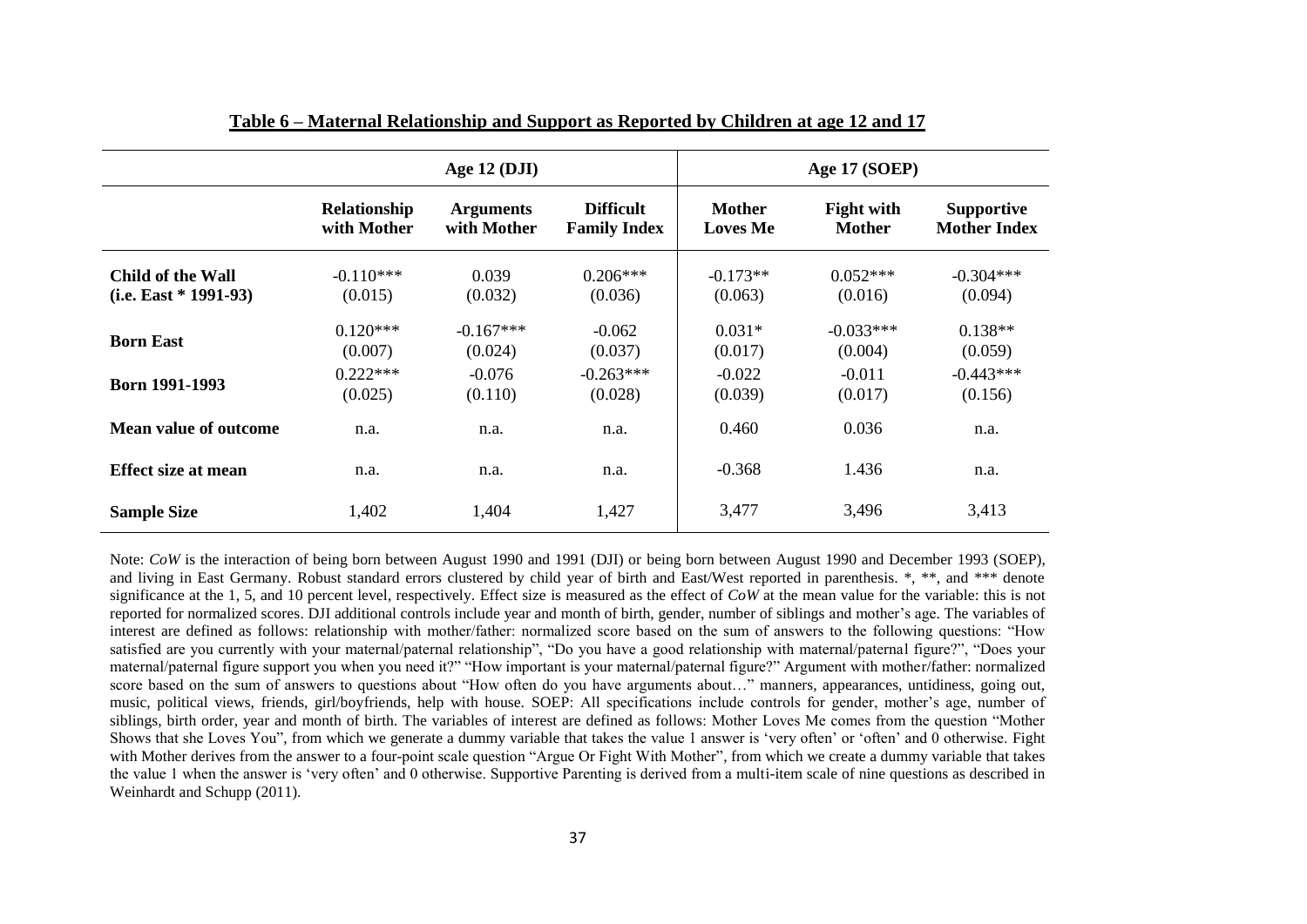## Table 6 – Maternal Relationship and Support as Reported by Children at age 12 and 17

| | Age 12 (DJI) | | | Age 17 (SOEP) | | |
|---|---|---|---|---|---|---|
| | **Relationship with Mother** | **Arguments with Mother** | **Difficult Family Index** | **Mother Loves Me** | **Fight with Mother** | **Supportive Mother Index** |
| **Child of the Wall (i.e. East * 1991-93)** | -0.110*** (0.015) | 0.039 (0.032) | 0.206*** (0.036) | -0.173** (0.063) | 0.052*** (0.016) | -0.304*** (0.094) |
| **Born East** | 0.120*** (0.007) | -0.167*** (0.024) | -0.062 (0.037) | 0.031* (0.017) | -0.033*** (0.004) | 0.138** (0.059) |
| **Born 1991-1993** | 0.222*** (0.025) | -0.076 (0.110) | -0.263*** (0.028) | -0.022 (0.039) | -0.011 (0.017) | -0.443*** (0.156) |
| **Mean value of outcome** | n.a. | n.a. | n.a. | 0.460 | 0.036 | n.a. |
| **Effect size at mean** | n.a. | n.a. | n.a. | -0.368 | 1.436 | n.a. |
| **Sample Size** | 1,402 | 1,404 | 1,427 | 3,477 | 3,496 | 3,413 |

Note: *CoW* is the interaction of being born between August 1990 and 1991 (DJI) or being born between August 1990 and December 1993 (SOEP), and living in East Germany. Robust standard errors clustered by child year of birth and East/West reported in parenthesis. *, **, and *** denote significance at the 1, 5, and 10 percent level, respectively. Effect size is measured as the effect of *CoW* at the mean value for the variable: this is not reported for normalized scores. DJI additional controls include year and month of birth, gender, number of siblings and mother's age. The variables of interest are defined as follows: relationship with mother/father: normalized score based on the sum of answers to the following questions: "How satisfied are you currently with your maternal/paternal relationship", "Do you have a good relationship with maternal/paternal figure?", "Does your maternal/paternal figure support you when you need it?" "How important is your maternal/paternal figure?" Argument with mother/father: normalized score based on the sum of answers to questions about "How often do you have arguments about…" manners, appearances, untidiness, going out, music, political views, friends, girl/boyfriends, help with house. SOEP: All specifications include controls for gender, mother's age, number of siblings, birth order, year and month of birth. The variables of interest are defined as follows: Mother Loves Me comes from the question "Mother Shows that she Loves You", from which we generate a dummy variable that takes the value 1 answer is 'very often' or 'often' and 0 otherwise. Fight with Mother derives from the answer to a four-point scale question "Argue Or Fight With Mother", from which we create a dummy variable that takes the value 1 when the answer is 'very often' and 0 otherwise. Supportive Parenting is derived from a multi-item scale of nine questions as described in Weinhardt and Schupp (2011).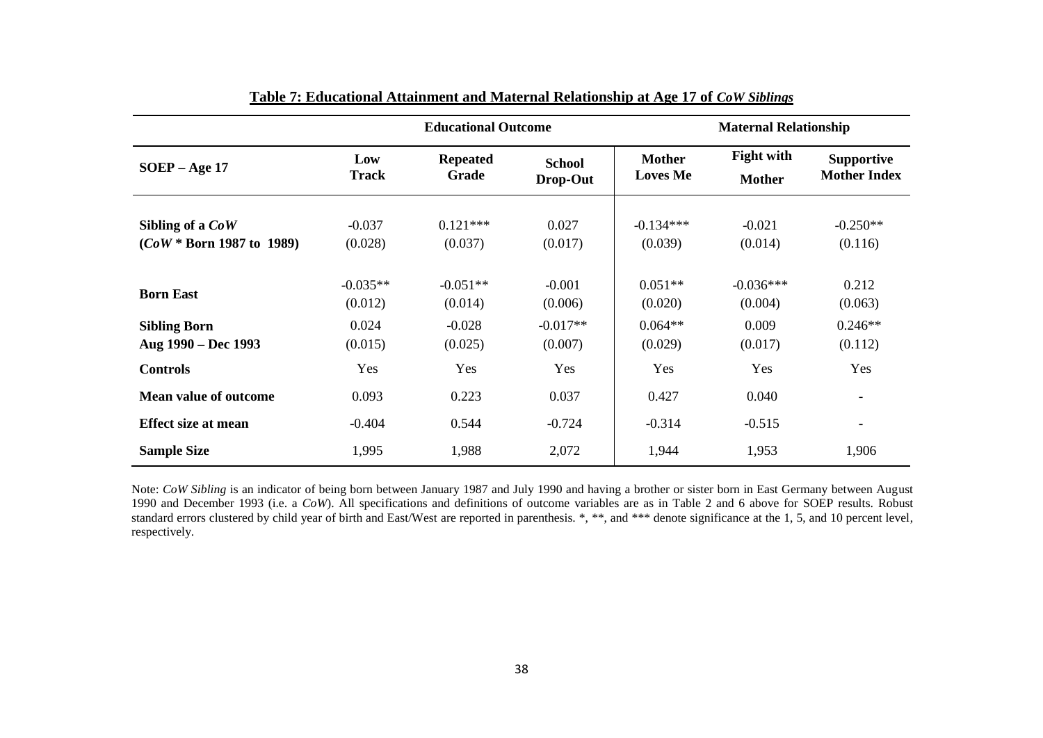**Table 7: Educational Attainment and Maternal Relationship at Age 17 of *CoW Siblings***

| | Educational Outcome | | | Maternal Relationship | | |
|---|---|---|---|---|---|---|
| **SOEP – Age 17** | **Low Track** | **Repeated Grade** | **School Drop-Out** | **Mother Loves Me** | **Fight with Mother** | **Supportive Mother Index** |
| **Sibling of a *CoW*** | -0.037 | 0.121*** | 0.027 | -0.134*** | -0.021 | -0.250** |
| **(*CoW* * Born 1987 to 1989)** | (0.028) | (0.037) | (0.017) | (0.039) | (0.014) | (0.116) |
| **Born East** | -0.035** | -0.051** | -0.001 | 0.051** | -0.036*** | 0.212 |
| | (0.012) | (0.014) | (0.006) | (0.020) | (0.004) | (0.063) |
| **Sibling Born Aug 1990 – Dec 1993** | 0.024 | -0.028 | -0.017** | 0.064** | 0.009 | 0.246** |
| | (0.015) | (0.025) | (0.007) | (0.029) | (0.017) | (0.112) |
| **Controls** | Yes | Yes | Yes | Yes | Yes | Yes |
| **Mean value of outcome** | 0.093 | 0.223 | 0.037 | 0.427 | 0.040 | - |
| **Effect size at mean** | -0.404 | 0.544 | -0.724 | -0.314 | -0.515 | - |
| **Sample Size** | 1,995 | 1,988 | 2,072 | 1,944 | 1,953 | 1,906 |

Note: *CoW Sibling* is an indicator of being born between January 1987 and July 1990 and having a brother or sister born in East Germany between August 1990 and December 1993 (i.e. a *CoW*). All specifications and definitions of outcome variables are as in Table 2 and 6 above for SOEP results. Robust standard errors clustered by child year of birth and East/West are reported in parenthesis. *, **, and *** denote significance at the 1, 5, and 10 percent level, respectively.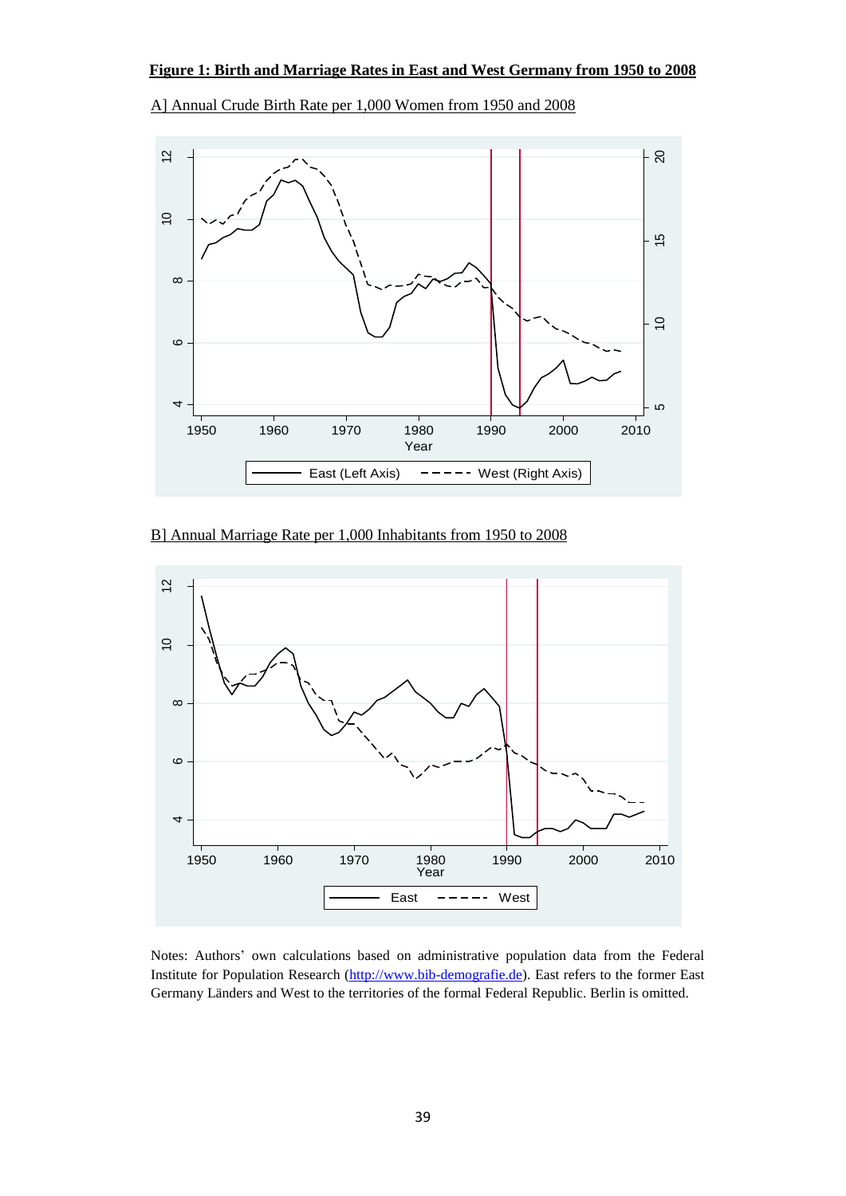**Figure 1: Birth and Marriage Rates in East and West Germany from 1950 to 2008**

A] Annual Crude Birth Rate per 1,000 Women from 1950 and 2008

B] Annual Marriage Rate per 1,000 Inhabitants from 1950 to 2008

Notes: Authors' own calculations based on administrative population data from the Federal Institute for Population Research (http://www.bib-demografie.de). East refers to the former East Germany Länders and West to the territories of the formal Federal Republic. Berlin is omitted.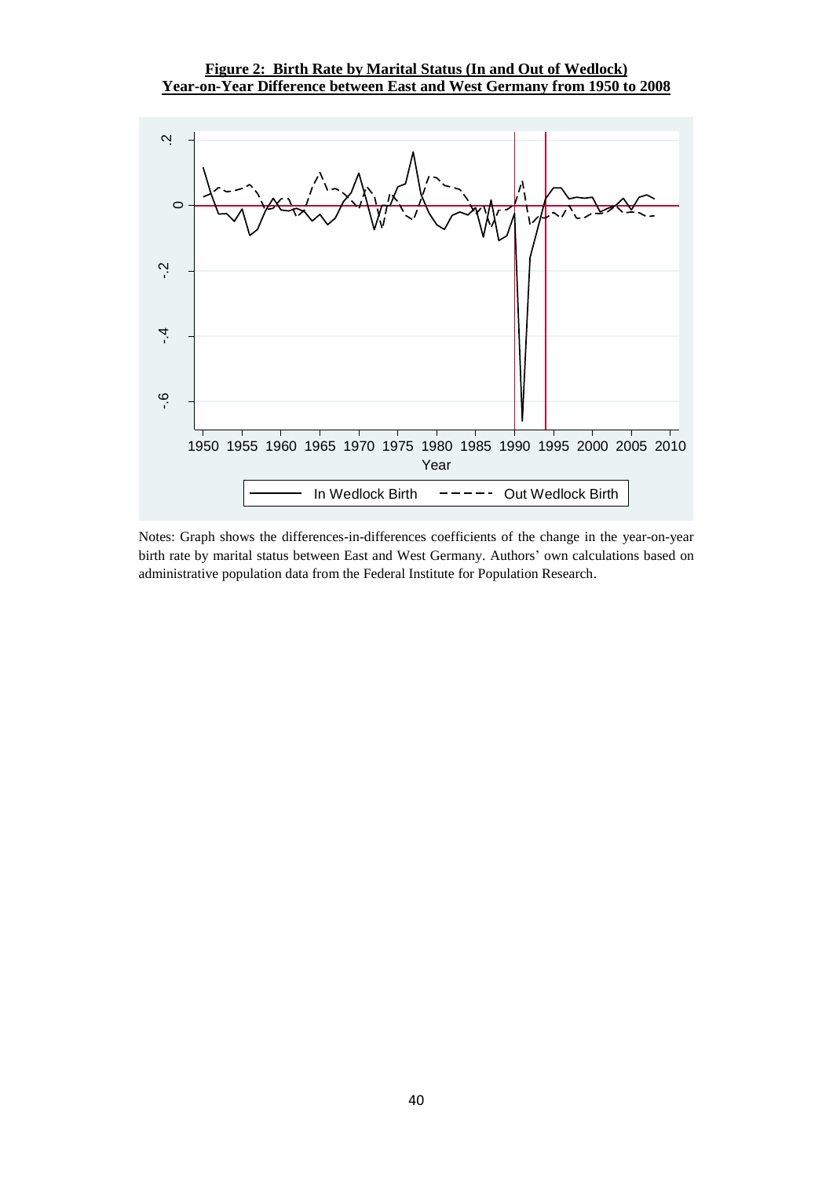**Figure 2: Birth Rate by Marital Status (In and Out of Wedlock)**
**Year-on-Year Difference between East and West Germany from 1950 to 2008**

Notes: Graph shows the differences-in-differences coefficients of the change in the year-on-year birth rate by marital status between East and West Germany. Authors' own calculations based on administrative population data from the Federal Institute for Population Research.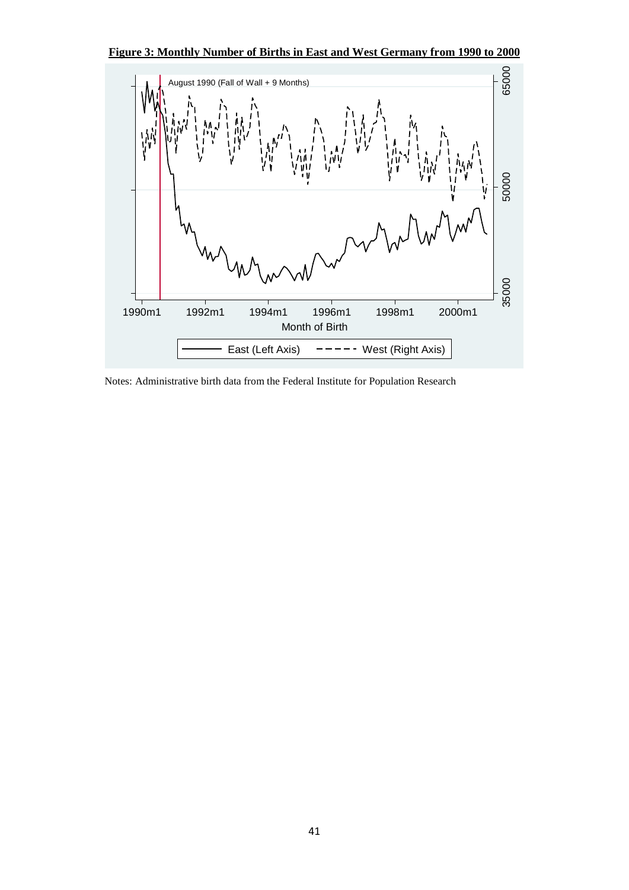**Figure 3: Monthly Number of Births in East and West Germany from 1990 to 2000**

Notes: Administrative birth data from the Federal Institute for Population Research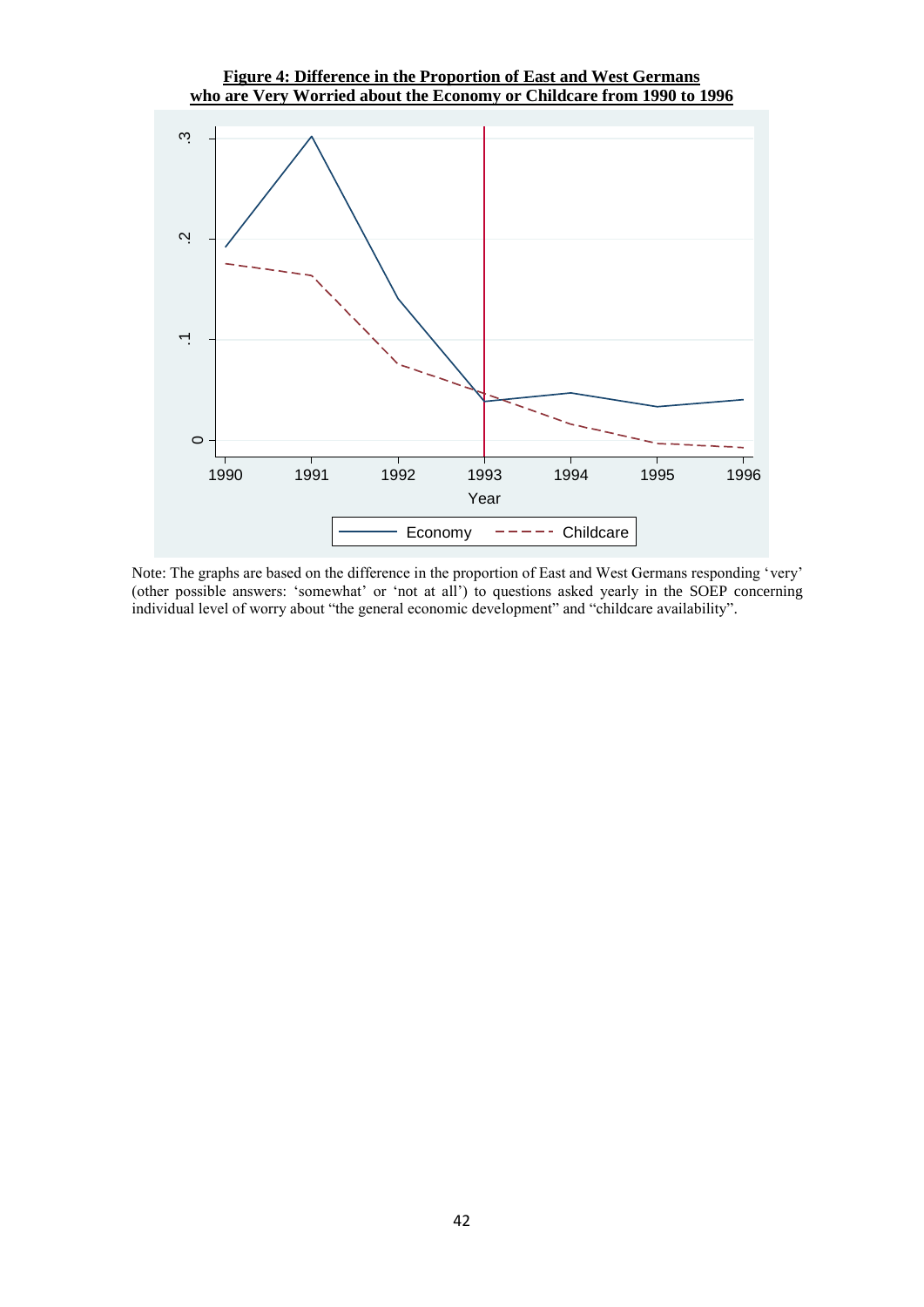**Figure 4: Difference in the Proportion of East and West Germans who are Very Worried about the Economy or Childcare from 1990 to 1996**

Note: The graphs are based on the difference in the proportion of East and West Germans responding 'very' (other possible answers: 'somewhat' or 'not at all') to questions asked yearly in the SOEP concerning individual level of worry about "the general economic development" and "childcare availability".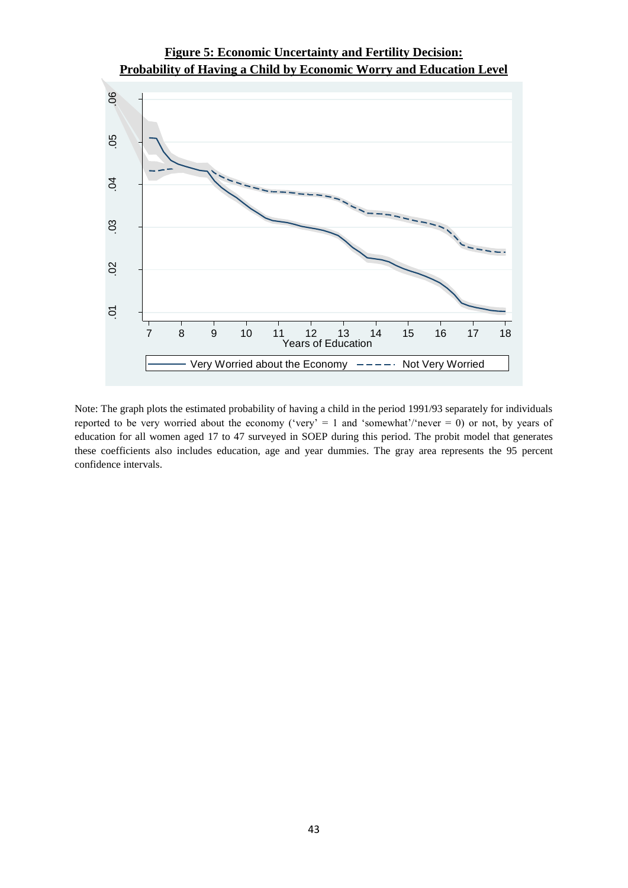**Figure 5: Economic Uncertainty and Fertility Decision:**
**Probability of Having a Child by Economic Worry and Education Level**

Note: The graph plots the estimated probability of having a child in the period 1991/93 separately for individuals reported to be very worried about the economy ('very' = 1 and 'somewhat'/'never = 0) or not, by years of education for all women aged 17 to 47 surveyed in SOEP during this period. The probit model that generates these coefficients also includes education, age and year dummies. The gray area represents the 95 percent confidence intervals.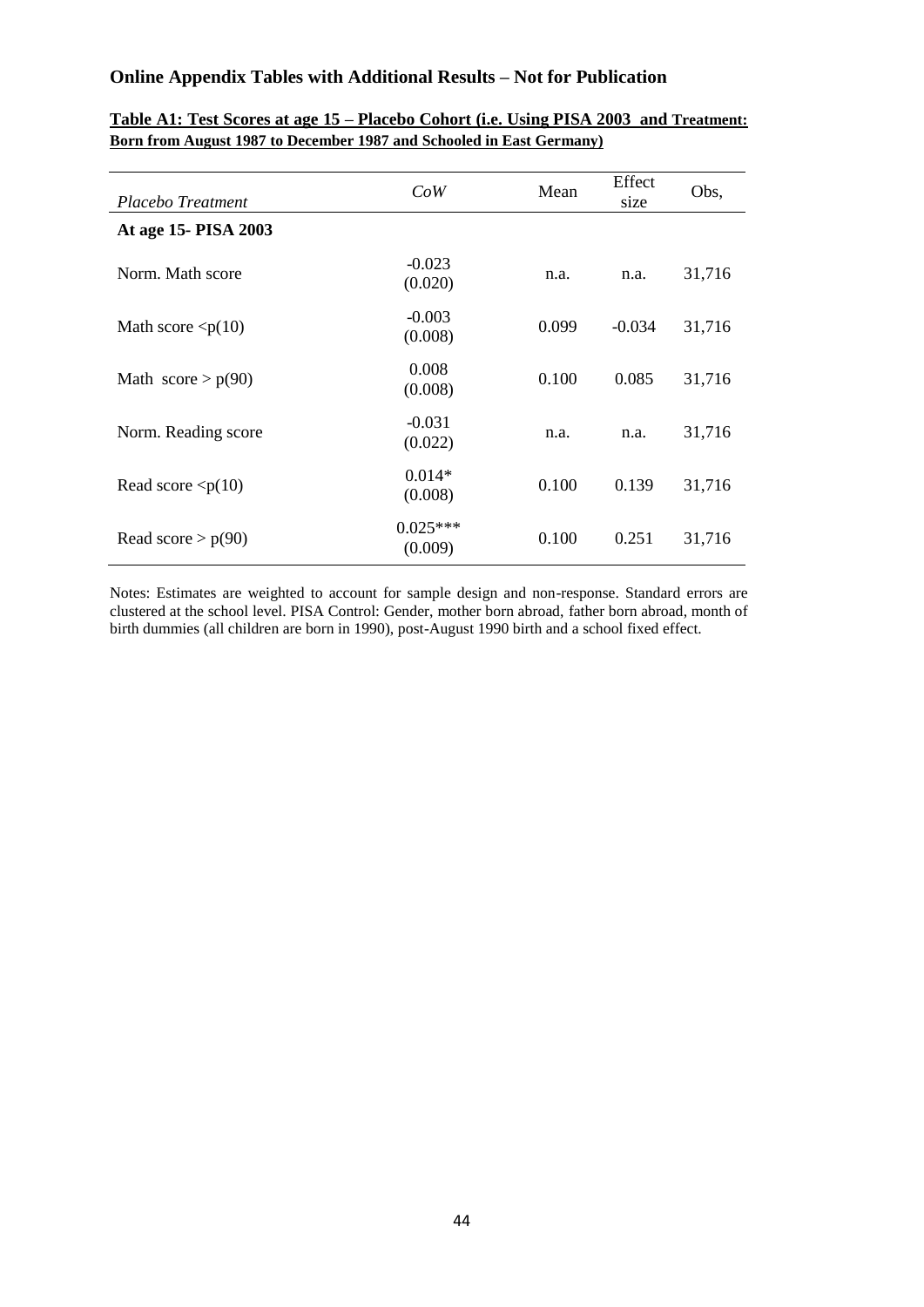## Online Appendix Tables with Additional Results – Not for Publication

**Table A1: Test Scores at age 15 – Placebo Cohort (i.e. Using PISA 2003 and Treatment: Born from August 1987 to December 1987 and Schooled in East Germany)**

| *Placebo Treatment* | *CoW* | Mean | Effect size | Obs, |
|---|---|---|---|---|
| **At age 15- PISA 2003** | | | | |
| Norm. Math score | -0.023<br>(0.020) | n.a. | n.a. | 31,716 |
| Math score <p(10) | -0.003<br>(0.008) | 0.099 | -0.034 | 31,716 |
| Math score > p(90) | 0.008<br>(0.008) | 0.100 | 0.085 | 31,716 |
| Norm. Reading score | -0.031<br>(0.022) | n.a. | n.a. | 31,716 |
| Read score <p(10) | 0.014*<br>(0.008) | 0.100 | 0.139 | 31,716 |
| Read score > p(90) | 0.025***<br>(0.009) | 0.100 | 0.251 | 31,716 |

Notes: Estimates are weighted to account for sample design and non-response. Standard errors are clustered at the school level. PISA Control: Gender, mother born abroad, father born abroad, month of birth dummies (all children are born in 1990), post-August 1990 birth and a school fixed effect.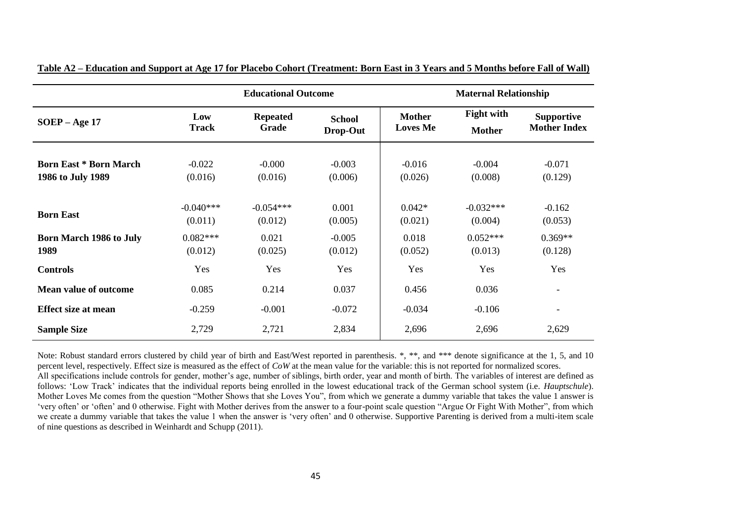**Table A2 – Education and Support at Age 17 for Placebo Cohort (Treatment: Born East in 3 Years and 5 Months before Fall of Wall)**

| | Educational Outcome | | | Maternal Relationship | | |
|---|---|---|---|---|---|---|
| **SOEP – Age 17** | **Low Track** | **Repeated Grade** | **School Drop-Out** | **Mother Loves Me** | **Fight with Mother** | **Supportive Mother Index** |
| **Born East * Born March 1986 to July 1989** | -0.022 | -0.000 | -0.003 | -0.016 | -0.004 | -0.071 |
| | (0.016) | (0.016) | (0.006) | (0.026) | (0.008) | (0.129) |
| **Born East** | -0.040*** | -0.054*** | 0.001 | 0.042* | -0.032*** | -0.162 |
| | (0.011) | (0.012) | (0.005) | (0.021) | (0.004) | (0.053) |
| **Born March 1986 to July 1989** | 0.082*** | 0.021 | -0.005 | 0.018 | 0.052*** | 0.369** |
| | (0.012) | (0.025) | (0.012) | (0.052) | (0.013) | (0.128) |
| **Controls** | Yes | Yes | Yes | Yes | Yes | Yes |
| **Mean value of outcome** | 0.085 | 0.214 | 0.037 | 0.456 | 0.036 | - |
| **Effect size at mean** | -0.259 | -0.001 | -0.072 | -0.034 | -0.106 | - |
| **Sample Size** | 2,729 | 2,721 | 2,834 | 2,696 | 2,696 | 2,629 |

Note: Robust standard errors clustered by child year of birth and East/West reported in parenthesis. *, **, and *** denote significance at the 1, 5, and 10 percent level, respectively. Effect size is measured as the effect of *CoW* at the mean value for the variable: this is not reported for normalized scores. All specifications include controls for gender, mother's age, number of siblings, birth order, year and month of birth. The variables of interest are defined as follows: 'Low Track' indicates that the individual reports being enrolled in the lowest educational track of the German school system (i.e. *Hauptschule*). Mother Loves Me comes from the question "Mother Shows that she Loves You", from which we generate a dummy variable that takes the value 1 answer is 'very often' or 'often' and 0 otherwise. Fight with Mother derives from the answer to a four-point scale question "Argue Or Fight With Mother", from which we create a dummy variable that takes the value 1 when the answer is 'very often' and 0 otherwise. Supportive Parenting is derived from a multi-item scale of nine questions as described in Weinhardt and Schupp (2011).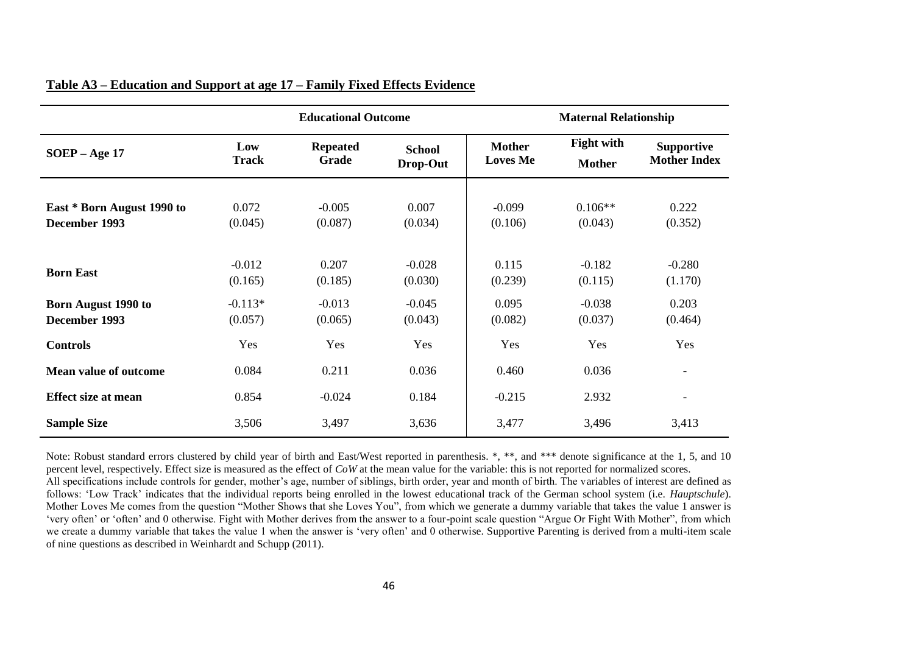**Table A3 – Education and Support at age 17 – Family Fixed Effects Evidence**

| | Educational Outcome | | | Maternal Relationship | | |
|---|---|---|---|---|---|---|
| **SOEP – Age 17** | **Low Track** | **Repeated Grade** | **School Drop-Out** | **Mother Loves Me** | **Fight with Mother** | **Supportive Mother Index** |
| **East * Born August 1990 to December 1993** | 0.072<br>(0.045) | -0.005<br>(0.087) | 0.007<br>(0.034) | -0.099<br>(0.106) | 0.106**<br>(0.043) | 0.222<br>(0.352) |
| **Born East** | -0.012<br>(0.165) | 0.207<br>(0.185) | -0.028<br>(0.030) | 0.115<br>(0.239) | -0.182<br>(0.115) | -0.280<br>(1.170) |
| **Born August 1990 to December 1993** | -0.113*<br>(0.057) | -0.013<br>(0.065) | -0.045<br>(0.043) | 0.095<br>(0.082) | -0.038<br>(0.037) | 0.203<br>(0.464) |
| **Controls** | Yes | Yes | Yes | Yes | Yes | Yes |
| **Mean value of outcome** | 0.084 | 0.211 | 0.036 | 0.460 | 0.036 | - |
| **Effect size at mean** | 0.854 | -0.024 | 0.184 | -0.215 | 2.932 | - |
| **Sample Size** | 3,506 | 3,497 | 3,636 | 3,477 | 3,496 | 3,413 |

Note: Robust standard errors clustered by child year of birth and East/West reported in parenthesis. *, **, and *** denote significance at the 1, 5, and 10 percent level, respectively. Effect size is measured as the effect of *CoW* at the mean value for the variable: this is not reported for normalized scores. All specifications include controls for gender, mother's age, number of siblings, birth order, year and month of birth. The variables of interest are defined as follows: 'Low Track' indicates that the individual reports being enrolled in the lowest educational track of the German school system (i.e. *Hauptschule*). Mother Loves Me comes from the question "Mother Shows that she Loves You", from which we generate a dummy variable that takes the value 1 answer is 'very often' or 'often' and 0 otherwise. Fight with Mother derives from the answer to a four-point scale question "Argue Or Fight With Mother", from which we create a dummy variable that takes the value 1 when the answer is 'very often' and 0 otherwise. Supportive Parenting is derived from a multi-item scale of nine questions as described in Weinhardt and Schupp (2011).